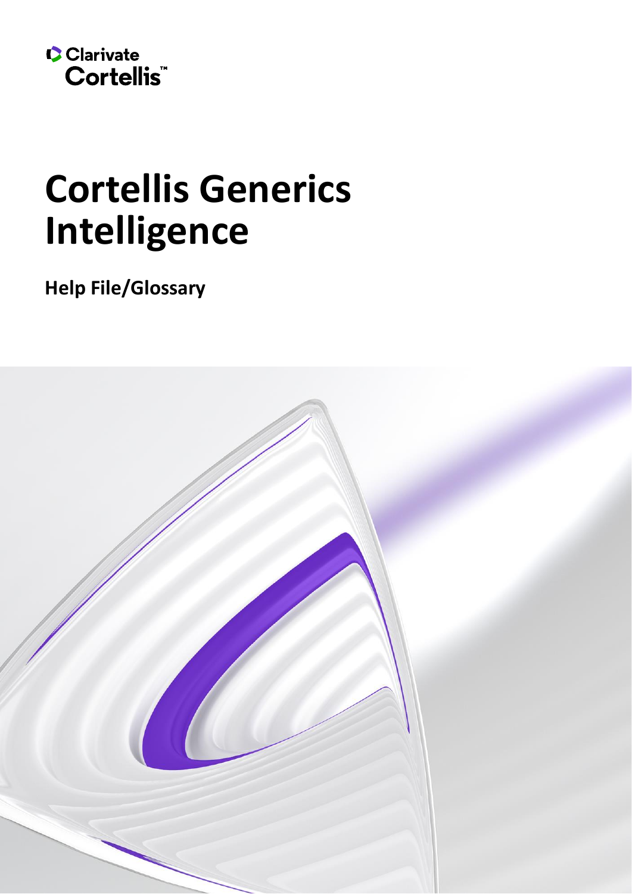Clarivate
Cortellis™

# Cortellis Generics Intelligence

**Help File/Glossary**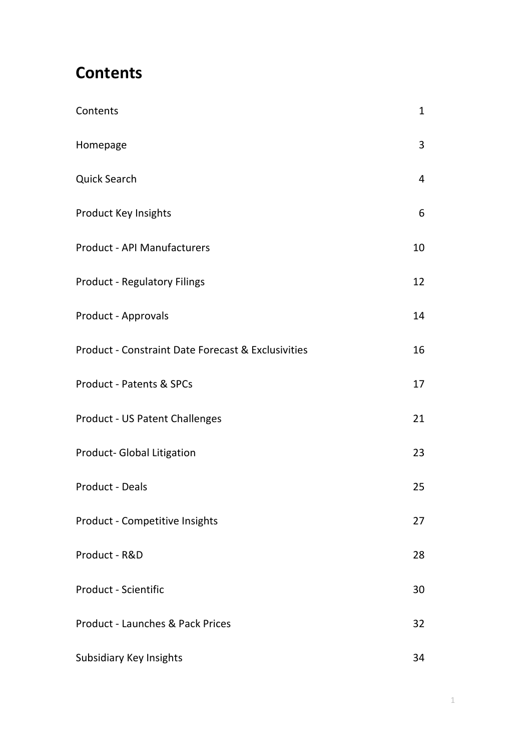# Contents

| | |
|---|---|
| Contents | 1 |
| Homepage | 3 |
| Quick Search | 4 |
| Product Key Insights | 6 |
| Product - API Manufacturers | 10 |
| Product - Regulatory Filings | 12 |
| Product - Approvals | 14 |
| Product - Constraint Date Forecast & Exclusivities | 16 |
| Product - Patents & SPCs | 17 |
| Product - US Patent Challenges | 21 |
| Product- Global Litigation | 23 |
| Product - Deals | 25 |
| Product - Competitive Insights | 27 |
| Product - R&D | 28 |
| Product - Scientific | 30 |
| Product - Launches & Pack Prices | 32 |
| Subsidiary Key Insights | 34 |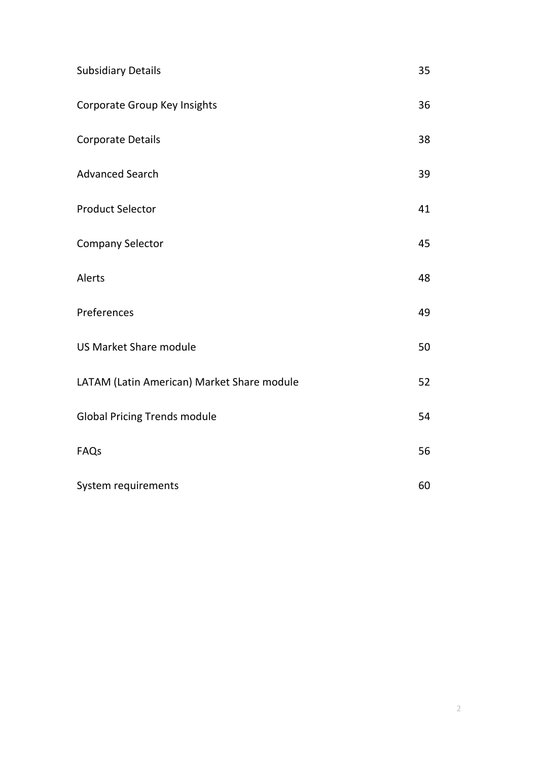| | |
|---|---|
| Subsidiary Details | 35 |
| Corporate Group Key Insights | 36 |
| Corporate Details | 38 |
| Advanced Search | 39 |
| Product Selector | 41 |
| Company Selector | 45 |
| Alerts | 48 |
| Preferences | 49 |
| US Market Share module | 50 |
| LATAM (Latin American) Market Share module | 52 |
| Global Pricing Trends module | 54 |
| FAQs | 56 |
| System requirements | 60 |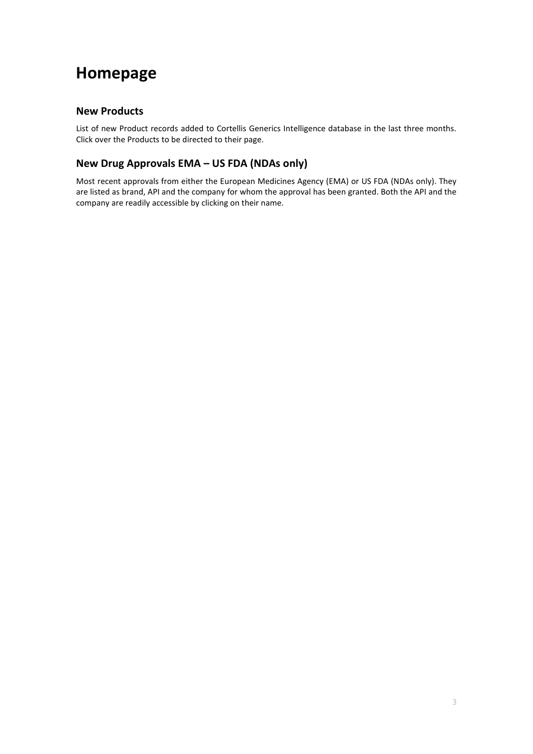# Homepage

## New Products

List of new Product records added to Cortellis Generics Intelligence database in the last three months. Click over the Products to be directed to their page.

## New Drug Approvals EMA – US FDA (NDAs only)

Most recent approvals from either the European Medicines Agency (EMA) or US FDA (NDAs only). They are listed as brand, API and the company for whom the approval has been granted. Both the API and the company are readily accessible by clicking on their name.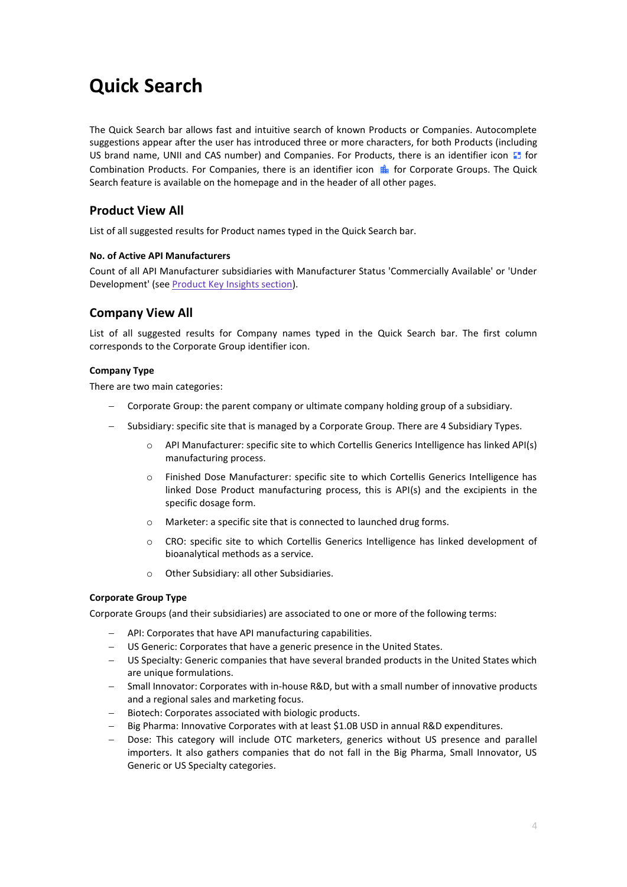# Quick Search

The Quick Search bar allows fast and intuitive search of known Products or Companies. Autocomplete suggestions appear after the user has introduced three or more characters, for both Products (including US brand name, UNII and CAS number) and Companies. For Products, there is an identifier icon for Combination Products. For Companies, there is an identifier icon for Corporate Groups. The Quick Search feature is available on the homepage and in the header of all other pages.

## Product View All

List of all suggested results for Product names typed in the Quick Search bar.

#### No. of Active API Manufacturers

Count of all API Manufacturer subsidiaries with Manufacturer Status 'Commercially Available' or 'Under Development' (see Product Key Insights section).

## Company View All

List of all suggested results for Company names typed in the Quick Search bar. The first column corresponds to the Corporate Group identifier icon.

#### Company Type

There are two main categories:

- Corporate Group: the parent company or ultimate company holding group of a subsidiary.
- Subsidiary: specific site that is managed by a Corporate Group. There are 4 Subsidiary Types.
    - API Manufacturer: specific site to which Cortellis Generics Intelligence has linked API(s) manufacturing process.
    - Finished Dose Manufacturer: specific site to which Cortellis Generics Intelligence has linked Dose Product manufacturing process, this is API(s) and the excipients in the specific dosage form.
    - Marketer: a specific site that is connected to launched drug forms.
    - CRO: specific site to which Cortellis Generics Intelligence has linked development of bioanalytical methods as a service.
    - Other Subsidiary: all other Subsidiaries.

#### Corporate Group Type

Corporate Groups (and their subsidiaries) are associated to one or more of the following terms:

- API: Corporates that have API manufacturing capabilities.
- US Generic: Corporates that have a generic presence in the United States.
- US Specialty: Generic companies that have several branded products in the United States which are unique formulations.
- Small Innovator: Corporates with in-house R&D, but with a small number of innovative products and a regional sales and marketing focus.
- Biotech: Corporates associated with biologic products.
- Big Pharma: Innovative Corporates with at least $1.0B USD in annual R&D expenditures.
- Dose: This category will include OTC marketers, generics without US presence and parallel importers. It also gathers companies that do not fall in the Big Pharma, Small Innovator, US Generic or US Specialty categories.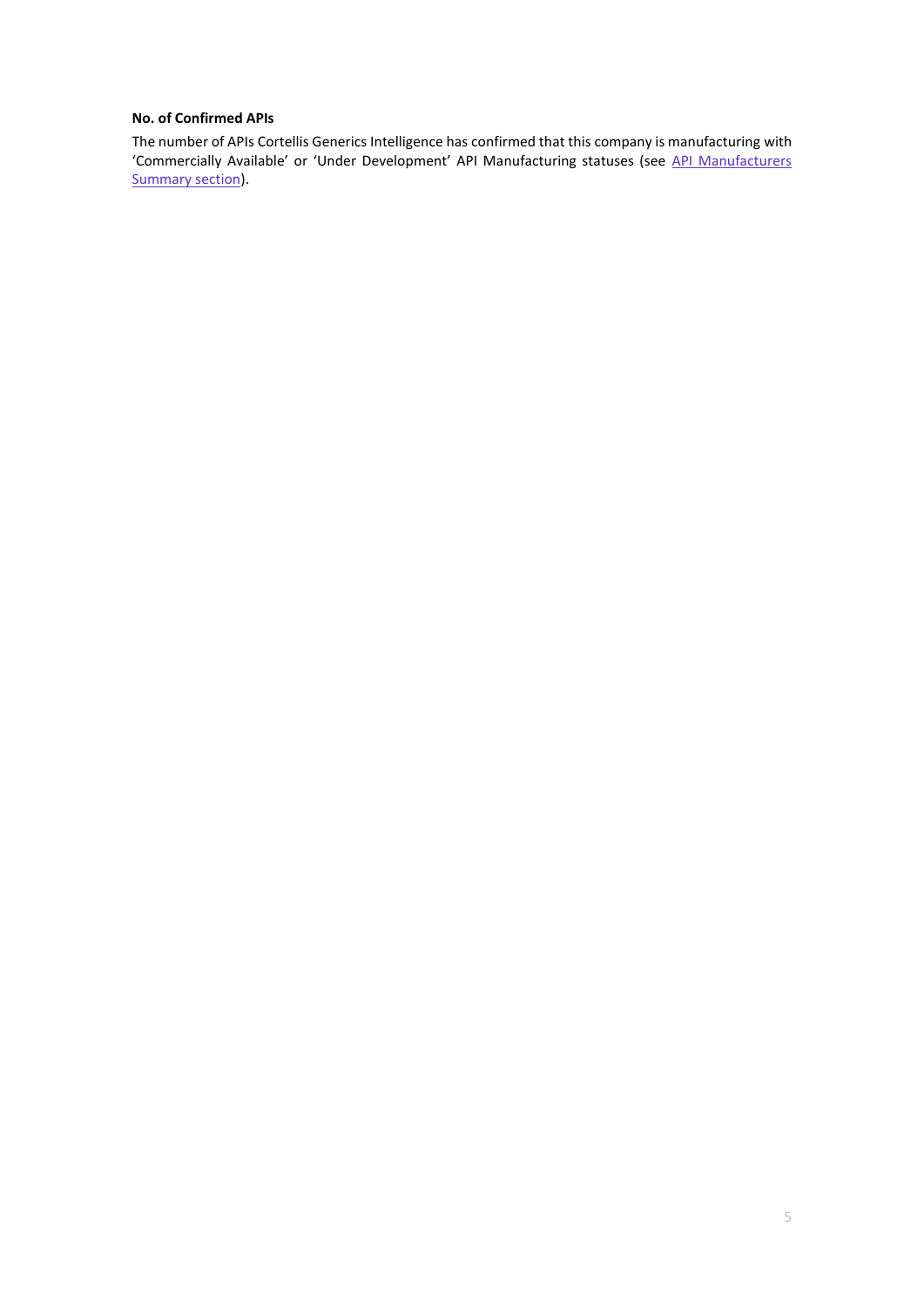**No. of Confirmed APIs**

The number of APIs Cortellis Generics Intelligence has confirmed that this company is manufacturing with 'Commercially Available' or 'Under Development' API Manufacturing statuses (see API Manufacturers Summary section).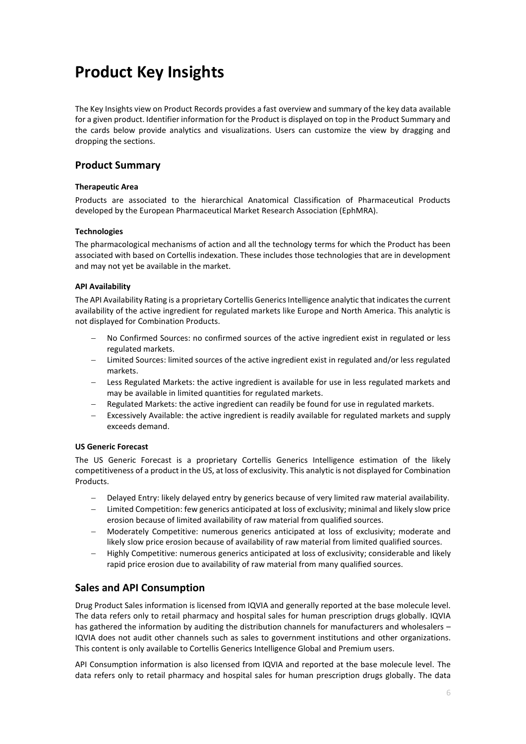# Product Key Insights

The Key Insights view on Product Records provides a fast overview and summary of the key data available for a given product. Identifier information for the Product is displayed on top in the Product Summary and the cards below provide analytics and visualizations. Users can customize the view by dragging and dropping the sections.

## Product Summary

**Therapeutic Area**

Products are associated to the hierarchical Anatomical Classification of Pharmaceutical Products developed by the European Pharmaceutical Market Research Association (EphMRA).

**Technologies**

The pharmacological mechanisms of action and all the technology terms for which the Product has been associated with based on Cortellis indexation. These includes those technologies that are in development and may not yet be available in the market.

**API Availability**

The API Availability Rating is a proprietary Cortellis Generics Intelligence analytic that indicates the current availability of the active ingredient for regulated markets like Europe and North America. This analytic is not displayed for Combination Products.

- No Confirmed Sources: no confirmed sources of the active ingredient exist in regulated or less regulated markets.
- Limited Sources: limited sources of the active ingredient exist in regulated and/or less regulated markets.
- Less Regulated Markets: the active ingredient is available for use in less regulated markets and may be available in limited quantities for regulated markets.
- Regulated Markets: the active ingredient can readily be found for use in regulated markets.
- Excessively Available: the active ingredient is readily available for regulated markets and supply exceeds demand.

**US Generic Forecast**

The US Generic Forecast is a proprietary Cortellis Generics Intelligence estimation of the likely competitiveness of a product in the US, at loss of exclusivity. This analytic is not displayed for Combination Products.

- Delayed Entry: likely delayed entry by generics because of very limited raw material availability.
- Limited Competition: few generics anticipated at loss of exclusivity; minimal and likely slow price erosion because of limited availability of raw material from qualified sources.
- Moderately Competitive: numerous generics anticipated at loss of exclusivity; moderate and likely slow price erosion because of availability of raw material from limited qualified sources.
- Highly Competitive: numerous generics anticipated at loss of exclusivity; considerable and likely rapid price erosion due to availability of raw material from many qualified sources.

## Sales and API Consumption

Drug Product Sales information is licensed from IQVIA and generally reported at the base molecule level. The data refers only to retail pharmacy and hospital sales for human prescription drugs globally. IQVIA has gathered the information by auditing the distribution channels for manufacturers and wholesalers – IQVIA does not audit other channels such as sales to government institutions and other organizations. This content is only available to Cortellis Generics Intelligence Global and Premium users.

API Consumption information is also licensed from IQVIA and reported at the base molecule level. The data refers only to retail pharmacy and hospital sales for human prescription drugs globally. The data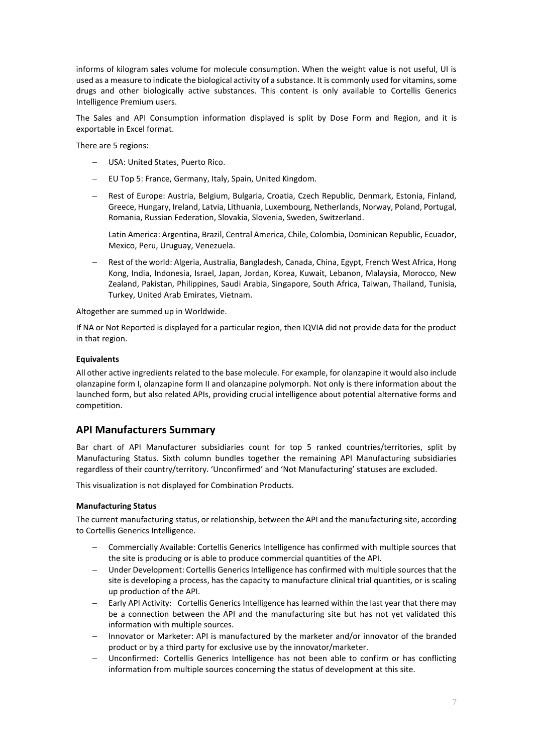informs of kilogram sales volume for molecule consumption. When the weight value is not useful, UI is used as a measure to indicate the biological activity of a substance. It is commonly used for vitamins, some drugs and other biologically active substances. This content is only available to Cortellis Generics Intelligence Premium users.

The Sales and API Consumption information displayed is split by Dose Form and Region, and it is exportable in Excel format.

There are 5 regions:

- USA: United States, Puerto Rico.
- EU Top 5: France, Germany, Italy, Spain, United Kingdom.
- Rest of Europe: Austria, Belgium, Bulgaria, Croatia, Czech Republic, Denmark, Estonia, Finland, Greece, Hungary, Ireland, Latvia, Lithuania, Luxembourg, Netherlands, Norway, Poland, Portugal, Romania, Russian Federation, Slovakia, Slovenia, Sweden, Switzerland.
- Latin America: Argentina, Brazil, Central America, Chile, Colombia, Dominican Republic, Ecuador, Mexico, Peru, Uruguay, Venezuela.
- Rest of the world: Algeria, Australia, Bangladesh, Canada, China, Egypt, French West Africa, Hong Kong, India, Indonesia, Israel, Japan, Jordan, Korea, Kuwait, Lebanon, Malaysia, Morocco, New Zealand, Pakistan, Philippines, Saudi Arabia, Singapore, South Africa, Taiwan, Thailand, Tunisia, Turkey, United Arab Emirates, Vietnam.

Altogether are summed up in Worldwide.

If NA or Not Reported is displayed for a particular region, then IQVIA did not provide data for the product in that region.

#### Equivalents

All other active ingredients related to the base molecule. For example, for olanzapine it would also include olanzapine form I, olanzapine form II and olanzapine polymorph. Not only is there information about the launched form, but also related APIs, providing crucial intelligence about potential alternative forms and competition.

## API Manufacturers Summary

Bar chart of API Manufacturer subsidiaries count for top 5 ranked countries/territories, split by Manufacturing Status. Sixth column bundles together the remaining API Manufacturing subsidiaries regardless of their country/territory. 'Unconfirmed' and 'Not Manufacturing' statuses are excluded.

This visualization is not displayed for Combination Products.

#### Manufacturing Status

The current manufacturing status, or relationship, between the API and the manufacturing site, according to Cortellis Generics Intelligence.

- Commercially Available: Cortellis Generics Intelligence has confirmed with multiple sources that the site is producing or is able to produce commercial quantities of the API.
- Under Development: Cortellis Generics Intelligence has confirmed with multiple sources that the site is developing a process, has the capacity to manufacture clinical trial quantities, or is scaling up production of the API.
- Early API Activity: Cortellis Generics Intelligence has learned within the last year that there may be a connection between the API and the manufacturing site but has not yet validated this information with multiple sources.
- Innovator or Marketer: API is manufactured by the marketer and/or innovator of the branded product or by a third party for exclusive use by the innovator/marketer.
- Unconfirmed: Cortellis Generics Intelligence has not been able to confirm or has conflicting information from multiple sources concerning the status of development at this site.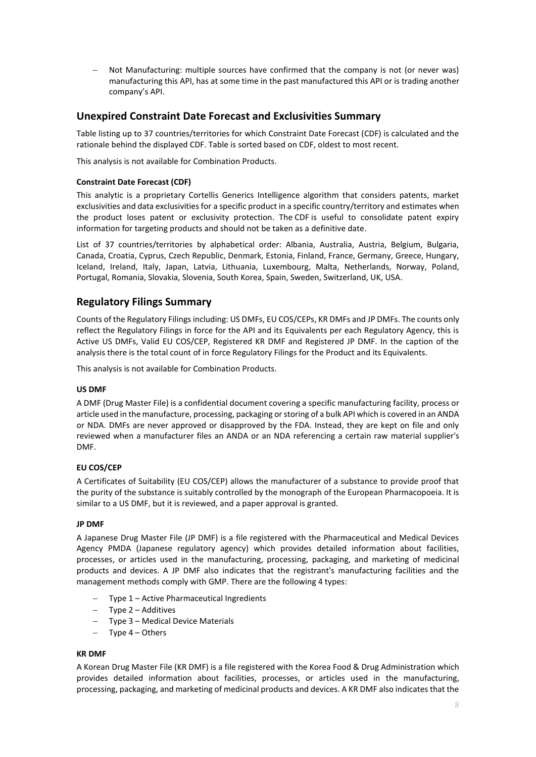- Not Manufacturing: multiple sources have confirmed that the company is not (or never was) manufacturing this API, has at some time in the past manufactured this API or is trading another company's API.

## Unexpired Constraint Date Forecast and Exclusivities Summary

Table listing up to 37 countries/territories for which Constraint Date Forecast (CDF) is calculated and the rationale behind the displayed CDF. Table is sorted based on CDF, oldest to most recent.

This analysis is not available for Combination Products.

#### Constraint Date Forecast (CDF)

This analytic is a proprietary Cortellis Generics Intelligence algorithm that considers patents, market exclusivities and data exclusivities for a specific product in a specific country/territory and estimates when the product loses patent or exclusivity protection. The CDF is useful to consolidate patent expiry information for targeting products and should not be taken as a definitive date.

List of 37 countries/territories by alphabetical order: Albania, Australia, Austria, Belgium, Bulgaria, Canada, Croatia, Cyprus, Czech Republic, Denmark, Estonia, Finland, France, Germany, Greece, Hungary, Iceland, Ireland, Italy, Japan, Latvia, Lithuania, Luxembourg, Malta, Netherlands, Norway, Poland, Portugal, Romania, Slovakia, Slovenia, South Korea, Spain, Sweden, Switzerland, UK, USA.

## Regulatory Filings Summary

Counts of the Regulatory Filings including: US DMFs, EU COS/CEPs, KR DMFs and JP DMFs. The counts only reflect the Regulatory Filings in force for the API and its Equivalents per each Regulatory Agency, this is Active US DMFs, Valid EU COS/CEP, Registered KR DMF and Registered JP DMF. In the caption of the analysis there is the total count of in force Regulatory Filings for the Product and its Equivalents.

This analysis is not available for Combination Products.

#### US DMF

A DMF (Drug Master File) is a confidential document covering a specific manufacturing facility, process or article used in the manufacture, processing, packaging or storing of a bulk API which is covered in an ANDA or NDA. DMFs are never approved or disapproved by the FDA. Instead, they are kept on file and only reviewed when a manufacturer files an ANDA or an NDA referencing a certain raw material supplier's DMF.

#### EU COS/CEP

A Certificates of Suitability (EU COS/CEP) allows the manufacturer of a substance to provide proof that the purity of the substance is suitably controlled by the monograph of the European Pharmacopoeia. It is similar to a US DMF, but it is reviewed, and a paper approval is granted.

#### JP DMF

A Japanese Drug Master File (JP DMF) is a file registered with the Pharmaceutical and Medical Devices Agency PMDA (Japanese regulatory agency) which provides detailed information about facilities, processes, or articles used in the manufacturing, processing, packaging, and marketing of medicinal products and devices. A JP DMF also indicates that the registrant's manufacturing facilities and the management methods comply with GMP. There are the following 4 types:

- Type 1 – Active Pharmaceutical Ingredients
- Type 2 – Additives
- Type 3 – Medical Device Materials
- Type 4 – Others

#### KR DMF

A Korean Drug Master File (KR DMF) is a file registered with the Korea Food & Drug Administration which provides detailed information about facilities, processes, or articles used in the manufacturing, processing, packaging, and marketing of medicinal products and devices. A KR DMF also indicates that the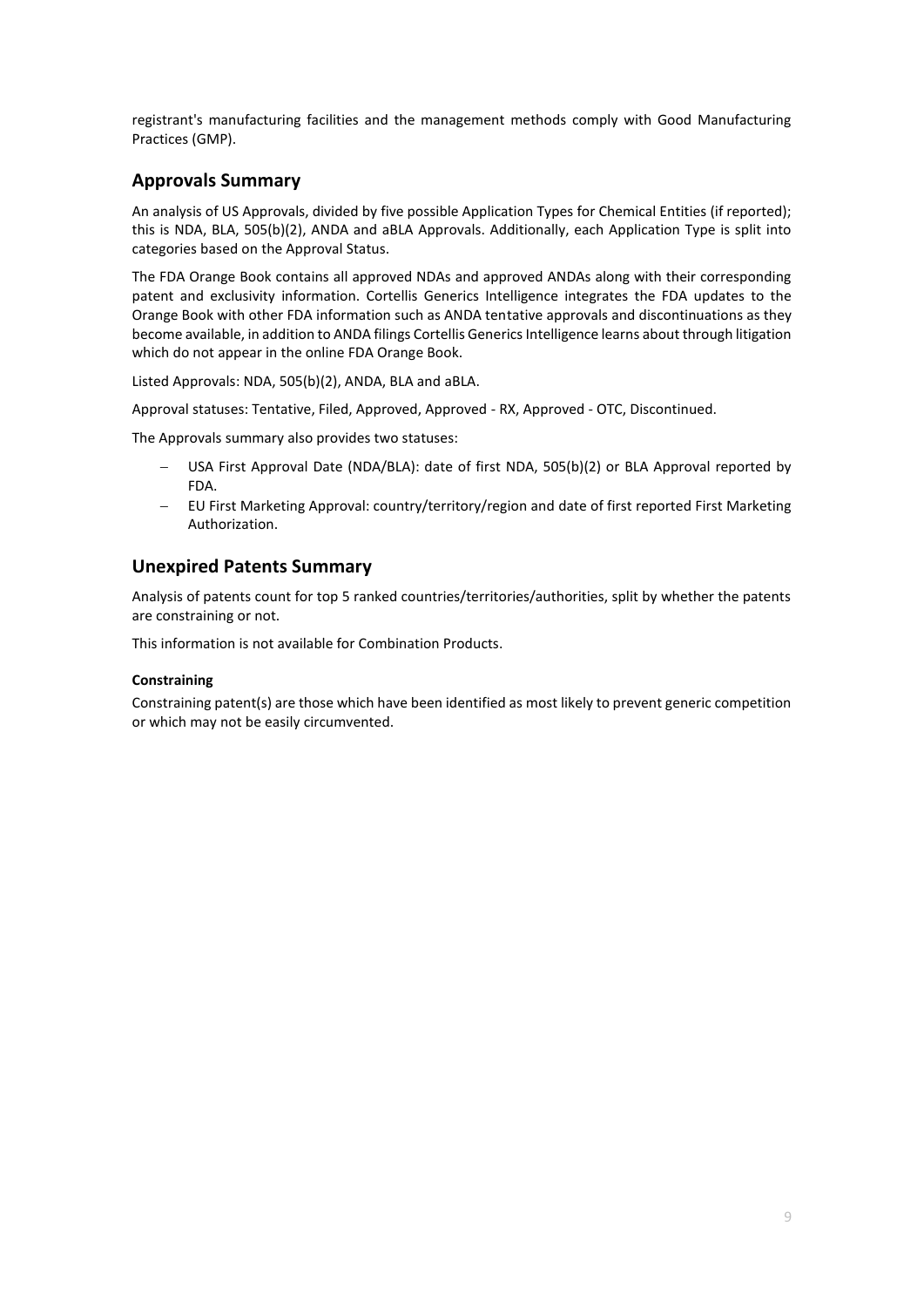registrant's manufacturing facilities and the management methods comply with Good Manufacturing Practices (GMP).

## Approvals Summary

An analysis of US Approvals, divided by five possible Application Types for Chemical Entities (if reported); this is NDA, BLA, 505(b)(2), ANDA and aBLA Approvals. Additionally, each Application Type is split into categories based on the Approval Status.

The FDA Orange Book contains all approved NDAs and approved ANDAs along with their corresponding patent and exclusivity information. Cortellis Generics Intelligence integrates the FDA updates to the Orange Book with other FDA information such as ANDA tentative approvals and discontinuations as they become available, in addition to ANDA filings Cortellis Generics Intelligence learns about through litigation which do not appear in the online FDA Orange Book.

Listed Approvals: NDA, 505(b)(2), ANDA, BLA and aBLA.

Approval statuses: Tentative, Filed, Approved, Approved - RX, Approved - OTC, Discontinued.

The Approvals summary also provides two statuses:

- USA First Approval Date (NDA/BLA): date of first NDA, 505(b)(2) or BLA Approval reported by FDA.
- EU First Marketing Approval: country/territory/region and date of first reported First Marketing Authorization.

## Unexpired Patents Summary

Analysis of patents count for top 5 ranked countries/territories/authorities, split by whether the patents are constraining or not.

This information is not available for Combination Products.

#### Constraining

Constraining patent(s) are those which have been identified as most likely to prevent generic competition or which may not be easily circumvented.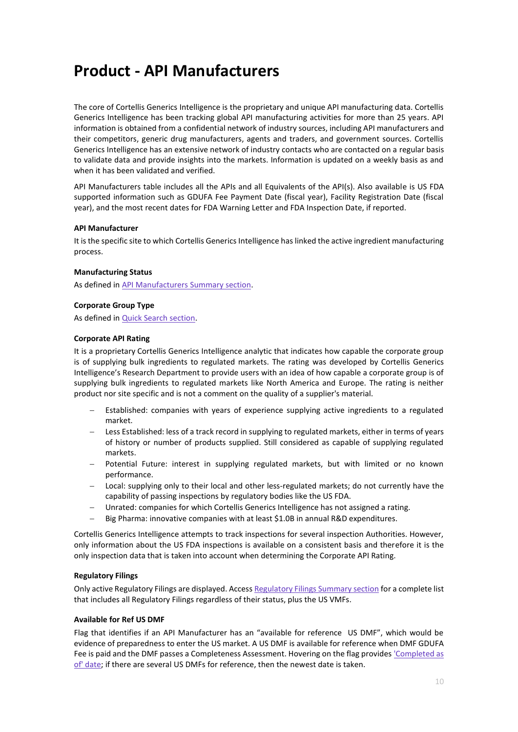# Product - API Manufacturers

The core of Cortellis Generics Intelligence is the proprietary and unique API manufacturing data. Cortellis Generics Intelligence has been tracking global API manufacturing activities for more than 25 years. API information is obtained from a confidential network of industry sources, including API manufacturers and their competitors, generic drug manufacturers, agents and traders, and government sources. Cortellis Generics Intelligence has an extensive network of industry contacts who are contacted on a regular basis to validate data and provide insights into the markets. Information is updated on a weekly basis as and when it has been validated and verified.

API Manufacturers table includes all the APIs and all Equivalents of the API(s). Also available is US FDA supported information such as GDUFA Fee Payment Date (fiscal year), Facility Registration Date (fiscal year), and the most recent dates for FDA Warning Letter and FDA Inspection Date, if reported.

**API Manufacturer**

It is the specific site to which Cortellis Generics Intelligence has linked the active ingredient manufacturing process.

**Manufacturing Status**

As defined in API Manufacturers Summary section.

**Corporate Group Type**

As defined in Quick Search section.

**Corporate API Rating**

It is a proprietary Cortellis Generics Intelligence analytic that indicates how capable the corporate group is of supplying bulk ingredients to regulated markets. The rating was developed by Cortellis Generics Intelligence's Research Department to provide users with an idea of how capable a corporate group is of supplying bulk ingredients to regulated markets like North America and Europe. The rating is neither product nor site specific and is not a comment on the quality of a supplier's material.

- Established: companies with years of experience supplying active ingredients to a regulated market.
- Less Established: less of a track record in supplying to regulated markets, either in terms of years of history or number of products supplied. Still considered as capable of supplying regulated markets.
- Potential Future: interest in supplying regulated markets, but with limited or no known performance.
- Local: supplying only to their local and other less-regulated markets; do not currently have the capability of passing inspections by regulatory bodies like the US FDA.
- Unrated: companies for which Cortellis Generics Intelligence has not assigned a rating.
- Big Pharma: innovative companies with at least $1.0B in annual R&D expenditures.

Cortellis Generics Intelligence attempts to track inspections for several inspection Authorities. However, only information about the US FDA inspections is available on a consistent basis and therefore it is the only inspection data that is taken into account when determining the Corporate API Rating.

**Regulatory Filings**

Only active Regulatory Filings are displayed. Access Regulatory Filings Summary section for a complete list that includes all Regulatory Filings regardless of their status, plus the US VMFs.

**Available for Ref US DMF**

Flag that identifies if an API Manufacturer has an "available for reference US DMF", which would be evidence of preparedness to enter the US market. A US DMF is available for reference when DMF GDUFA Fee is paid and the DMF passes a Completeness Assessment. Hovering on the flag provides 'Completed as of' date; if there are several US DMFs for reference, then the newest date is taken.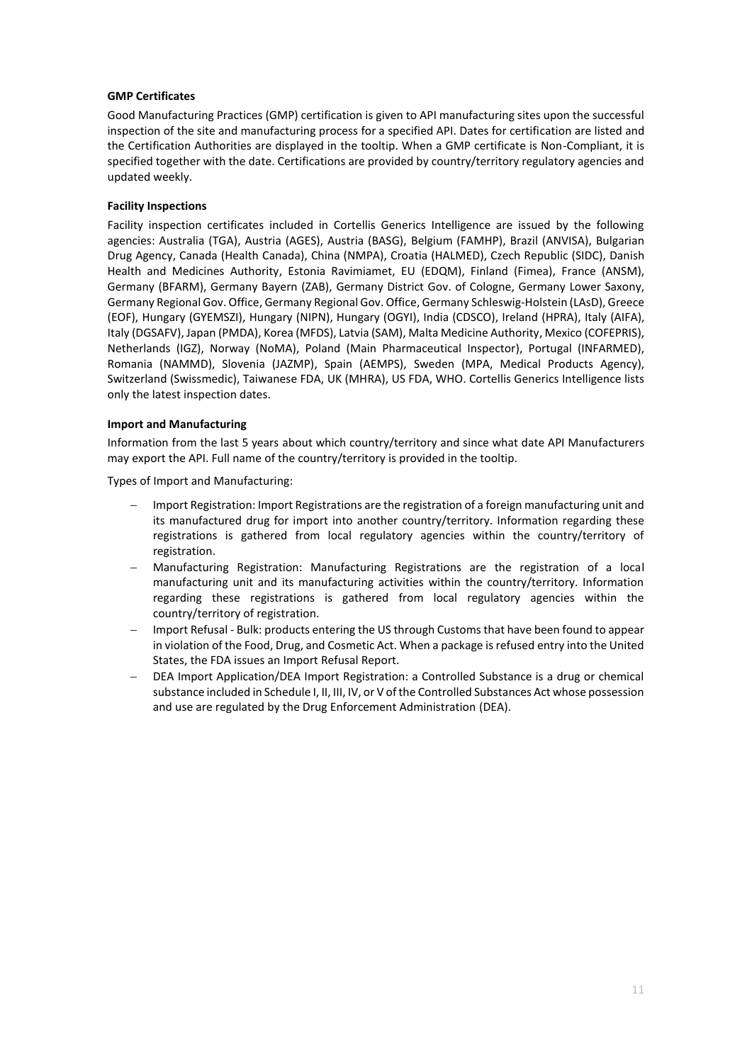**GMP Certificates**

Good Manufacturing Practices (GMP) certification is given to API manufacturing sites upon the successful inspection of the site and manufacturing process for a specified API. Dates for certification are listed and the Certification Authorities are displayed in the tooltip. When a GMP certificate is Non-Compliant, it is specified together with the date. Certifications are provided by country/territory regulatory agencies and updated weekly.

**Facility Inspections**

Facility inspection certificates included in Cortellis Generics Intelligence are issued by the following agencies: Australia (TGA), Austria (AGES), Austria (BASG), Belgium (FAMHP), Brazil (ANVISA), Bulgarian Drug Agency, Canada (Health Canada), China (NMPA), Croatia (HALMED), Czech Republic (SIDC), Danish Health and Medicines Authority, Estonia Ravimiamet, EU (EDQM), Finland (Fimea), France (ANSM), Germany (BFARM), Germany Bayern (ZAB), Germany District Gov. of Cologne, Germany Lower Saxony, Germany Regional Gov. Office, Germany Regional Gov. Office, Germany Schleswig-Holstein (LAsD), Greece (EOF), Hungary (GYEMSZI), Hungary (NIPN), Hungary (OGYI), India (CDSCO), Ireland (HPRA), Italy (AIFA), Italy (DGSAFV), Japan (PMDA), Korea (MFDS), Latvia (SAM), Malta Medicine Authority, Mexico (COFEPRIS), Netherlands (IGZ), Norway (NoMA), Poland (Main Pharmaceutical Inspector), Portugal (INFARMED), Romania (NAMMD), Slovenia (JAZMP), Spain (AEMPS), Sweden (MPA, Medical Products Agency), Switzerland (Swissmedic), Taiwanese FDA, UK (MHRA), US FDA, WHO. Cortellis Generics Intelligence lists only the latest inspection dates.

**Import and Manufacturing**

Information from the last 5 years about which country/territory and since what date API Manufacturers may export the API. Full name of the country/territory is provided in the tooltip.

Types of Import and Manufacturing:

- Import Registration: Import Registrations are the registration of a foreign manufacturing unit and its manufactured drug for import into another country/territory. Information regarding these registrations is gathered from local regulatory agencies within the country/territory of registration.
- Manufacturing Registration: Manufacturing Registrations are the registration of a local manufacturing unit and its manufacturing activities within the country/territory. Information regarding these registrations is gathered from local regulatory agencies within the country/territory of registration.
- Import Refusal - Bulk: products entering the US through Customs that have been found to appear in violation of the Food, Drug, and Cosmetic Act. When a package is refused entry into the United States, the FDA issues an Import Refusal Report.
- DEA Import Application/DEA Import Registration: a Controlled Substance is a drug or chemical substance included in Schedule I, II, III, IV, or V of the Controlled Substances Act whose possession and use are regulated by the Drug Enforcement Administration (DEA).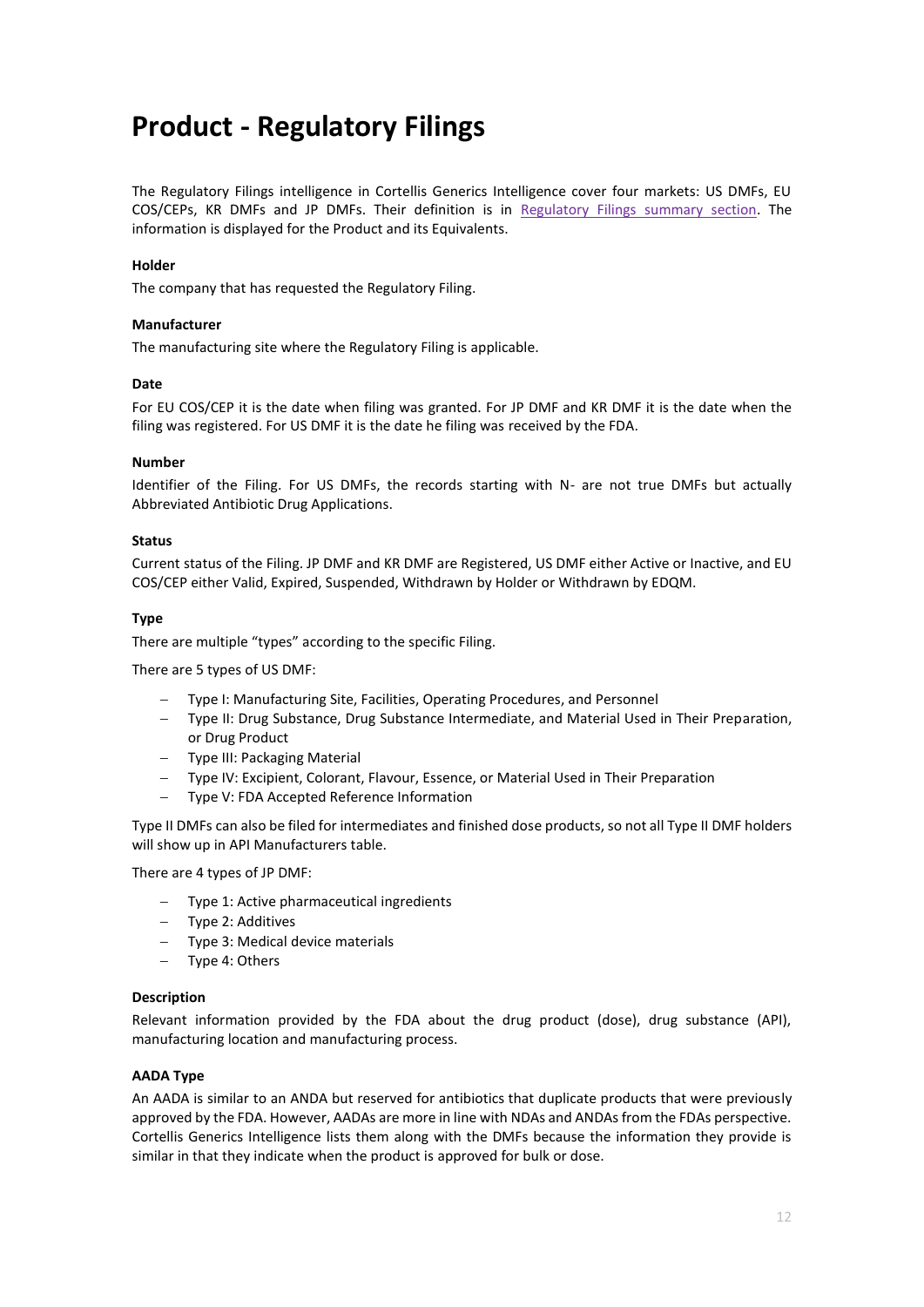# Product - Regulatory Filings

The Regulatory Filings intelligence in Cortellis Generics Intelligence cover four markets: US DMFs, EU COS/CEPs, KR DMFs and JP DMFs. Their definition is in Regulatory Filings summary section. The information is displayed for the Product and its Equivalents.

**Holder**

The company that has requested the Regulatory Filing.

**Manufacturer**

The manufacturing site where the Regulatory Filing is applicable.

**Date**

For EU COS/CEP it is the date when filing was granted. For JP DMF and KR DMF it is the date when the filing was registered. For US DMF it is the date he filing was received by the FDA.

**Number**

Identifier of the Filing. For US DMFs, the records starting with N- are not true DMFs but actually Abbreviated Antibiotic Drug Applications.

**Status**

Current status of the Filing. JP DMF and KR DMF are Registered, US DMF either Active or Inactive, and EU COS/CEP either Valid, Expired, Suspended, Withdrawn by Holder or Withdrawn by EDQM.

**Type**

There are multiple "types" according to the specific Filing.

There are 5 types of US DMF:

- Type I: Manufacturing Site, Facilities, Operating Procedures, and Personnel
- Type II: Drug Substance, Drug Substance Intermediate, and Material Used in Their Preparation, or Drug Product
- Type III: Packaging Material
- Type IV: Excipient, Colorant, Flavour, Essence, or Material Used in Their Preparation
- Type V: FDA Accepted Reference Information

Type II DMFs can also be filed for intermediates and finished dose products, so not all Type II DMF holders will show up in API Manufacturers table.

There are 4 types of JP DMF:

- Type 1: Active pharmaceutical ingredients
- Type 2: Additives
- Type 3: Medical device materials
- Type 4: Others

**Description**

Relevant information provided by the FDA about the drug product (dose), drug substance (API), manufacturing location and manufacturing process.

**AADA Type**

An AADA is similar to an ANDA but reserved for antibiotics that duplicate products that were previously approved by the FDA. However, AADAs are more in line with NDAs and ANDAs from the FDAs perspective. Cortellis Generics Intelligence lists them along with the DMFs because the information they provide is similar in that they indicate when the product is approved for bulk or dose.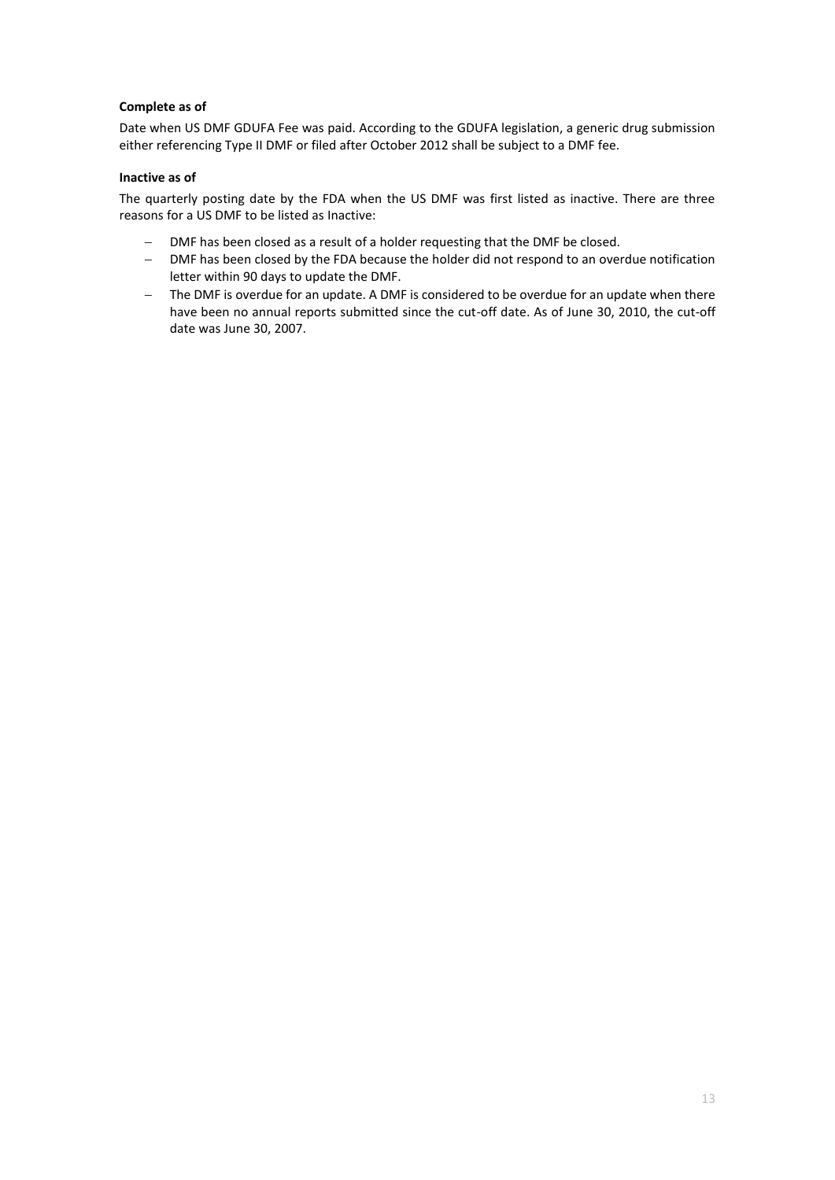**Complete as of**

Date when US DMF GDUFA Fee was paid. According to the GDUFA legislation, a generic drug submission either referencing Type II DMF or filed after October 2012 shall be subject to a DMF fee.

**Inactive as of**

The quarterly posting date by the FDA when the US DMF was first listed as inactive. There are three reasons for a US DMF to be listed as Inactive:

- DMF has been closed as a result of a holder requesting that the DMF be closed.
- DMF has been closed by the FDA because the holder did not respond to an overdue notification letter within 90 days to update the DMF.
- The DMF is overdue for an update. A DMF is considered to be overdue for an update when there have been no annual reports submitted since the cut-off date. As of June 30, 2010, the cut-off date was June 30, 2007.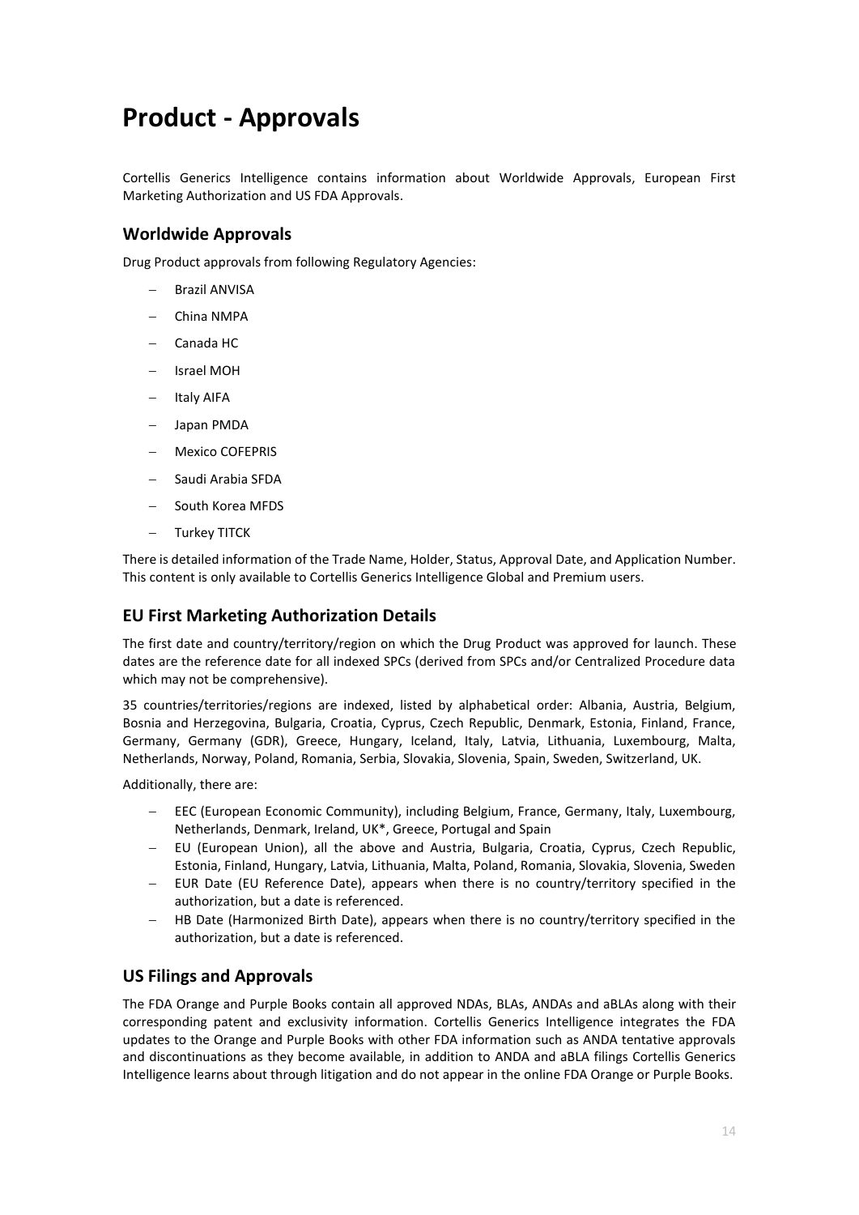# Product - Approvals

Cortellis Generics Intelligence contains information about Worldwide Approvals, European First Marketing Authorization and US FDA Approvals.

## Worldwide Approvals

Drug Product approvals from following Regulatory Agencies:

- Brazil ANVISA
- China NMPA
- Canada HC
- Israel MOH
- Italy AIFA
- Japan PMDA
- Mexico COFEPRIS
- Saudi Arabia SFDA
- South Korea MFDS
- Turkey TITCK

There is detailed information of the Trade Name, Holder, Status, Approval Date, and Application Number. This content is only available to Cortellis Generics Intelligence Global and Premium users.

## EU First Marketing Authorization Details

The first date and country/territory/region on which the Drug Product was approved for launch. These dates are the reference date for all indexed SPCs (derived from SPCs and/or Centralized Procedure data which may not be comprehensive).

35 countries/territories/regions are indexed, listed by alphabetical order: Albania, Austria, Belgium, Bosnia and Herzegovina, Bulgaria, Croatia, Cyprus, Czech Republic, Denmark, Estonia, Finland, France, Germany, Germany (GDR), Greece, Hungary, Iceland, Italy, Latvia, Lithuania, Luxembourg, Malta, Netherlands, Norway, Poland, Romania, Serbia, Slovakia, Slovenia, Spain, Sweden, Switzerland, UK.

Additionally, there are:

- EEC (European Economic Community), including Belgium, France, Germany, Italy, Luxembourg, Netherlands, Denmark, Ireland, UK*, Greece, Portugal and Spain
- EU (European Union), all the above and Austria, Bulgaria, Croatia, Cyprus, Czech Republic, Estonia, Finland, Hungary, Latvia, Lithuania, Malta, Poland, Romania, Slovakia, Slovenia, Sweden
- EUR Date (EU Reference Date), appears when there is no country/territory specified in the authorization, but a date is referenced.
- HB Date (Harmonized Birth Date), appears when there is no country/territory specified in the authorization, but a date is referenced.

## US Filings and Approvals

The FDA Orange and Purple Books contain all approved NDAs, BLAs, ANDAs and aBLAs along with their corresponding patent and exclusivity information. Cortellis Generics Intelligence integrates the FDA updates to the Orange and Purple Books with other FDA information such as ANDA tentative approvals and discontinuations as they become available, in addition to ANDA and aBLA filings Cortellis Generics Intelligence learns about through litigation and do not appear in the online FDA Orange or Purple Books.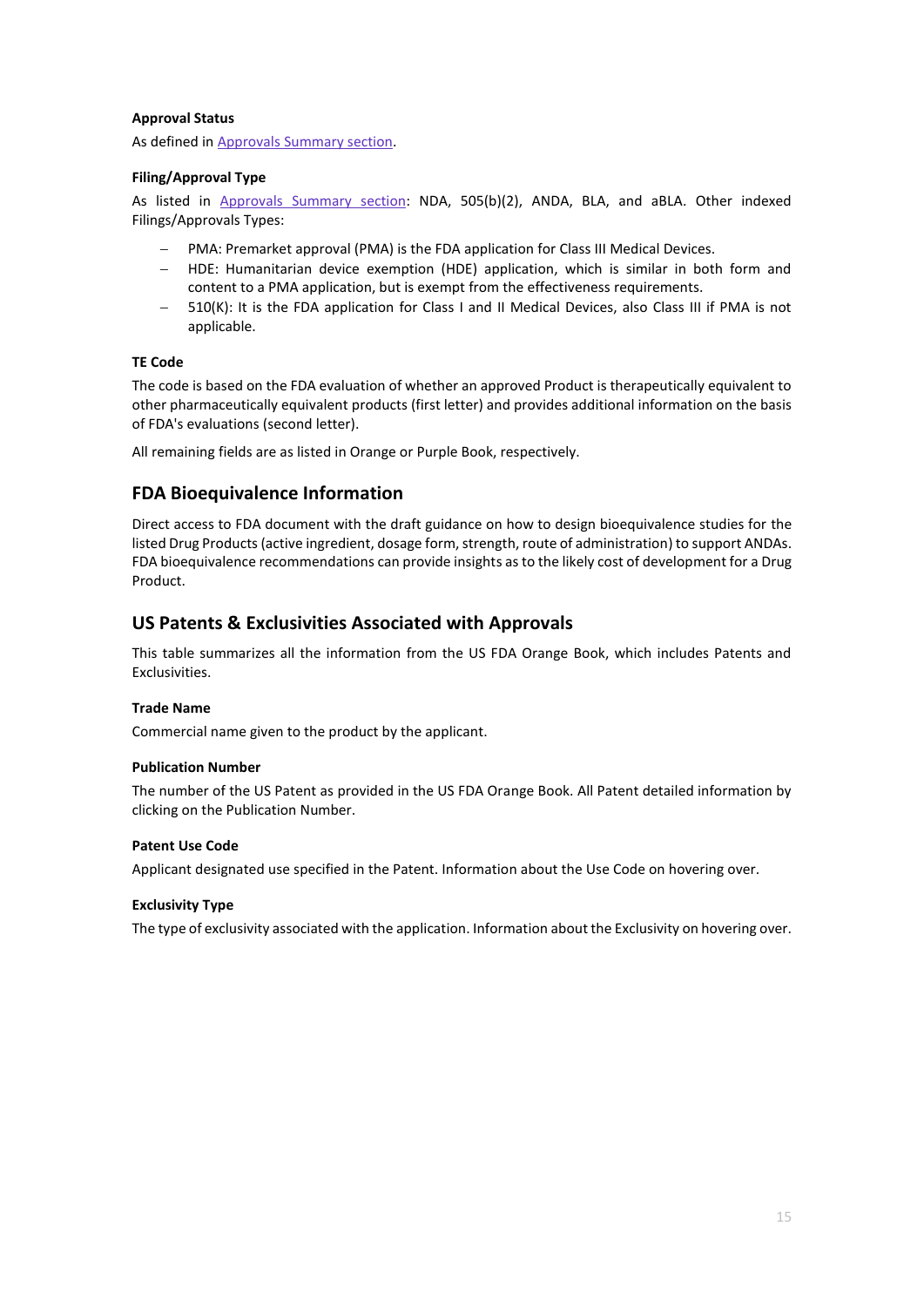#### Approval Status

As defined in [Approvals Summary section](#).

#### Filing/Approval Type

As listed in [Approvals Summary section](#): NDA, 505(b)(2), ANDA, BLA, and aBLA. Other indexed Filings/Approvals Types:

- PMA: Premarket approval (PMA) is the FDA application for Class III Medical Devices.
- HDE: Humanitarian device exemption (HDE) application, which is similar in both form and content to a PMA application, but is exempt from the effectiveness requirements.
- 510(K): It is the FDA application for Class I and II Medical Devices, also Class III if PMA is not applicable.

#### TE Code

The code is based on the FDA evaluation of whether an approved Product is therapeutically equivalent to other pharmaceutically equivalent products (first letter) and provides additional information on the basis of FDA's evaluations (second letter).

All remaining fields are as listed in Orange or Purple Book, respectively.

## FDA Bioequivalence Information

Direct access to FDA document with the draft guidance on how to design bioequivalence studies for the listed Drug Products (active ingredient, dosage form, strength, route of administration) to support ANDAs. FDA bioequivalence recommendations can provide insights as to the likely cost of development for a Drug Product.

## US Patents & Exclusivities Associated with Approvals

This table summarizes all the information from the US FDA Orange Book, which includes Patents and Exclusivities.

#### Trade Name

Commercial name given to the product by the applicant.

#### Publication Number

The number of the US Patent as provided in the US FDA Orange Book. All Patent detailed information by clicking on the Publication Number.

#### Patent Use Code

Applicant designated use specified in the Patent. Information about the Use Code on hovering over.

#### Exclusivity Type

The type of exclusivity associated with the application. Information about the Exclusivity on hovering over.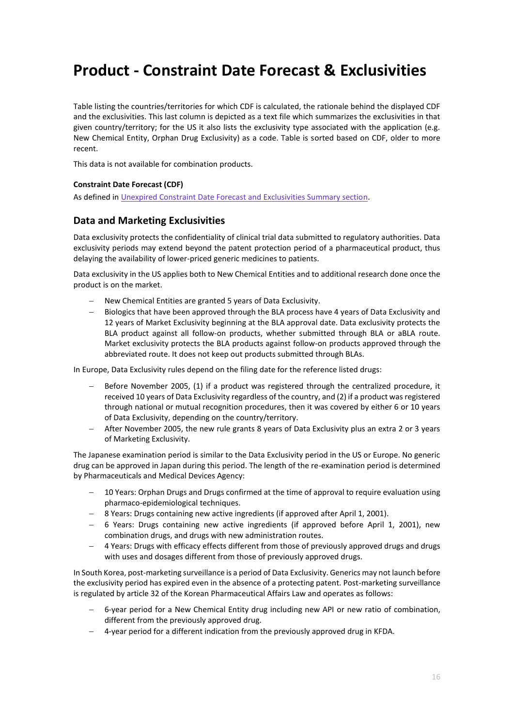# Product - Constraint Date Forecast & Exclusivities

Table listing the countries/territories for which CDF is calculated, the rationale behind the displayed CDF and the exclusivities. This last column is depicted as a text file which summarizes the exclusivities in that given country/territory; for the US it also lists the exclusivity type associated with the application (e.g. New Chemical Entity, Orphan Drug Exclusivity) as a code. Table is sorted based on CDF, older to more recent.

This data is not available for combination products.

**Constraint Date Forecast (CDF)**

As defined in Unexpired Constraint Date Forecast and Exclusivities Summary section.

## Data and Marketing Exclusivities

Data exclusivity protects the confidentiality of clinical trial data submitted to regulatory authorities. Data exclusivity periods may extend beyond the patent protection period of a pharmaceutical product, thus delaying the availability of lower-priced generic medicines to patients.

Data exclusivity in the US applies both to New Chemical Entities and to additional research done once the product is on the market.

- New Chemical Entities are granted 5 years of Data Exclusivity.
- Biologics that have been approved through the BLA process have 4 years of Data Exclusivity and 12 years of Market Exclusivity beginning at the BLA approval date. Data exclusivity protects the BLA product against all follow-on products, whether submitted through BLA or aBLA route. Market exclusivity protects the BLA products against follow-on products approved through the abbreviated route. It does not keep out products submitted through BLAs.

In Europe, Data Exclusivity rules depend on the filing date for the reference listed drugs:

- Before November 2005, (1) if a product was registered through the centralized procedure, it received 10 years of Data Exclusivity regardless of the country, and (2) if a product was registered through national or mutual recognition procedures, then it was covered by either 6 or 10 years of Data Exclusivity, depending on the country/territory.
- After November 2005, the new rule grants 8 years of Data Exclusivity plus an extra 2 or 3 years of Marketing Exclusivity.

The Japanese examination period is similar to the Data Exclusivity period in the US or Europe. No generic drug can be approved in Japan during this period. The length of the re-examination period is determined by Pharmaceuticals and Medical Devices Agency:

- 10 Years: Orphan Drugs and Drugs confirmed at the time of approval to require evaluation using pharmaco-epidemiological techniques.
- 8 Years: Drugs containing new active ingredients (if approved after April 1, 2001).
- 6 Years: Drugs containing new active ingredients (if approved before April 1, 2001), new combination drugs, and drugs with new administration routes.
- 4 Years: Drugs with efficacy effects different from those of previously approved drugs and drugs with uses and dosages different from those of previously approved drugs.

In South Korea, post-marketing surveillance is a period of Data Exclusivity. Generics may not launch before the exclusivity period has expired even in the absence of a protecting patent. Post-marketing surveillance is regulated by article 32 of the Korean Pharmaceutical Affairs Law and operates as follows:

- 6-year period for a New Chemical Entity drug including new API or new ratio of combination, different from the previously approved drug.
- 4-year period for a different indication from the previously approved drug in KFDA.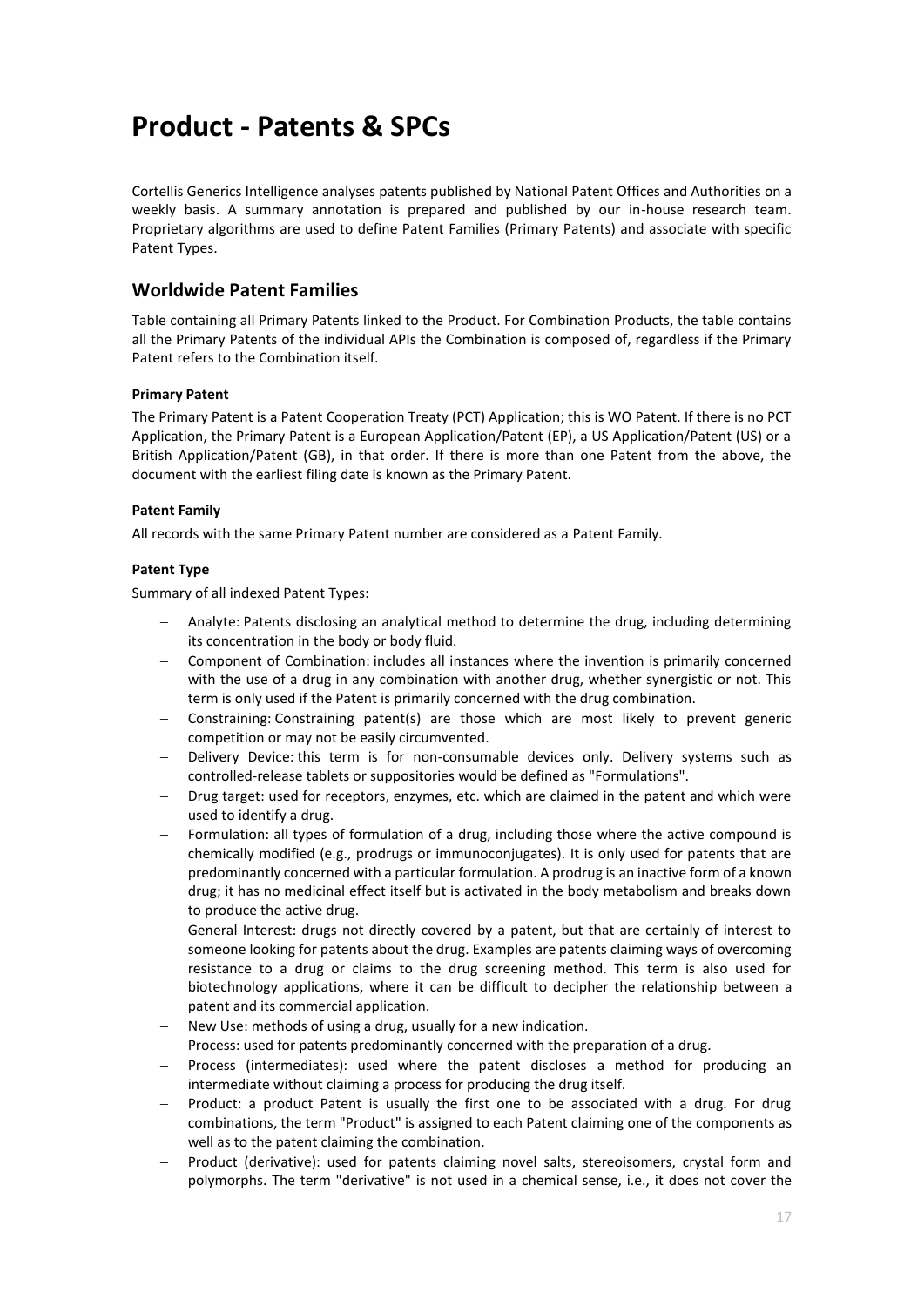# Product - Patents & SPCs

Cortellis Generics Intelligence analyses patents published by National Patent Offices and Authorities on a weekly basis. A summary annotation is prepared and published by our in-house research team. Proprietary algorithms are used to define Patent Families (Primary Patents) and associate with specific Patent Types.

## Worldwide Patent Families

Table containing all Primary Patents linked to the Product. For Combination Products, the table contains all the Primary Patents of the individual APIs the Combination is composed of, regardless if the Primary Patent refers to the Combination itself.

#### Primary Patent

The Primary Patent is a Patent Cooperation Treaty (PCT) Application; this is WO Patent. If there is no PCT Application, the Primary Patent is a European Application/Patent (EP), a US Application/Patent (US) or a British Application/Patent (GB), in that order. If there is more than one Patent from the above, the document with the earliest filing date is known as the Primary Patent.

#### Patent Family

All records with the same Primary Patent number are considered as a Patent Family.

#### Patent Type

Summary of all indexed Patent Types:

- Analyte: Patents disclosing an analytical method to determine the drug, including determining its concentration in the body or body fluid.
- Component of Combination: includes all instances where the invention is primarily concerned with the use of a drug in any combination with another drug, whether synergistic or not. This term is only used if the Patent is primarily concerned with the drug combination.
- Constraining: Constraining patent(s) are those which are most likely to prevent generic competition or may not be easily circumvented.
- Delivery Device: this term is for non-consumable devices only. Delivery systems such as controlled-release tablets or suppositories would be defined as "Formulations".
- Drug target: used for receptors, enzymes, etc. which are claimed in the patent and which were used to identify a drug.
- Formulation: all types of formulation of a drug, including those where the active compound is chemically modified (e.g., prodrugs or immunoconjugates). It is only used for patents that are predominantly concerned with a particular formulation. A prodrug is an inactive form of a known drug; it has no medicinal effect itself but is activated in the body metabolism and breaks down to produce the active drug.
- General Interest: drugs not directly covered by a patent, but that are certainly of interest to someone looking for patents about the drug. Examples are patents claiming ways of overcoming resistance to a drug or claims to the drug screening method. This term is also used for biotechnology applications, where it can be difficult to decipher the relationship between a patent and its commercial application.
- New Use: methods of using a drug, usually for a new indication.
- Process: used for patents predominantly concerned with the preparation of a drug.
- Process (intermediates): used where the patent discloses a method for producing an intermediate without claiming a process for producing the drug itself.
- Product: a product Patent is usually the first one to be associated with a drug. For drug combinations, the term "Product" is assigned to each Patent claiming one of the components as well as to the patent claiming the combination.
- Product (derivative): used for patents claiming novel salts, stereoisomers, crystal form and polymorphs. The term "derivative" is not used in a chemical sense, i.e., it does not cover the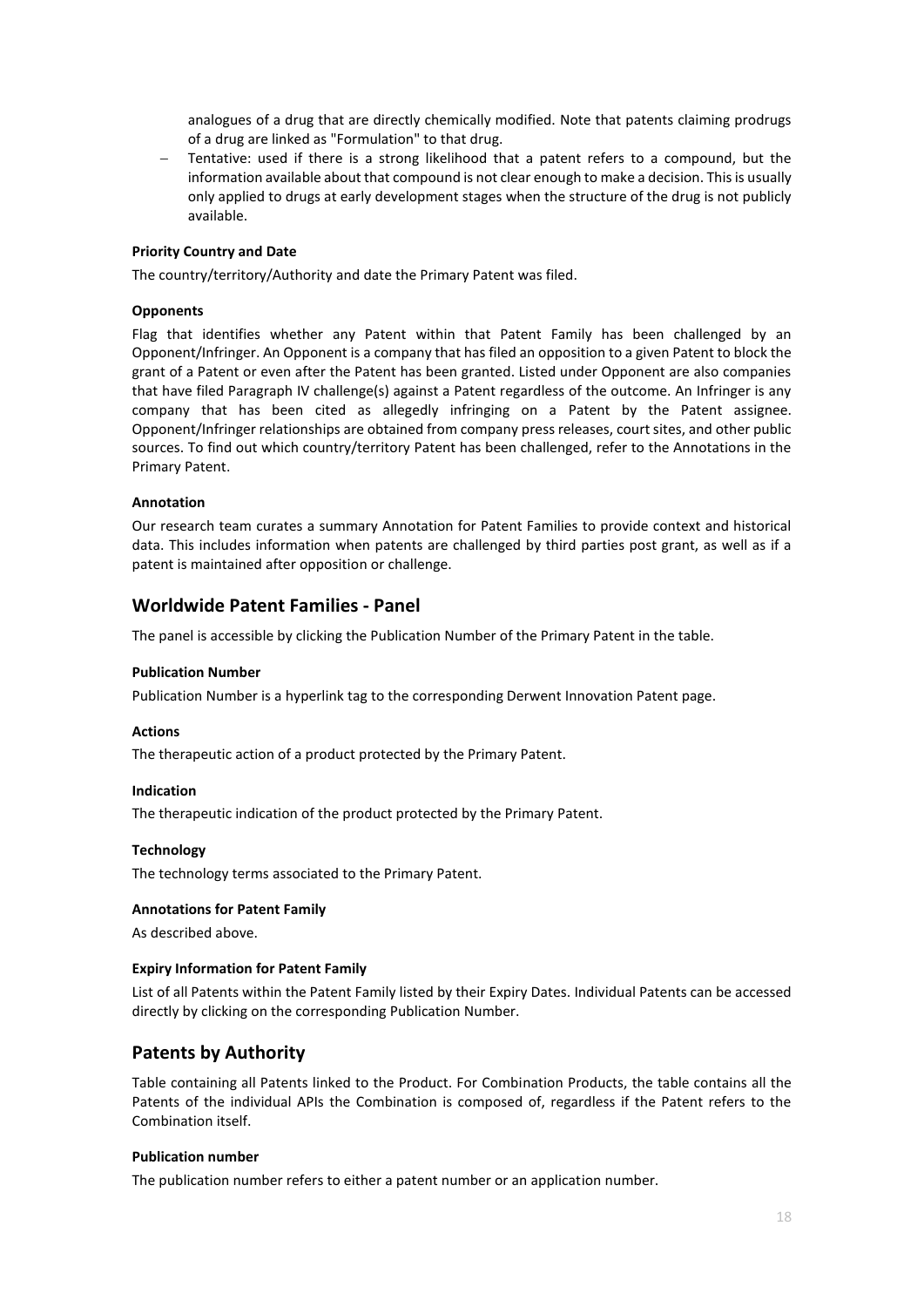analogues of a drug that are directly chemically modified. Note that patents claiming prodrugs of a drug are linked as "Formulation" to that drug.

- Tentative: used if there is a strong likelihood that a patent refers to a compound, but the information available about that compound is not clear enough to make a decision. This is usually only applied to drugs at early development stages when the structure of the drug is not publicly available.

**Priority Country and Date**

The country/territory/Authority and date the Primary Patent was filed.

**Opponents**

Flag that identifies whether any Patent within that Patent Family has been challenged by an Opponent/Infringer. An Opponent is a company that has filed an opposition to a given Patent to block the grant of a Patent or even after the Patent has been granted. Listed under Opponent are also companies that have filed Paragraph IV challenge(s) against a Patent regardless of the outcome. An Infringer is any company that has been cited as allegedly infringing on a Patent by the Patent assignee. Opponent/Infringer relationships are obtained from company press releases, court sites, and other public sources. To find out which country/territory Patent has been challenged, refer to the Annotations in the Primary Patent.

**Annotation**

Our research team curates a summary Annotation for Patent Families to provide context and historical data. This includes information when patents are challenged by third parties post grant, as well as if a patent is maintained after opposition or challenge.

## Worldwide Patent Families - Panel

The panel is accessible by clicking the Publication Number of the Primary Patent in the table.

**Publication Number**

Publication Number is a hyperlink tag to the corresponding Derwent Innovation Patent page.

**Actions**

The therapeutic action of a product protected by the Primary Patent.

**Indication**

The therapeutic indication of the product protected by the Primary Patent.

**Technology**

The technology terms associated to the Primary Patent.

**Annotations for Patent Family**

As described above.

**Expiry Information for Patent Family**

List of all Patents within the Patent Family listed by their Expiry Dates. Individual Patents can be accessed directly by clicking on the corresponding Publication Number.

## Patents by Authority

Table containing all Patents linked to the Product. For Combination Products, the table contains all the Patents of the individual APIs the Combination is composed of, regardless if the Patent refers to the Combination itself.

**Publication number**

The publication number refers to either a patent number or an application number.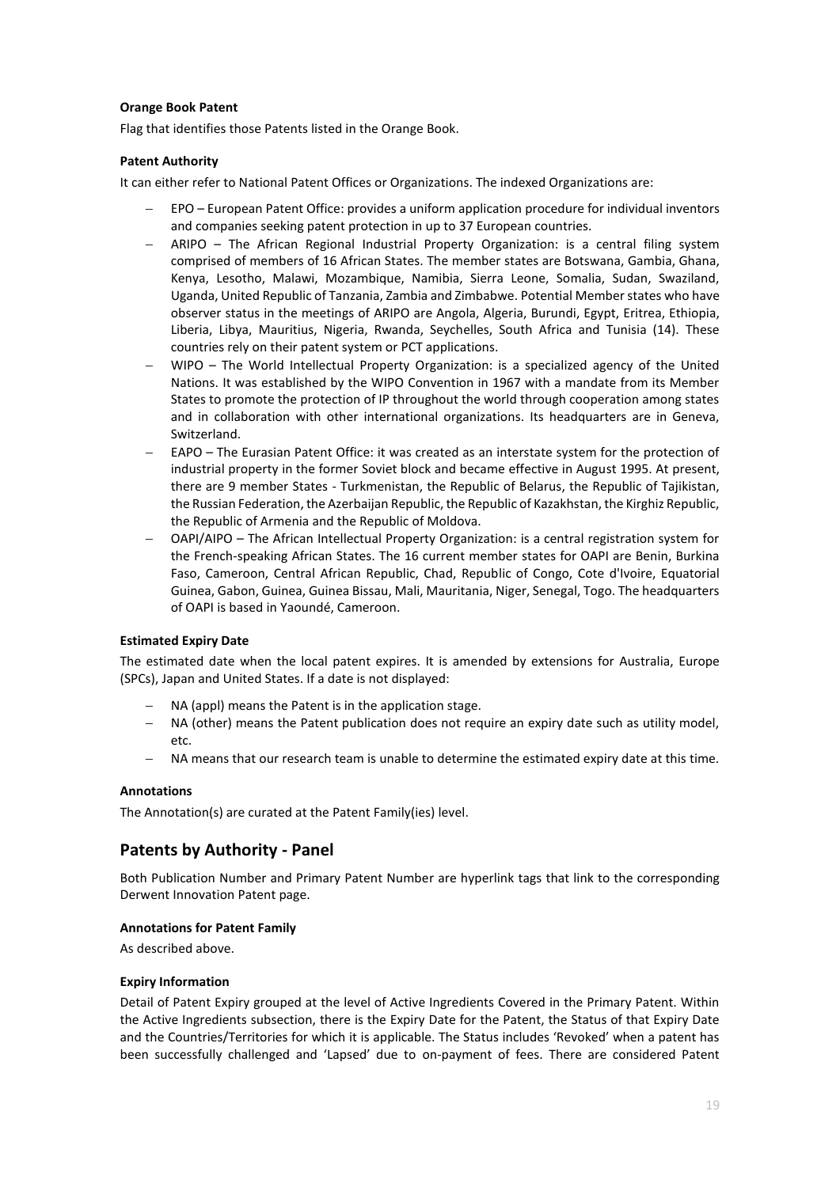**Orange Book Patent**

Flag that identifies those Patents listed in the Orange Book.

**Patent Authority**

It can either refer to National Patent Offices or Organizations. The indexed Organizations are:

- EPO – European Patent Office: provides a uniform application procedure for individual inventors and companies seeking patent protection in up to 37 European countries.
- ARIPO – The African Regional Industrial Property Organization: is a central filing system comprised of members of 16 African States. The member states are Botswana, Gambia, Ghana, Kenya, Lesotho, Malawi, Mozambique, Namibia, Sierra Leone, Somalia, Sudan, Swaziland, Uganda, United Republic of Tanzania, Zambia and Zimbabwe. Potential Member states who have observer status in the meetings of ARIPO are Angola, Algeria, Burundi, Egypt, Eritrea, Ethiopia, Liberia, Libya, Mauritius, Nigeria, Rwanda, Seychelles, South Africa and Tunisia (14). These countries rely on their patent system or PCT applications.
- WIPO – The World Intellectual Property Organization: is a specialized agency of the United Nations. It was established by the WIPO Convention in 1967 with a mandate from its Member States to promote the protection of IP throughout the world through cooperation among states and in collaboration with other international organizations. Its headquarters are in Geneva, Switzerland.
- EAPO – The Eurasian Patent Office: it was created as an interstate system for the protection of industrial property in the former Soviet block and became effective in August 1995. At present, there are 9 member States - Turkmenistan, the Republic of Belarus, the Republic of Tajikistan, the Russian Federation, the Azerbaijan Republic, the Republic of Kazakhstan, the Kirghiz Republic, the Republic of Armenia and the Republic of Moldova.
- OAPI/AIPO – The African Intellectual Property Organization: is a central registration system for the French-speaking African States. The 16 current member states for OAPI are Benin, Burkina Faso, Cameroon, Central African Republic, Chad, Republic of Congo, Cote d'Ivoire, Equatorial Guinea, Gabon, Guinea, Guinea Bissau, Mali, Mauritania, Niger, Senegal, Togo. The headquarters of OAPI is based in Yaoundé, Cameroon.

**Estimated Expiry Date**

The estimated date when the local patent expires. It is amended by extensions for Australia, Europe (SPCs), Japan and United States. If a date is not displayed:

- NA (appl) means the Patent is in the application stage.
- NA (other) means the Patent publication does not require an expiry date such as utility model, etc.
- NA means that our research team is unable to determine the estimated expiry date at this time.

**Annotations**

The Annotation(s) are curated at the Patent Family(ies) level.

## Patents by Authority - Panel

Both Publication Number and Primary Patent Number are hyperlink tags that link to the corresponding Derwent Innovation Patent page.

**Annotations for Patent Family**

As described above.

**Expiry Information**

Detail of Patent Expiry grouped at the level of Active Ingredients Covered in the Primary Patent. Within the Active Ingredients subsection, there is the Expiry Date for the Patent, the Status of that Expiry Date and the Countries/Territories for which it is applicable. The Status includes 'Revoked' when a patent has been successfully challenged and 'Lapsed' due to on-payment of fees. There are considered Patent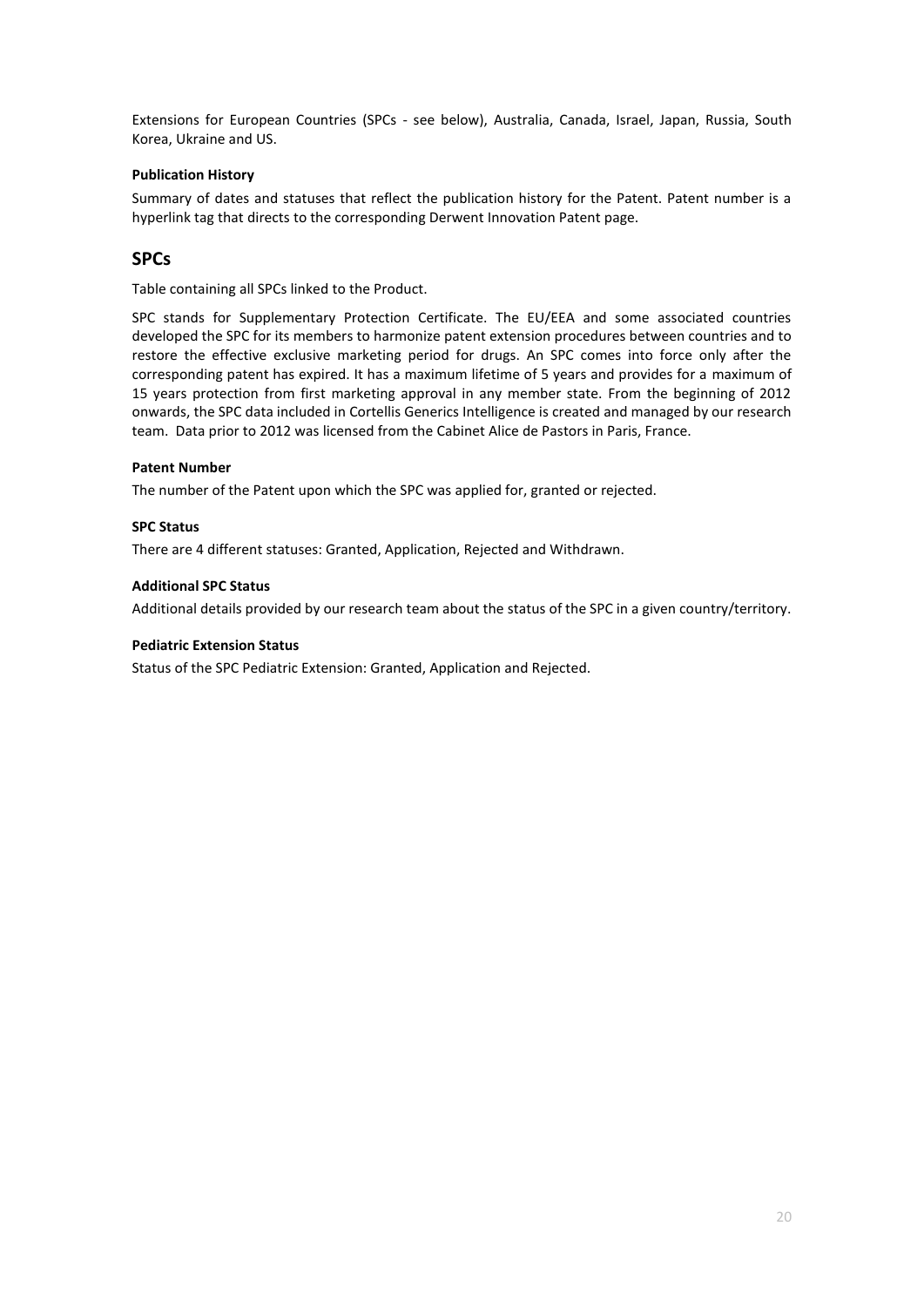Extensions for European Countries (SPCs - see below), Australia, Canada, Israel, Japan, Russia, South Korea, Ukraine and US.

**Publication History**

Summary of dates and statuses that reflect the publication history for the Patent. Patent number is a hyperlink tag that directs to the corresponding Derwent Innovation Patent page.

## SPCs

Table containing all SPCs linked to the Product.

SPC stands for Supplementary Protection Certificate. The EU/EEA and some associated countries developed the SPC for its members to harmonize patent extension procedures between countries and to restore the effective exclusive marketing period for drugs. An SPC comes into force only after the corresponding patent has expired. It has a maximum lifetime of 5 years and provides for a maximum of 15 years protection from first marketing approval in any member state. From the beginning of 2012 onwards, the SPC data included in Cortellis Generics Intelligence is created and managed by our research team. Data prior to 2012 was licensed from the Cabinet Alice de Pastors in Paris, France.

**Patent Number**

The number of the Patent upon which the SPC was applied for, granted or rejected.

**SPC Status**

There are 4 different statuses: Granted, Application, Rejected and Withdrawn.

**Additional SPC Status**

Additional details provided by our research team about the status of the SPC in a given country/territory.

**Pediatric Extension Status**

Status of the SPC Pediatric Extension: Granted, Application and Rejected.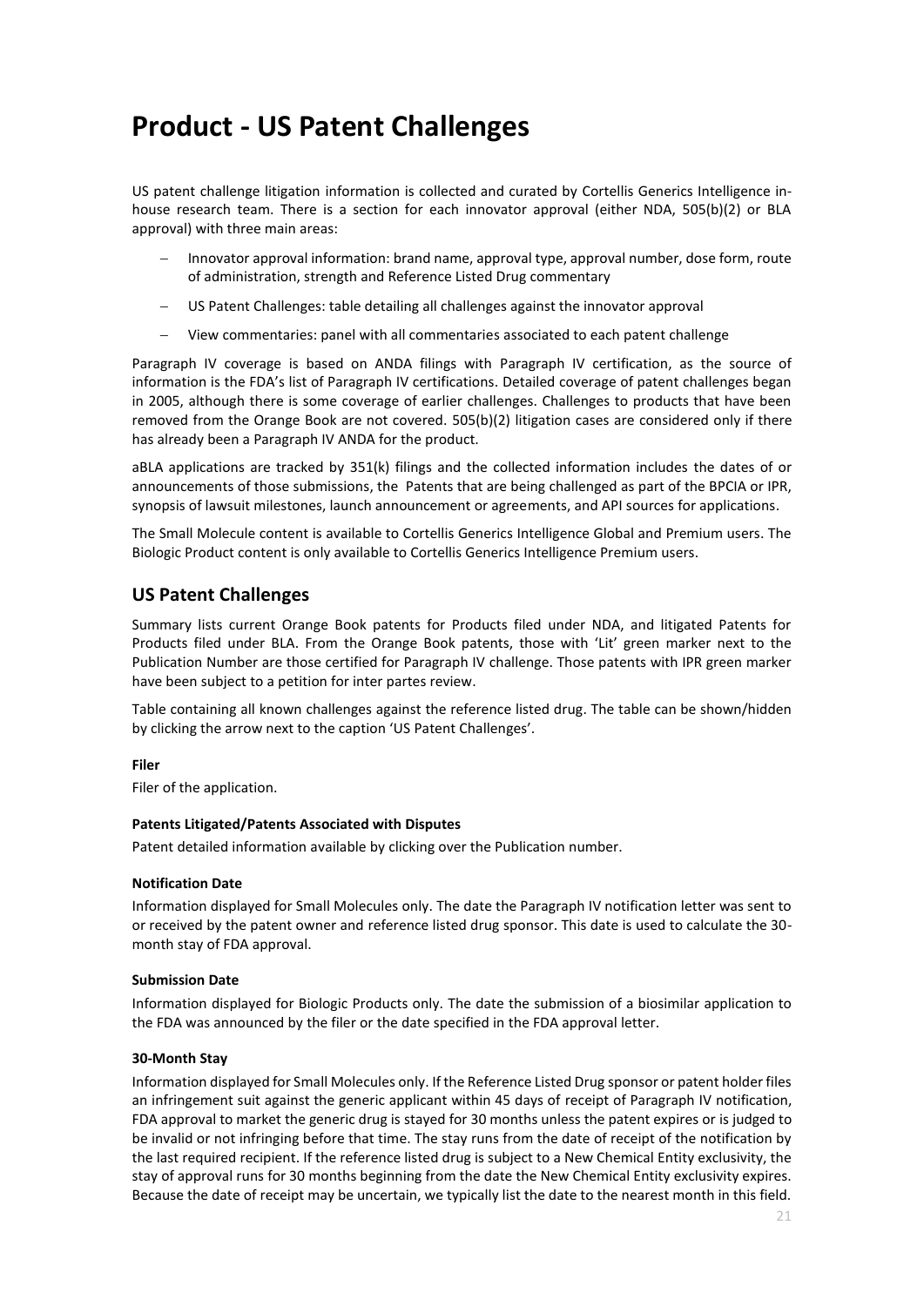# Product - US Patent Challenges

US patent challenge litigation information is collected and curated by Cortellis Generics Intelligence in-house research team. There is a section for each innovator approval (either NDA, 505(b)(2) or BLA approval) with three main areas:

- Innovator approval information: brand name, approval type, approval number, dose form, route of administration, strength and Reference Listed Drug commentary
- US Patent Challenges: table detailing all challenges against the innovator approval
- View commentaries: panel with all commentaries associated to each patent challenge

Paragraph IV coverage is based on ANDA filings with Paragraph IV certification, as the source of information is the FDA's list of Paragraph IV certifications. Detailed coverage of patent challenges began in 2005, although there is some coverage of earlier challenges. Challenges to products that have been removed from the Orange Book are not covered. 505(b)(2) litigation cases are considered only if there has already been a Paragraph IV ANDA for the product.

aBLA applications are tracked by 351(k) filings and the collected information includes the dates of or announcements of those submissions, the Patents that are being challenged as part of the BPCIA or IPR, synopsis of lawsuit milestones, launch announcement or agreements, and API sources for applications.

The Small Molecule content is available to Cortellis Generics Intelligence Global and Premium users. The Biologic Product content is only available to Cortellis Generics Intelligence Premium users.

## US Patent Challenges

Summary lists current Orange Book patents for Products filed under NDA, and litigated Patents for Products filed under BLA. From the Orange Book patents, those with 'Lit' green marker next to the Publication Number are those certified for Paragraph IV challenge. Those patents with IPR green marker have been subject to a petition for inter partes review.

Table containing all known challenges against the reference listed drug. The table can be shown/hidden by clicking the arrow next to the caption 'US Patent Challenges'.

**Filer**

Filer of the application.

**Patents Litigated/Patents Associated with Disputes**

Patent detailed information available by clicking over the Publication number.

**Notification Date**

Information displayed for Small Molecules only. The date the Paragraph IV notification letter was sent to or received by the patent owner and reference listed drug sponsor. This date is used to calculate the 30-month stay of FDA approval.

**Submission Date**

Information displayed for Biologic Products only. The date the submission of a biosimilar application to the FDA was announced by the filer or the date specified in the FDA approval letter.

**30-Month Stay**

Information displayed for Small Molecules only. If the Reference Listed Drug sponsor or patent holder files an infringement suit against the generic applicant within 45 days of receipt of Paragraph IV notification, FDA approval to market the generic drug is stayed for 30 months unless the patent expires or is judged to be invalid or not infringing before that time. The stay runs from the date of receipt of the notification by the last required recipient. If the reference listed drug is subject to a New Chemical Entity exclusivity, the stay of approval runs for 30 months beginning from the date the New Chemical Entity exclusivity expires. Because the date of receipt may be uncertain, we typically list the date to the nearest month in this field.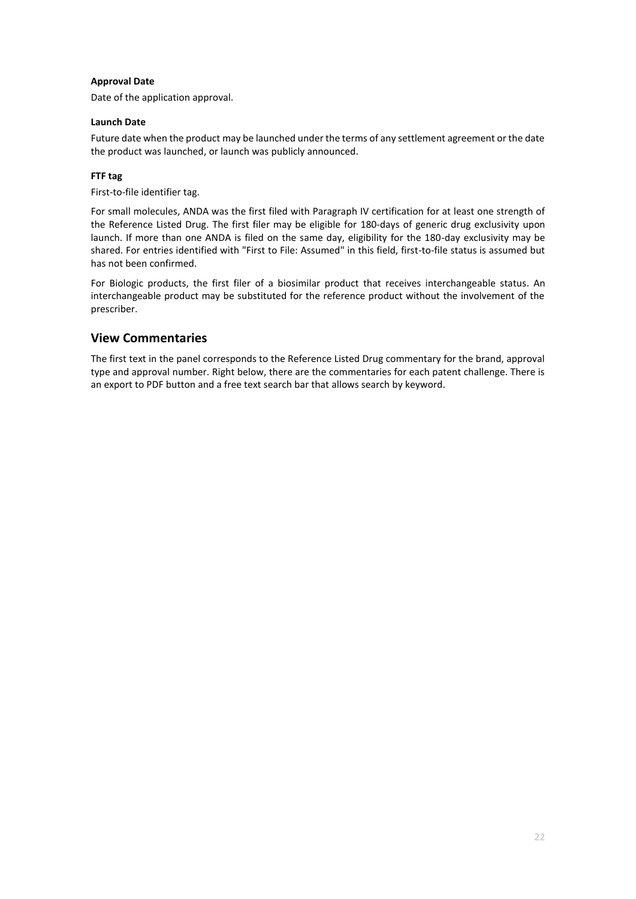**Approval Date**

Date of the application approval.

**Launch Date**

Future date when the product may be launched under the terms of any settlement agreement or the date the product was launched, or launch was publicly announced.

**FTF tag**

First-to-file identifier tag.

For small molecules, ANDA was the first filed with Paragraph IV certification for at least one strength of the Reference Listed Drug. The first filer may be eligible for 180-days of generic drug exclusivity upon launch. If more than one ANDA is filed on the same day, eligibility for the 180-day exclusivity may be shared. For entries identified with "First to File: Assumed" in this field, first-to-file status is assumed but has not been confirmed.

For Biologic products, the first filer of a biosimilar product that receives interchangeable status. An interchangeable product may be substituted for the reference product without the involvement of the prescriber.

## View Commentaries

The first text in the panel corresponds to the Reference Listed Drug commentary for the brand, approval type and approval number. Right below, there are the commentaries for each patent challenge. There is an export to PDF button and a free text search bar that allows search by keyword.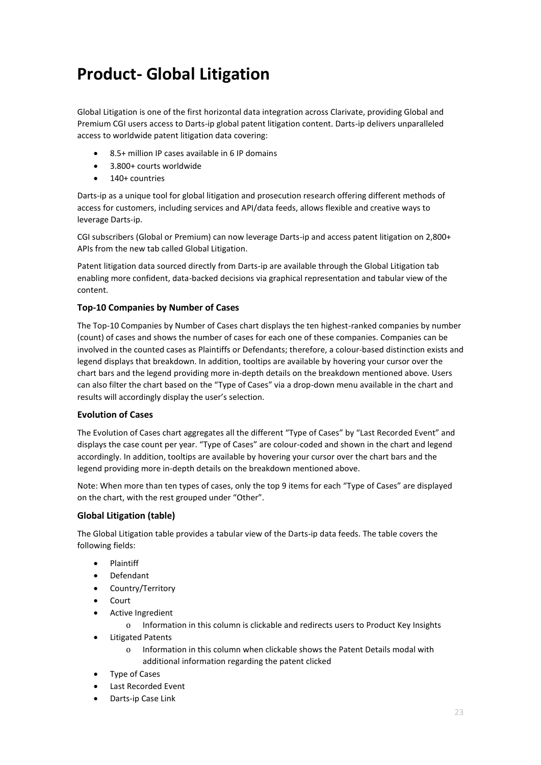# Product- Global Litigation

Global Litigation is one of the first horizontal data integration across Clarivate, providing Global and Premium CGI users access to Darts-ip global patent litigation content. Darts-ip delivers unparalleled access to worldwide patent litigation data covering:

- 8.5+ million IP cases available in 6 IP domains
- 3.800+ courts worldwide
- 140+ countries

Darts-ip as a unique tool for global litigation and prosecution research offering different methods of access for customers, including services and API/data feeds, allows flexible and creative ways to leverage Darts-ip.

CGI subscribers (Global or Premium) can now leverage Darts-ip and access patent litigation on 2,800+ APIs from the new tab called Global Litigation.

Patent litigation data sourced directly from Darts-ip are available through the Global Litigation tab enabling more confident, data-backed decisions via graphical representation and tabular view of the content.

### Top-10 Companies by Number of Cases

The Top-10 Companies by Number of Cases chart displays the ten highest-ranked companies by number (count) of cases and shows the number of cases for each one of these companies. Companies can be involved in the counted cases as Plaintiffs or Defendants; therefore, a colour-based distinction exists and legend displays that breakdown. In addition, tooltips are available by hovering your cursor over the chart bars and the legend providing more in-depth details on the breakdown mentioned above. Users can also filter the chart based on the "Type of Cases" via a drop-down menu available in the chart and results will accordingly display the user's selection.

### Evolution of Cases

The Evolution of Cases chart aggregates all the different "Type of Cases" by "Last Recorded Event" and displays the case count per year. "Type of Cases" are colour-coded and shown in the chart and legend accordingly. In addition, tooltips are available by hovering your cursor over the chart bars and the legend providing more in-depth details on the breakdown mentioned above.

Note: When more than ten types of cases, only the top 9 items for each "Type of Cases" are displayed on the chart, with the rest grouped under "Other".

### Global Litigation (table)

The Global Litigation table provides a tabular view of the Darts-ip data feeds. The table covers the following fields:

- Plaintiff
- Defendant
- Country/Territory
- Court
- Active Ingredient
    - Information in this column is clickable and redirects users to Product Key Insights
- Litigated Patents
    - Information in this column when clickable shows the Patent Details modal with additional information regarding the patent clicked
- Type of Cases
- Last Recorded Event
- Darts-ip Case Link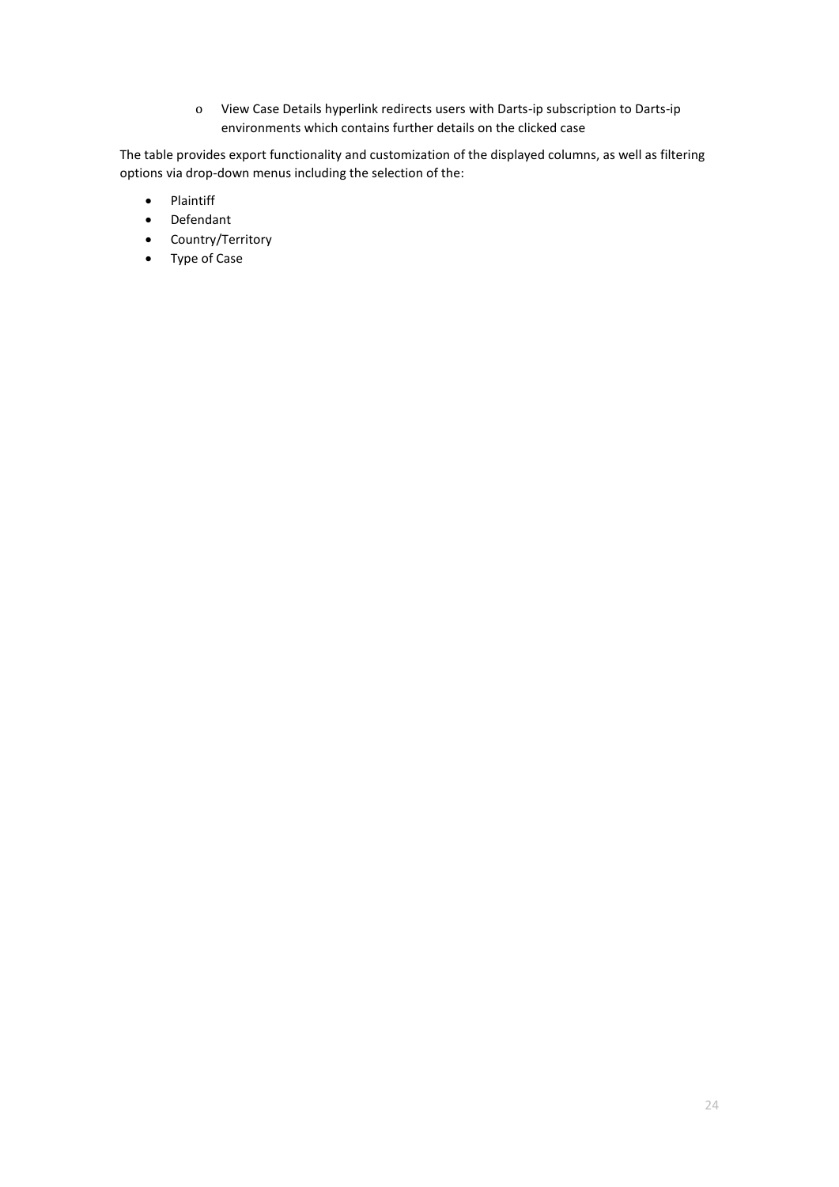- View Case Details hyperlink redirects users with Darts-ip subscription to Darts-ip environments which contains further details on the clicked case

The table provides export functionality and customization of the displayed columns, as well as filtering options via drop-down menus including the selection of the:

- Plaintiff
- Defendant
- Country/Territory
- Type of Case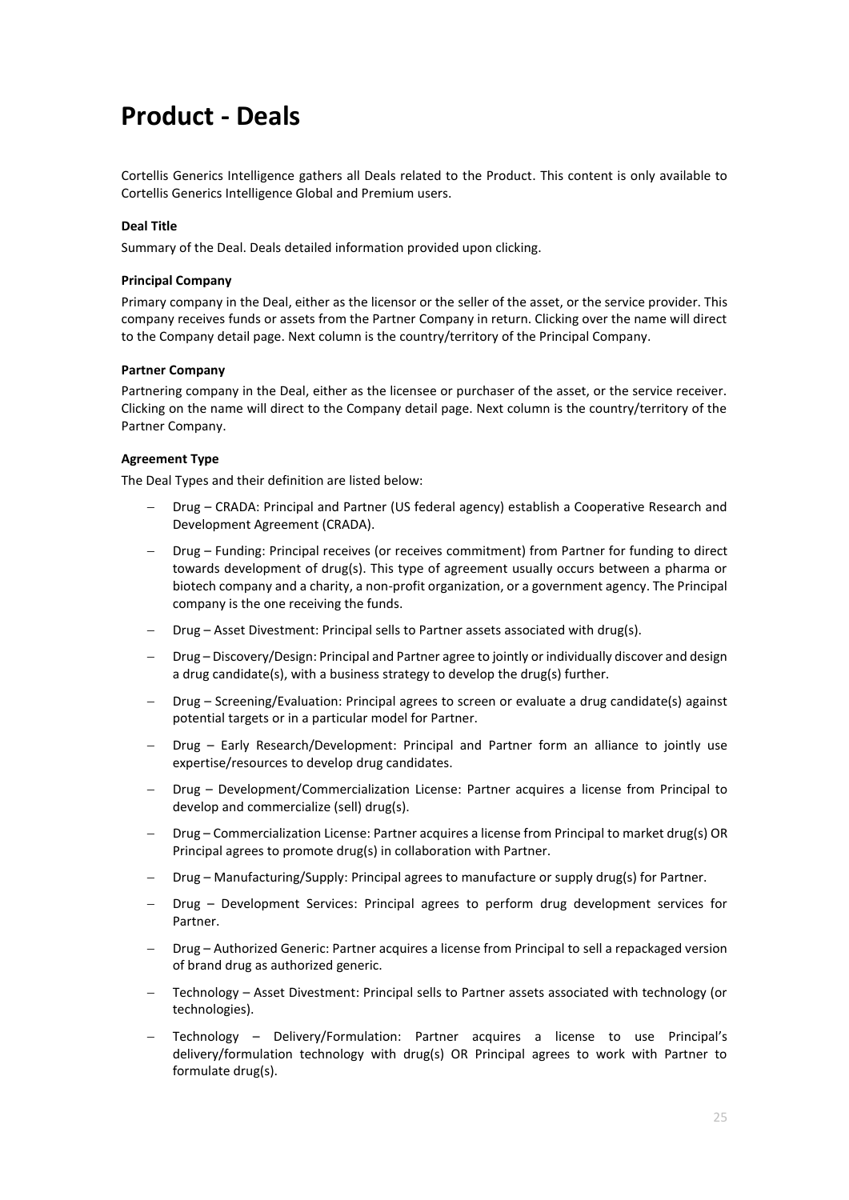# Product - Deals

Cortellis Generics Intelligence gathers all Deals related to the Product. This content is only available to Cortellis Generics Intelligence Global and Premium users.

**Deal Title**

Summary of the Deal. Deals detailed information provided upon clicking.

**Principal Company**

Primary company in the Deal, either as the licensor or the seller of the asset, or the service provider. This company receives funds or assets from the Partner Company in return. Clicking over the name will direct to the Company detail page. Next column is the country/territory of the Principal Company.

**Partner Company**

Partnering company in the Deal, either as the licensee or purchaser of the asset, or the service receiver. Clicking on the name will direct to the Company detail page. Next column is the country/territory of the Partner Company.

**Agreement Type**

The Deal Types and their definition are listed below:

- Drug – CRADA: Principal and Partner (US federal agency) establish a Cooperative Research and Development Agreement (CRADA).
- Drug – Funding: Principal receives (or receives commitment) from Partner for funding to direct towards development of drug(s). This type of agreement usually occurs between a pharma or biotech company and a charity, a non-profit organization, or a government agency. The Principal company is the one receiving the funds.
- Drug – Asset Divestment: Principal sells to Partner assets associated with drug(s).
- Drug – Discovery/Design: Principal and Partner agree to jointly or individually discover and design a drug candidate(s), with a business strategy to develop the drug(s) further.
- Drug – Screening/Evaluation: Principal agrees to screen or evaluate a drug candidate(s) against potential targets or in a particular model for Partner.
- Drug – Early Research/Development: Principal and Partner form an alliance to jointly use expertise/resources to develop drug candidates.
- Drug – Development/Commercialization License: Partner acquires a license from Principal to develop and commercialize (sell) drug(s).
- Drug – Commercialization License: Partner acquires a license from Principal to market drug(s) OR Principal agrees to promote drug(s) in collaboration with Partner.
- Drug – Manufacturing/Supply: Principal agrees to manufacture or supply drug(s) for Partner.
- Drug – Development Services: Principal agrees to perform drug development services for Partner.
- Drug – Authorized Generic: Partner acquires a license from Principal to sell a repackaged version of brand drug as authorized generic.
- Technology – Asset Divestment: Principal sells to Partner assets associated with technology (or technologies).
- Technology – Delivery/Formulation: Partner acquires a license to use Principal's delivery/formulation technology with drug(s) OR Principal agrees to work with Partner to formulate drug(s).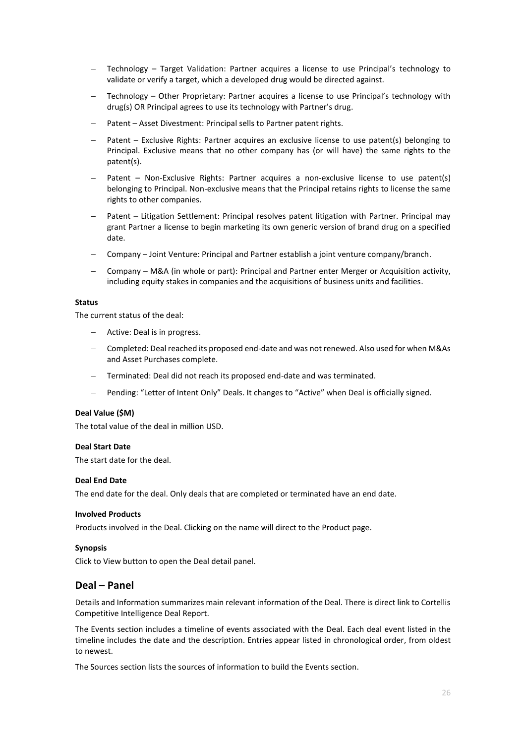- Technology – Target Validation: Partner acquires a license to use Principal's technology to validate or verify a target, which a developed drug would be directed against.
- Technology – Other Proprietary: Partner acquires a license to use Principal's technology with drug(s) OR Principal agrees to use its technology with Partner's drug.
- Patent – Asset Divestment: Principal sells to Partner patent rights.
- Patent – Exclusive Rights: Partner acquires an exclusive license to use patent(s) belonging to Principal. Exclusive means that no other company has (or will have) the same rights to the patent(s).
- Patent – Non-Exclusive Rights: Partner acquires a non-exclusive license to use patent(s) belonging to Principal. Non-exclusive means that the Principal retains rights to license the same rights to other companies.
- Patent – Litigation Settlement: Principal resolves patent litigation with Partner. Principal may grant Partner a license to begin marketing its own generic version of brand drug on a specified date.
- Company – Joint Venture: Principal and Partner establish a joint venture company/branch.
- Company – M&A (in whole or part): Principal and Partner enter Merger or Acquisition activity, including equity stakes in companies and the acquisitions of business units and facilities.

**Status**

The current status of the deal:

- Active: Deal is in progress.
- Completed: Deal reached its proposed end-date and was not renewed. Also used for when M&As and Asset Purchases complete.
- Terminated: Deal did not reach its proposed end-date and was terminated.
- Pending: "Letter of Intent Only" Deals. It changes to "Active" when Deal is officially signed.

**Deal Value ($M)**

The total value of the deal in million USD.

**Deal Start Date**

The start date for the deal.

**Deal End Date**

The end date for the deal. Only deals that are completed or terminated have an end date.

**Involved Products**

Products involved in the Deal. Clicking on the name will direct to the Product page.

**Synopsis**

Click to View button to open the Deal detail panel.

## Deal – Panel

Details and Information summarizes main relevant information of the Deal. There is direct link to Cortellis Competitive Intelligence Deal Report.

The Events section includes a timeline of events associated with the Deal. Each deal event listed in the timeline includes the date and the description. Entries appear listed in chronological order, from oldest to newest.

The Sources section lists the sources of information to build the Events section.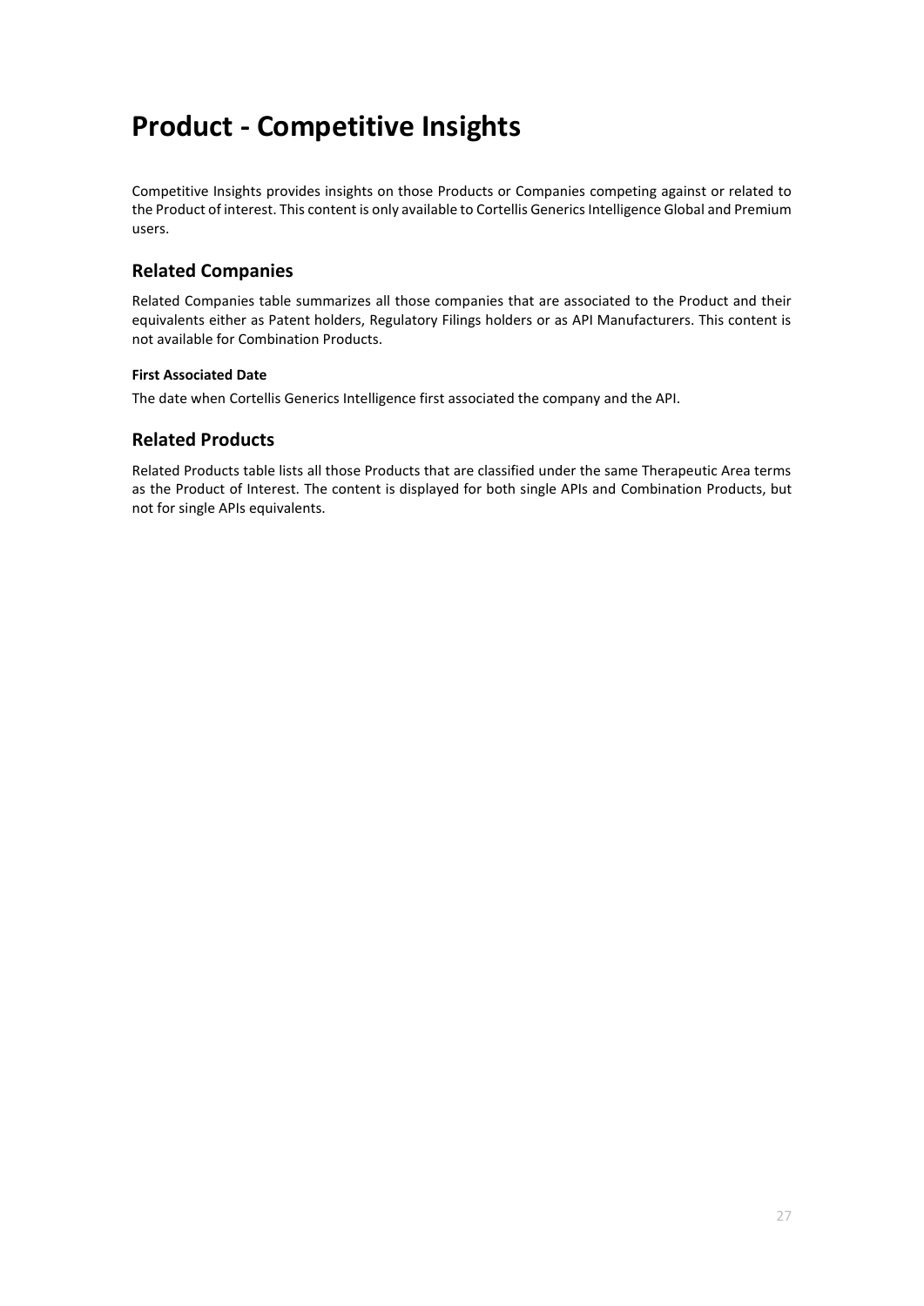# Product - Competitive Insights

Competitive Insights provides insights on those Products or Companies competing against or related to the Product of interest. This content is only available to Cortellis Generics Intelligence Global and Premium users.

## Related Companies

Related Companies table summarizes all those companies that are associated to the Product and their equivalents either as Patent holders, Regulatory Filings holders or as API Manufacturers. This content is not available for Combination Products.

#### First Associated Date

The date when Cortellis Generics Intelligence first associated the company and the API.

## Related Products

Related Products table lists all those Products that are classified under the same Therapeutic Area terms as the Product of Interest. The content is displayed for both single APIs and Combination Products, but not for single APIs equivalents.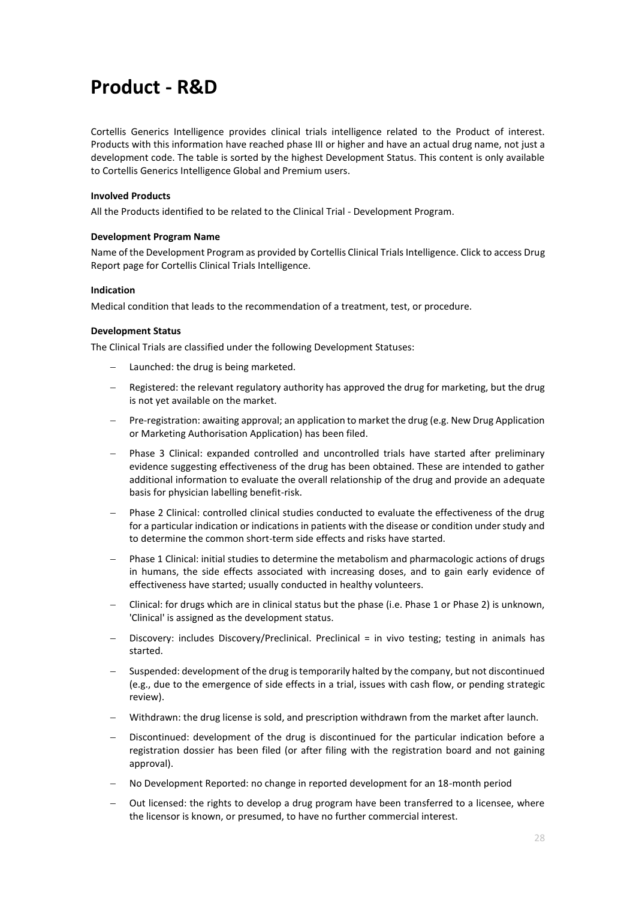# Product - R&D

Cortellis Generics Intelligence provides clinical trials intelligence related to the Product of interest. Products with this information have reached phase III or higher and have an actual drug name, not just a development code. The table is sorted by the highest Development Status. This content is only available to Cortellis Generics Intelligence Global and Premium users.

**Involved Products**

All the Products identified to be related to the Clinical Trial - Development Program.

**Development Program Name**

Name of the Development Program as provided by Cortellis Clinical Trials Intelligence. Click to access Drug Report page for Cortellis Clinical Trials Intelligence.

**Indication**

Medical condition that leads to the recommendation of a treatment, test, or procedure.

**Development Status**

The Clinical Trials are classified under the following Development Statuses:

- Launched: the drug is being marketed.
- Registered: the relevant regulatory authority has approved the drug for marketing, but the drug is not yet available on the market.
- Pre-registration: awaiting approval; an application to market the drug (e.g. New Drug Application or Marketing Authorisation Application) has been filed.
- Phase 3 Clinical: expanded controlled and uncontrolled trials have started after preliminary evidence suggesting effectiveness of the drug has been obtained. These are intended to gather additional information to evaluate the overall relationship of the drug and provide an adequate basis for physician labelling benefit-risk.
- Phase 2 Clinical: controlled clinical studies conducted to evaluate the effectiveness of the drug for a particular indication or indications in patients with the disease or condition under study and to determine the common short-term side effects and risks have started.
- Phase 1 Clinical: initial studies to determine the metabolism and pharmacologic actions of drugs in humans, the side effects associated with increasing doses, and to gain early evidence of effectiveness have started; usually conducted in healthy volunteers.
- Clinical: for drugs which are in clinical status but the phase (i.e. Phase 1 or Phase 2) is unknown, 'Clinical' is assigned as the development status.
- Discovery: includes Discovery/Preclinical. Preclinical = in vivo testing; testing in animals has started.
- Suspended: development of the drug is temporarily halted by the company, but not discontinued (e.g., due to the emergence of side effects in a trial, issues with cash flow, or pending strategic review).
- Withdrawn: the drug license is sold, and prescription withdrawn from the market after launch.
- Discontinued: development of the drug is discontinued for the particular indication before a registration dossier has been filed (or after filing with the registration board and not gaining approval).
- No Development Reported: no change in reported development for an 18-month period
- Out licensed: the rights to develop a drug program have been transferred to a licensee, where the licensor is known, or presumed, to have no further commercial interest.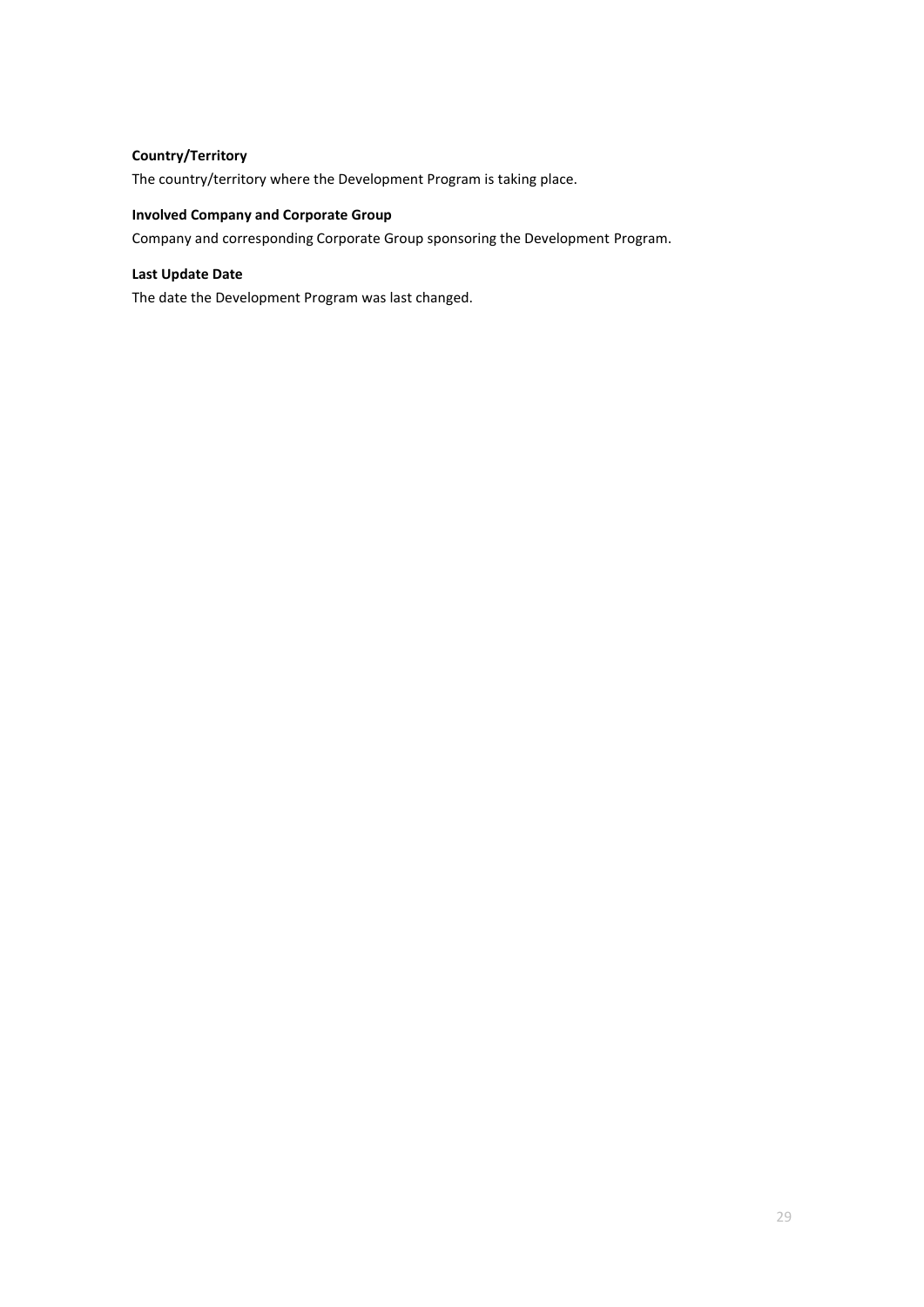**Country/Territory**

The country/territory where the Development Program is taking place.

**Involved Company and Corporate Group**

Company and corresponding Corporate Group sponsoring the Development Program.

**Last Update Date**

The date the Development Program was last changed.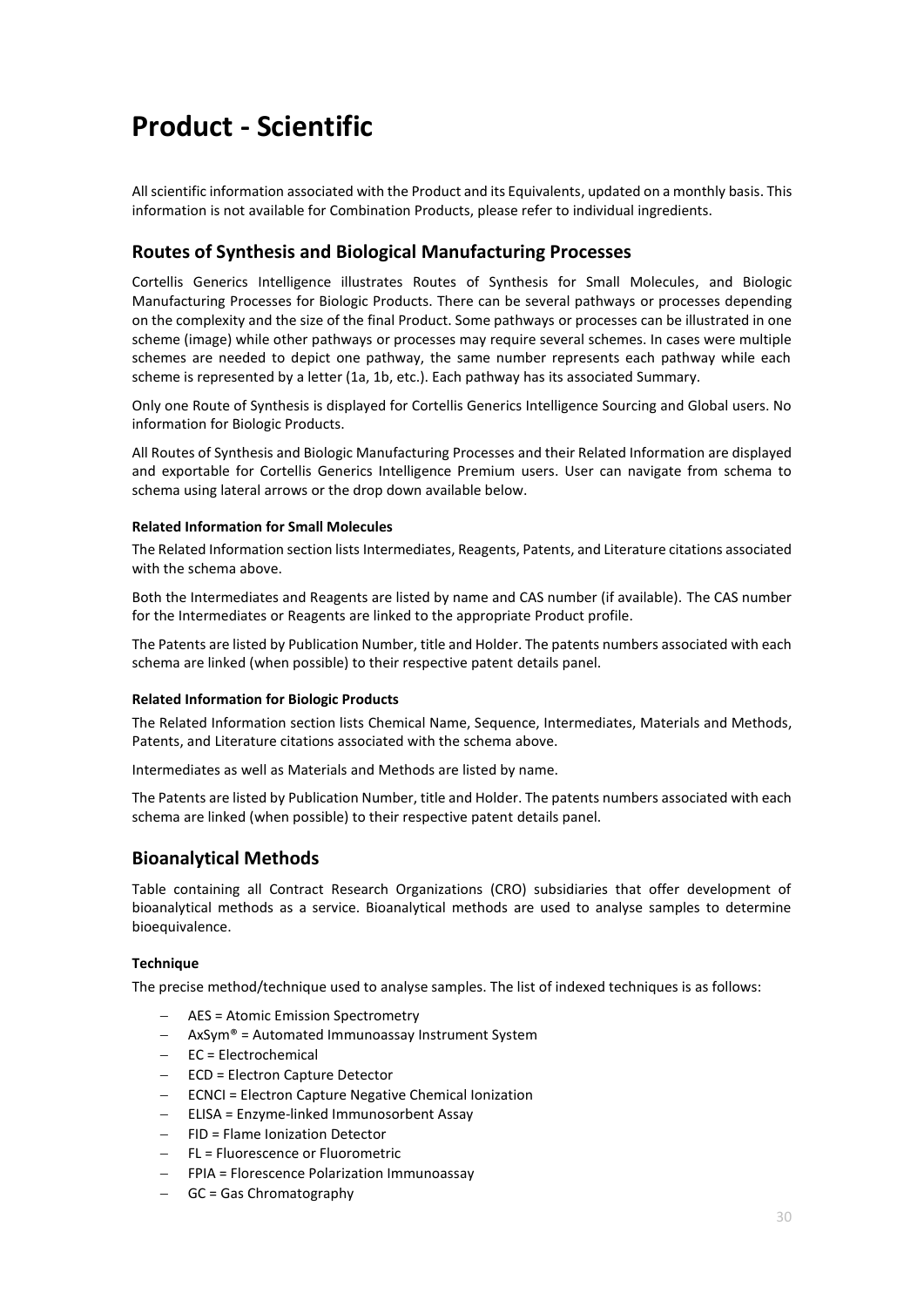# Product - Scientific

All scientific information associated with the Product and its Equivalents, updated on a monthly basis. This information is not available for Combination Products, please refer to individual ingredients.

## Routes of Synthesis and Biological Manufacturing Processes

Cortellis Generics Intelligence illustrates Routes of Synthesis for Small Molecules, and Biologic Manufacturing Processes for Biologic Products. There can be several pathways or processes depending on the complexity and the size of the final Product. Some pathways or processes can be illustrated in one scheme (image) while other pathways or processes may require several schemes. In cases were multiple schemes are needed to depict one pathway, the same number represents each pathway while each scheme is represented by a letter (1a, 1b, etc.). Each pathway has its associated Summary.

Only one Route of Synthesis is displayed for Cortellis Generics Intelligence Sourcing and Global users. No information for Biologic Products.

All Routes of Synthesis and Biologic Manufacturing Processes and their Related Information are displayed and exportable for Cortellis Generics Intelligence Premium users. User can navigate from schema to schema using lateral arrows or the drop down available below.

#### Related Information for Small Molecules

The Related Information section lists Intermediates, Reagents, Patents, and Literature citations associated with the schema above.

Both the Intermediates and Reagents are listed by name and CAS number (if available). The CAS number for the Intermediates or Reagents are linked to the appropriate Product profile.

The Patents are listed by Publication Number, title and Holder. The patents numbers associated with each schema are linked (when possible) to their respective patent details panel.

#### Related Information for Biologic Products

The Related Information section lists Chemical Name, Sequence, Intermediates, Materials and Methods, Patents, and Literature citations associated with the schema above.

Intermediates as well as Materials and Methods are listed by name.

The Patents are listed by Publication Number, title and Holder. The patents numbers associated with each schema are linked (when possible) to their respective patent details panel.

## Bioanalytical Methods

Table containing all Contract Research Organizations (CRO) subsidiaries that offer development of bioanalytical methods as a service. Bioanalytical methods are used to analyse samples to determine bioequivalence.

#### Technique

The precise method/technique used to analyse samples. The list of indexed techniques is as follows:

- AES = Atomic Emission Spectrometry
- AxSym® = Automated Immunoassay Instrument System
- EC = Electrochemical
- ECD = Electron Capture Detector
- ECNCI = Electron Capture Negative Chemical Ionization
- ELISA = Enzyme-linked Immunosorbent Assay
- FID = Flame Ionization Detector
- FL = Fluorescence or Fluorometric
- FPIA = Florescence Polarization Immunoassay
- GC = Gas Chromatography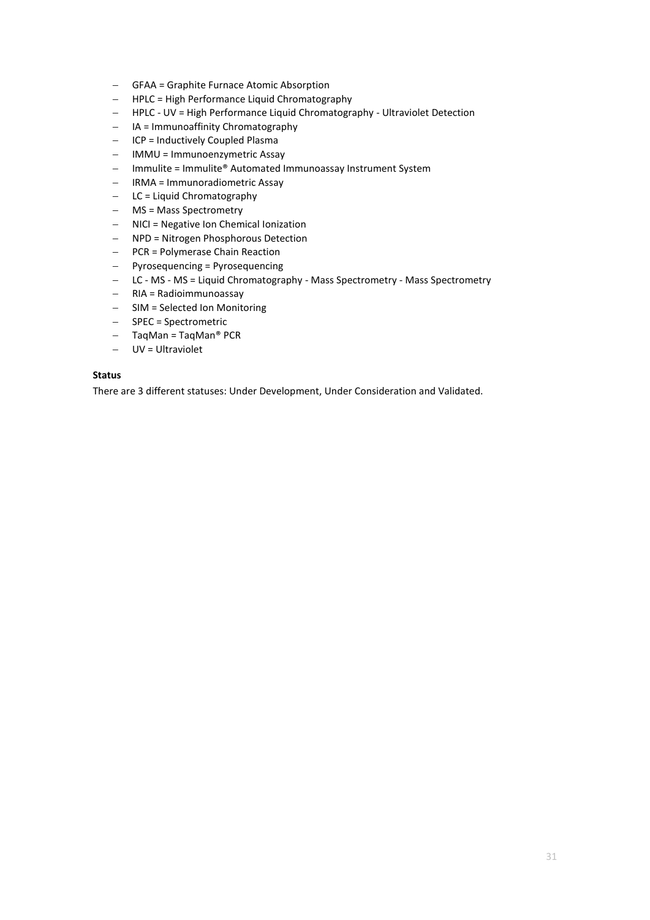- GFAA = Graphite Furnace Atomic Absorption
- HPLC = High Performance Liquid Chromatography
- HPLC - UV = High Performance Liquid Chromatography - Ultraviolet Detection
- IA = Immunoaffinity Chromatography
- ICP = Inductively Coupled Plasma
- IMMU = Immunoenzymetric Assay
- Immulite = Immulite® Automated Immunoassay Instrument System
- IRMA = Immunoradiometric Assay
- LC = Liquid Chromatography
- MS = Mass Spectrometry
- NICI = Negative Ion Chemical Ionization
- NPD = Nitrogen Phosphorous Detection
- PCR = Polymerase Chain Reaction
- Pyrosequencing = Pyrosequencing
- LC - MS - MS = Liquid Chromatography - Mass Spectrometry - Mass Spectrometry
- RIA = Radioimmunoassay
- SIM = Selected Ion Monitoring
- SPEC = Spectrometric
- TaqMan = TaqMan® PCR
- UV = Ultraviolet

**Status**

There are 3 different statuses: Under Development, Under Consideration and Validated.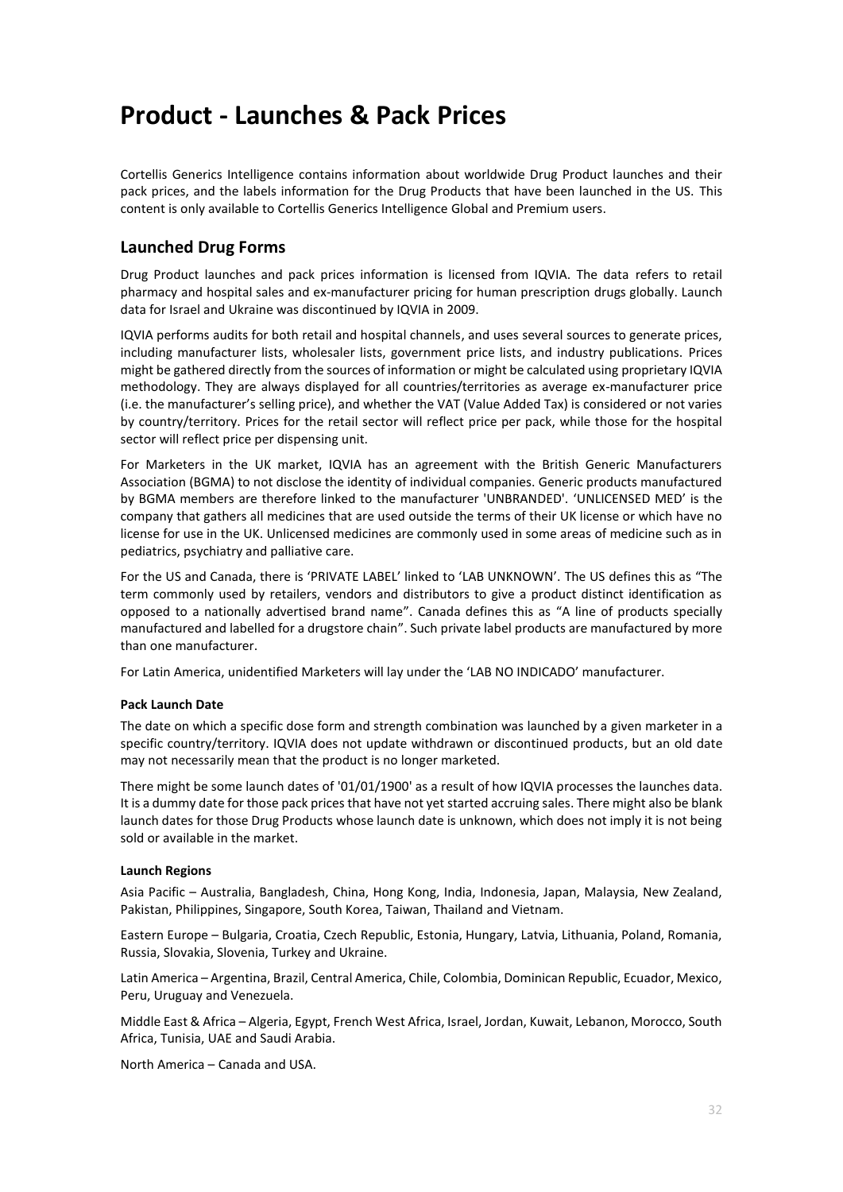# Product - Launches & Pack Prices

Cortellis Generics Intelligence contains information about worldwide Drug Product launches and their pack prices, and the labels information for the Drug Products that have been launched in the US. This content is only available to Cortellis Generics Intelligence Global and Premium users.

## Launched Drug Forms

Drug Product launches and pack prices information is licensed from IQVIA. The data refers to retail pharmacy and hospital sales and ex-manufacturer pricing for human prescription drugs globally. Launch data for Israel and Ukraine was discontinued by IQVIA in 2009.

IQVIA performs audits for both retail and hospital channels, and uses several sources to generate prices, including manufacturer lists, wholesaler lists, government price lists, and industry publications. Prices might be gathered directly from the sources of information or might be calculated using proprietary IQVIA methodology. They are always displayed for all countries/territories as average ex-manufacturer price (i.e. the manufacturer's selling price), and whether the VAT (Value Added Tax) is considered or not varies by country/territory. Prices for the retail sector will reflect price per pack, while those for the hospital sector will reflect price per dispensing unit.

For Marketers in the UK market, IQVIA has an agreement with the British Generic Manufacturers Association (BGMA) to not disclose the identity of individual companies. Generic products manufactured by BGMA members are therefore linked to the manufacturer 'UNBRANDED'. 'UNLICENSED MED' is the company that gathers all medicines that are used outside the terms of their UK license or which have no license for use in the UK. Unlicensed medicines are commonly used in some areas of medicine such as in pediatrics, psychiatry and palliative care.

For the US and Canada, there is 'PRIVATE LABEL' linked to 'LAB UNKNOWN'. The US defines this as "The term commonly used by retailers, vendors and distributors to give a product distinct identification as opposed to a nationally advertised brand name". Canada defines this as "A line of products specially manufactured and labelled for a drugstore chain". Such private label products are manufactured by more than one manufacturer.

For Latin America, unidentified Marketers will lay under the 'LAB NO INDICADO' manufacturer.

#### Pack Launch Date

The date on which a specific dose form and strength combination was launched by a given marketer in a specific country/territory. IQVIA does not update withdrawn or discontinued products, but an old date may not necessarily mean that the product is no longer marketed.

There might be some launch dates of '01/01/1900' as a result of how IQVIA processes the launches data. It is a dummy date for those pack prices that have not yet started accruing sales. There might also be blank launch dates for those Drug Products whose launch date is unknown, which does not imply it is not being sold or available in the market.

#### Launch Regions

Asia Pacific – Australia, Bangladesh, China, Hong Kong, India, Indonesia, Japan, Malaysia, New Zealand, Pakistan, Philippines, Singapore, South Korea, Taiwan, Thailand and Vietnam.

Eastern Europe – Bulgaria, Croatia, Czech Republic, Estonia, Hungary, Latvia, Lithuania, Poland, Romania, Russia, Slovakia, Slovenia, Turkey and Ukraine.

Latin America – Argentina, Brazil, Central America, Chile, Colombia, Dominican Republic, Ecuador, Mexico, Peru, Uruguay and Venezuela.

Middle East & Africa – Algeria, Egypt, French West Africa, Israel, Jordan, Kuwait, Lebanon, Morocco, South Africa, Tunisia, UAE and Saudi Arabia.

North America – Canada and USA.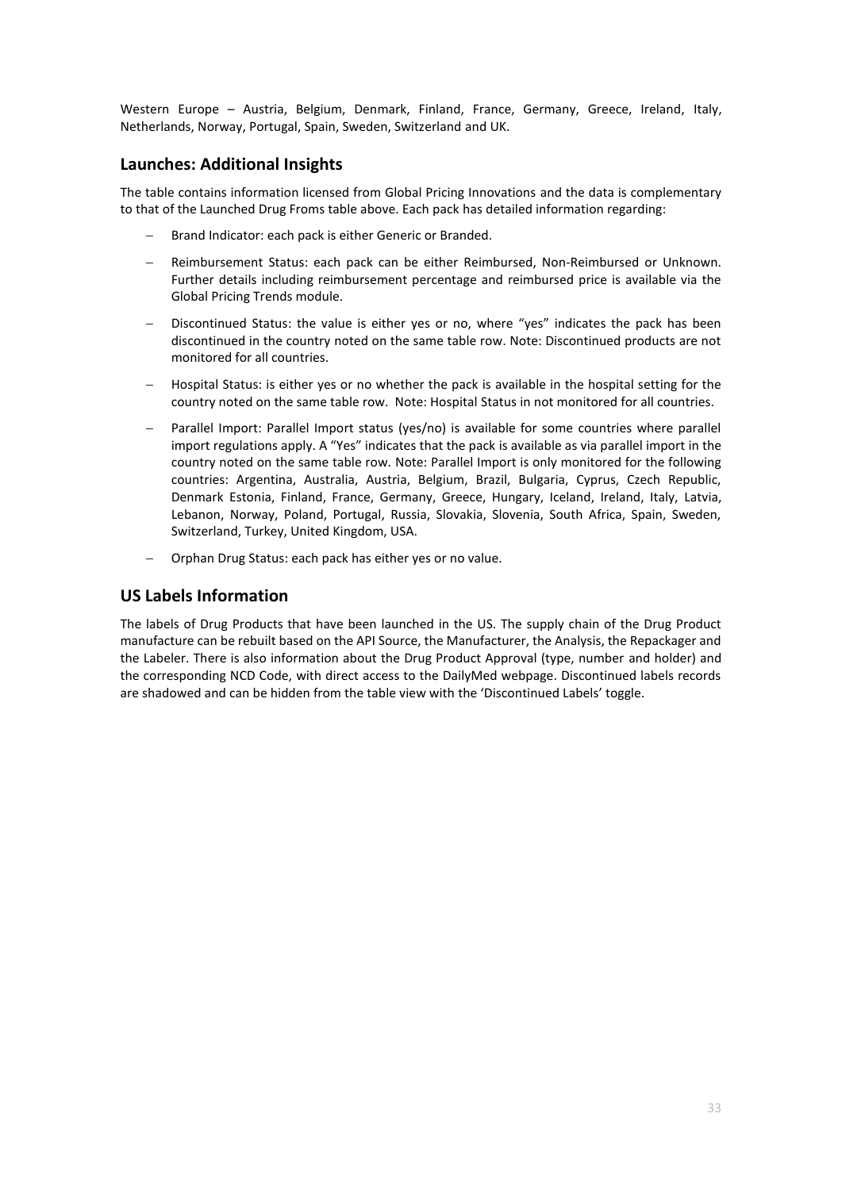Western Europe – Austria, Belgium, Denmark, Finland, France, Germany, Greece, Ireland, Italy, Netherlands, Norway, Portugal, Spain, Sweden, Switzerland and UK.

## Launches: Additional Insights

The table contains information licensed from Global Pricing Innovations and the data is complementary to that of the Launched Drug Froms table above. Each pack has detailed information regarding:

- Brand Indicator: each pack is either Generic or Branded.
- Reimbursement Status: each pack can be either Reimbursed, Non-Reimbursed or Unknown. Further details including reimbursement percentage and reimbursed price is available via the Global Pricing Trends module.
- Discontinued Status: the value is either yes or no, where "yes" indicates the pack has been discontinued in the country noted on the same table row. Note: Discontinued products are not monitored for all countries.
- Hospital Status: is either yes or no whether the pack is available in the hospital setting for the country noted on the same table row. Note: Hospital Status in not monitored for all countries.
- Parallel Import: Parallel Import status (yes/no) is available for some countries where parallel import regulations apply. A "Yes" indicates that the pack is available as via parallel import in the country noted on the same table row. Note: Parallel Import is only monitored for the following countries: Argentina, Australia, Austria, Belgium, Brazil, Bulgaria, Cyprus, Czech Republic, Denmark Estonia, Finland, France, Germany, Greece, Hungary, Iceland, Ireland, Italy, Latvia, Lebanon, Norway, Poland, Portugal, Russia, Slovakia, Slovenia, South Africa, Spain, Sweden, Switzerland, Turkey, United Kingdom, USA.
- Orphan Drug Status: each pack has either yes or no value.

## US Labels Information

The labels of Drug Products that have been launched in the US. The supply chain of the Drug Product manufacture can be rebuilt based on the API Source, the Manufacturer, the Analysis, the Repackager and the Labeler. There is also information about the Drug Product Approval (type, number and holder) and the corresponding NCD Code, with direct access to the DailyMed webpage. Discontinued labels records are shadowed and can be hidden from the table view with the 'Discontinued Labels' toggle.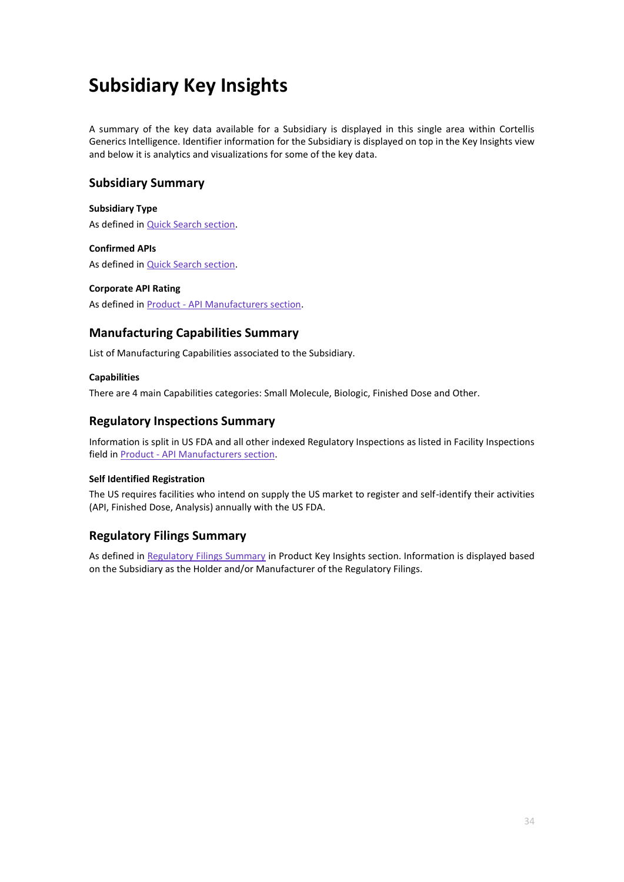# Subsidiary Key Insights

A summary of the key data available for a Subsidiary is displayed in this single area within Cortellis Generics Intelligence. Identifier information for the Subsidiary is displayed on top in the Key Insights view and below it is analytics and visualizations for some of the key data.

## Subsidiary Summary

**Subsidiary Type**

As defined in Quick Search section.

**Confirmed APIs**

As defined in Quick Search section.

**Corporate API Rating**

As defined in Product - API Manufacturers section.

## Manufacturing Capabilities Summary

List of Manufacturing Capabilities associated to the Subsidiary.

**Capabilities**

There are 4 main Capabilities categories: Small Molecule, Biologic, Finished Dose and Other.

## Regulatory Inspections Summary

Information is split in US FDA and all other indexed Regulatory Inspections as listed in Facility Inspections field in Product - API Manufacturers section.

**Self Identified Registration**

The US requires facilities who intend on supply the US market to register and self-identify their activities (API, Finished Dose, Analysis) annually with the US FDA.

## Regulatory Filings Summary

As defined in Regulatory Filings Summary in Product Key Insights section. Information is displayed based on the Subsidiary as the Holder and/or Manufacturer of the Regulatory Filings.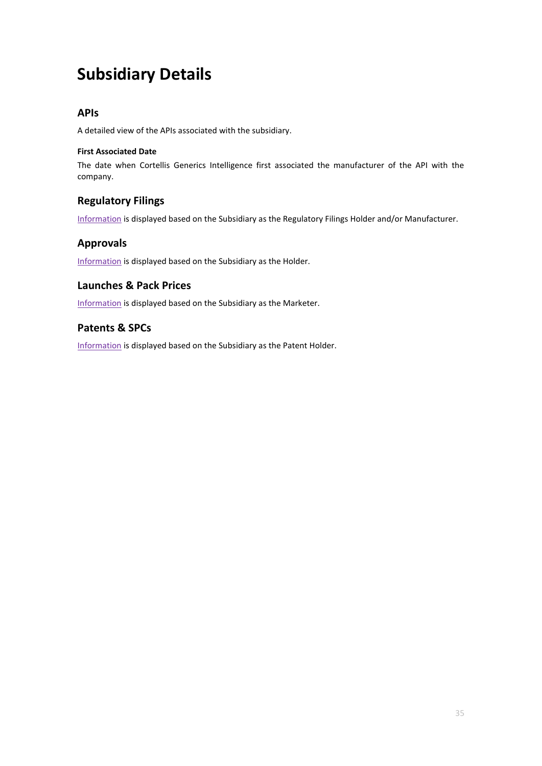# Subsidiary Details

## APIs

A detailed view of the APIs associated with the subsidiary.

#### First Associated Date

The date when Cortellis Generics Intelligence first associated the manufacturer of the API with the company.

## Regulatory Filings

Information is displayed based on the Subsidiary as the Regulatory Filings Holder and/or Manufacturer.

## Approvals

Information is displayed based on the Subsidiary as the Holder.

## Launches & Pack Prices

Information is displayed based on the Subsidiary as the Marketer.

## Patents & SPCs

Information is displayed based on the Subsidiary as the Patent Holder.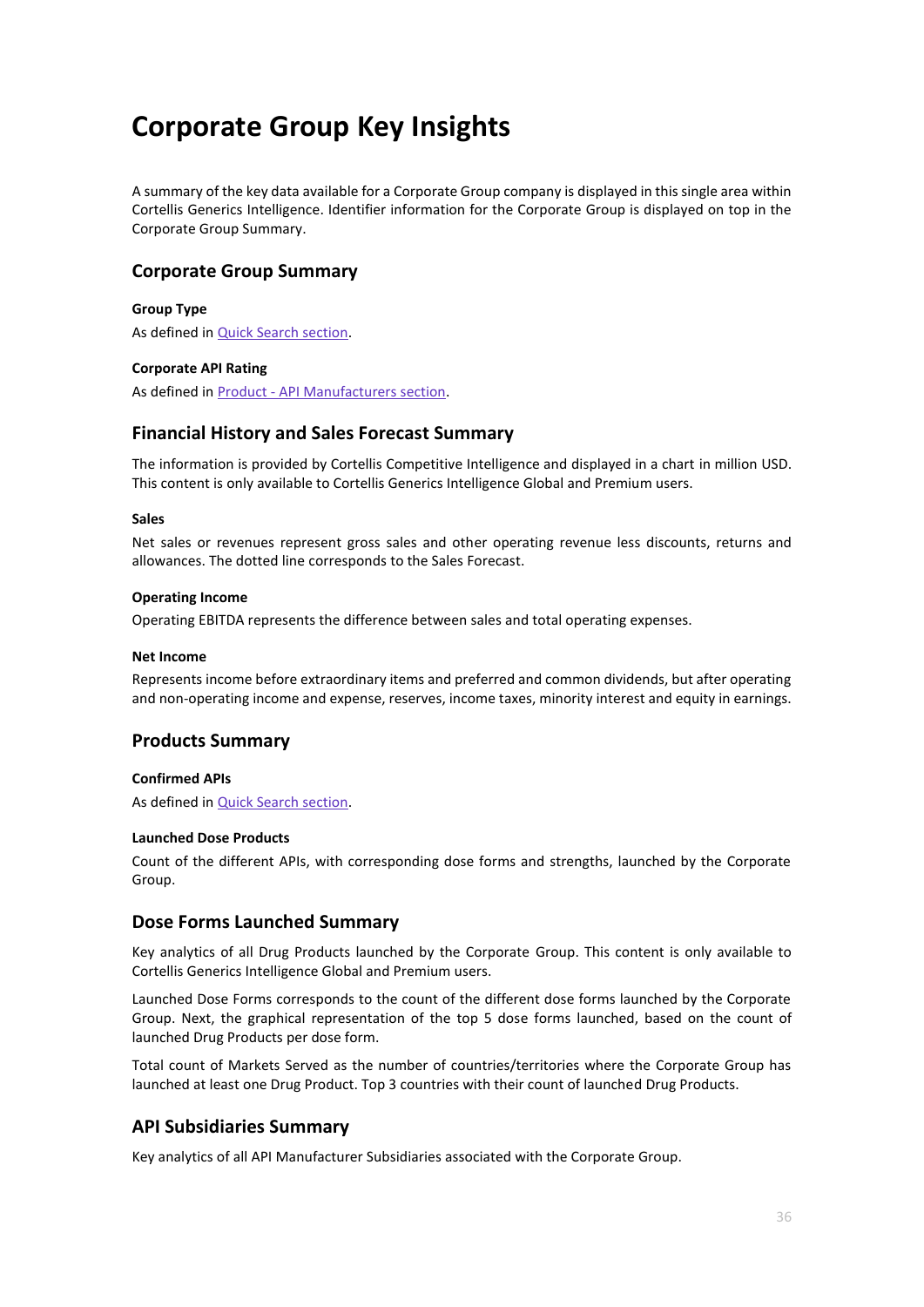# Corporate Group Key Insights

A summary of the key data available for a Corporate Group company is displayed in this single area within Cortellis Generics Intelligence. Identifier information for the Corporate Group is displayed on top in the Corporate Group Summary.

## Corporate Group Summary

**Group Type**

As defined in Quick Search section.

**Corporate API Rating**

As defined in Product - API Manufacturers section.

## Financial History and Sales Forecast Summary

The information is provided by Cortellis Competitive Intelligence and displayed in a chart in million USD. This content is only available to Cortellis Generics Intelligence Global and Premium users.

**Sales**

Net sales or revenues represent gross sales and other operating revenue less discounts, returns and allowances. The dotted line corresponds to the Sales Forecast.

**Operating Income**

Operating EBITDA represents the difference between sales and total operating expenses.

**Net Income**

Represents income before extraordinary items and preferred and common dividends, but after operating and non-operating income and expense, reserves, income taxes, minority interest and equity in earnings.

## Products Summary

**Confirmed APIs**

As defined in Quick Search section.

**Launched Dose Products**

Count of the different APIs, with corresponding dose forms and strengths, launched by the Corporate Group.

## Dose Forms Launched Summary

Key analytics of all Drug Products launched by the Corporate Group. This content is only available to Cortellis Generics Intelligence Global and Premium users.

Launched Dose Forms corresponds to the count of the different dose forms launched by the Corporate Group. Next, the graphical representation of the top 5 dose forms launched, based on the count of launched Drug Products per dose form.

Total count of Markets Served as the number of countries/territories where the Corporate Group has launched at least one Drug Product. Top 3 countries with their count of launched Drug Products.

## API Subsidiaries Summary

Key analytics of all API Manufacturer Subsidiaries associated with the Corporate Group.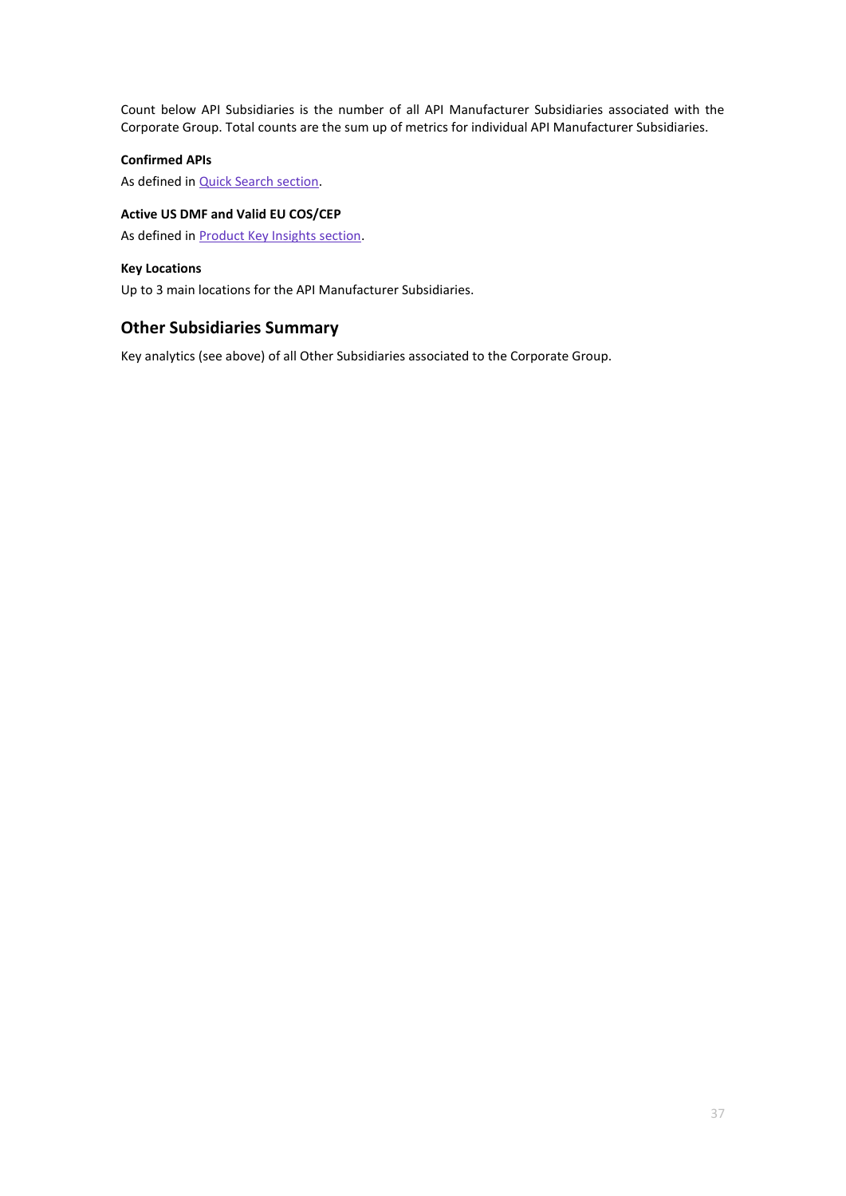Count below API Subsidiaries is the number of all API Manufacturer Subsidiaries associated with the Corporate Group. Total counts are the sum up of metrics for individual API Manufacturer Subsidiaries.

**Confirmed APIs**

As defined in Quick Search section.

**Active US DMF and Valid EU COS/CEP**

As defined in Product Key Insights section.

**Key Locations**

Up to 3 main locations for the API Manufacturer Subsidiaries.

## Other Subsidiaries Summary

Key analytics (see above) of all Other Subsidiaries associated to the Corporate Group.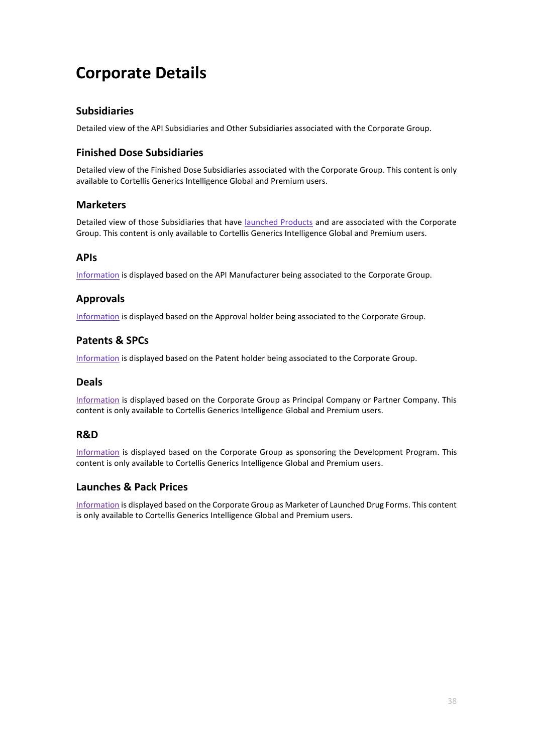# Corporate Details

## Subsidiaries

Detailed view of the API Subsidiaries and Other Subsidiaries associated with the Corporate Group.

## Finished Dose Subsidiaries

Detailed view of the Finished Dose Subsidiaries associated with the Corporate Group. This content is only available to Cortellis Generics Intelligence Global and Premium users.

## Marketers

Detailed view of those Subsidiaries that have launched Products and are associated with the Corporate Group. This content is only available to Cortellis Generics Intelligence Global and Premium users.

## APIs

Information is displayed based on the API Manufacturer being associated to the Corporate Group.

## Approvals

Information is displayed based on the Approval holder being associated to the Corporate Group.

## Patents & SPCs

Information is displayed based on the Patent holder being associated to the Corporate Group.

## Deals

Information is displayed based on the Corporate Group as Principal Company or Partner Company. This content is only available to Cortellis Generics Intelligence Global and Premium users.

## R&D

Information is displayed based on the Corporate Group as sponsoring the Development Program. This content is only available to Cortellis Generics Intelligence Global and Premium users.

## Launches & Pack Prices

Information is displayed based on the Corporate Group as Marketer of Launched Drug Forms. This content is only available to Cortellis Generics Intelligence Global and Premium users.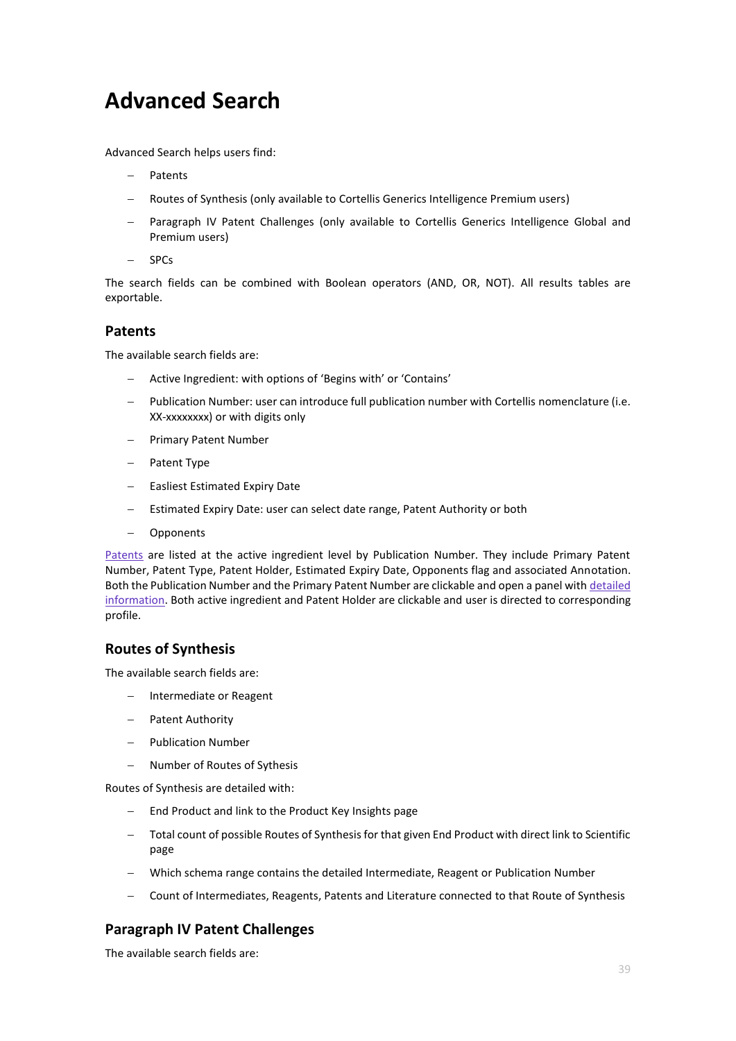# Advanced Search

Advanced Search helps users find:

- Patents
- Routes of Synthesis (only available to Cortellis Generics Intelligence Premium users)
- Paragraph IV Patent Challenges (only available to Cortellis Generics Intelligence Global and Premium users)
- SPCs

The search fields can be combined with Boolean operators (AND, OR, NOT). All results tables are exportable.

## Patents

The available search fields are:

- Active Ingredient: with options of 'Begins with' or 'Contains'
- Publication Number: user can introduce full publication number with Cortellis nomenclature (i.e. XX-xxxxxxxx) or with digits only
- Primary Patent Number
- Patent Type
- Easliest Estimated Expiry Date
- Estimated Expiry Date: user can select date range, Patent Authority or both
- Opponents

Patents are listed at the active ingredient level by Publication Number. They include Primary Patent Number, Patent Type, Patent Holder, Estimated Expiry Date, Opponents flag and associated Annotation. Both the Publication Number and the Primary Patent Number are clickable and open a panel with detailed information. Both active ingredient and Patent Holder are clickable and user is directed to corresponding profile.

## Routes of Synthesis

The available search fields are:

- Intermediate or Reagent
- Patent Authority
- Publication Number
- Number of Routes of Sythesis

Routes of Synthesis are detailed with:

- End Product and link to the Product Key Insights page
- Total count of possible Routes of Synthesis for that given End Product with direct link to Scientific page
- Which schema range contains the detailed Intermediate, Reagent or Publication Number
- Count of Intermediates, Reagents, Patents and Literature connected to that Route of Synthesis

## Paragraph IV Patent Challenges

The available search fields are: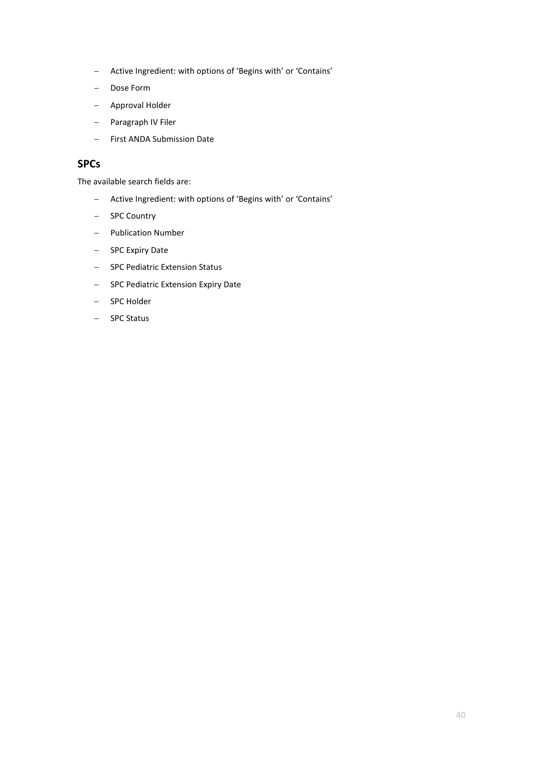- Active Ingredient: with options of ‘Begins with’ or ‘Contains’
- Dose Form
- Approval Holder
- Paragraph IV Filer
- First ANDA Submission Date

## SPCs

The available search fields are:

- Active Ingredient: with options of ‘Begins with’ or ‘Contains’
- SPC Country
- Publication Number
- SPC Expiry Date
- SPC Pediatric Extension Status
- SPC Pediatric Extension Expiry Date
- SPC Holder
- SPC Status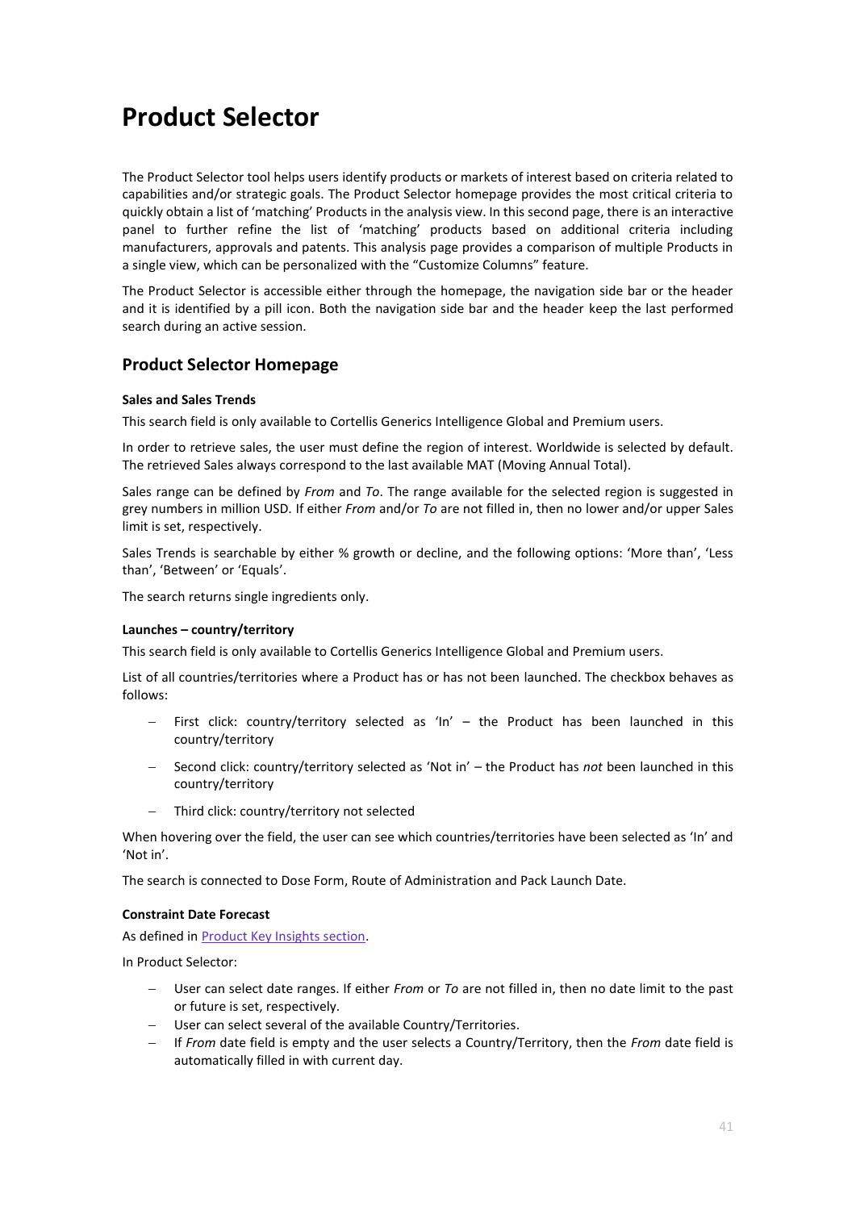# Product Selector

The Product Selector tool helps users identify products or markets of interest based on criteria related to capabilities and/or strategic goals. The Product Selector homepage provides the most critical criteria to quickly obtain a list of 'matching' Products in the analysis view. In this second page, there is an interactive panel to further refine the list of 'matching' products based on additional criteria including manufacturers, approvals and patents. This analysis page provides a comparison of multiple Products in a single view, which can be personalized with the "Customize Columns" feature.

The Product Selector is accessible either through the homepage, the navigation side bar or the header and it is identified by a pill icon. Both the navigation side bar and the header keep the last performed search during an active session.

## Product Selector Homepage

**Sales and Sales Trends**

This search field is only available to Cortellis Generics Intelligence Global and Premium users.

In order to retrieve sales, the user must define the region of interest. Worldwide is selected by default. The retrieved Sales always correspond to the last available MAT (Moving Annual Total).

Sales range can be defined by *From* and *To*. The range available for the selected region is suggested in grey numbers in million USD. If either *From* and/or *To* are not filled in, then no lower and/or upper Sales limit is set, respectively.

Sales Trends is searchable by either % growth or decline, and the following options: 'More than', 'Less than', 'Between' or 'Equals'.

The search returns single ingredients only.

**Launches – country/territory**

This search field is only available to Cortellis Generics Intelligence Global and Premium users.

List of all countries/territories where a Product has or has not been launched. The checkbox behaves as follows:

- First click: country/territory selected as 'In' – the Product has been launched in this country/territory
- Second click: country/territory selected as 'Not in' – the Product has *not* been launched in this country/territory
- Third click: country/territory not selected

When hovering over the field, the user can see which countries/territories have been selected as 'In' and 'Not in'.

The search is connected to Dose Form, Route of Administration and Pack Launch Date.

**Constraint Date Forecast**

As defined in Product Key Insights section.

In Product Selector:

- User can select date ranges. If either *From* or *To* are not filled in, then no date limit to the past or future is set, respectively.
- User can select several of the available Country/Territories.
- If *From* date field is empty and the user selects a Country/Territory, then the *From* date field is automatically filled in with current day.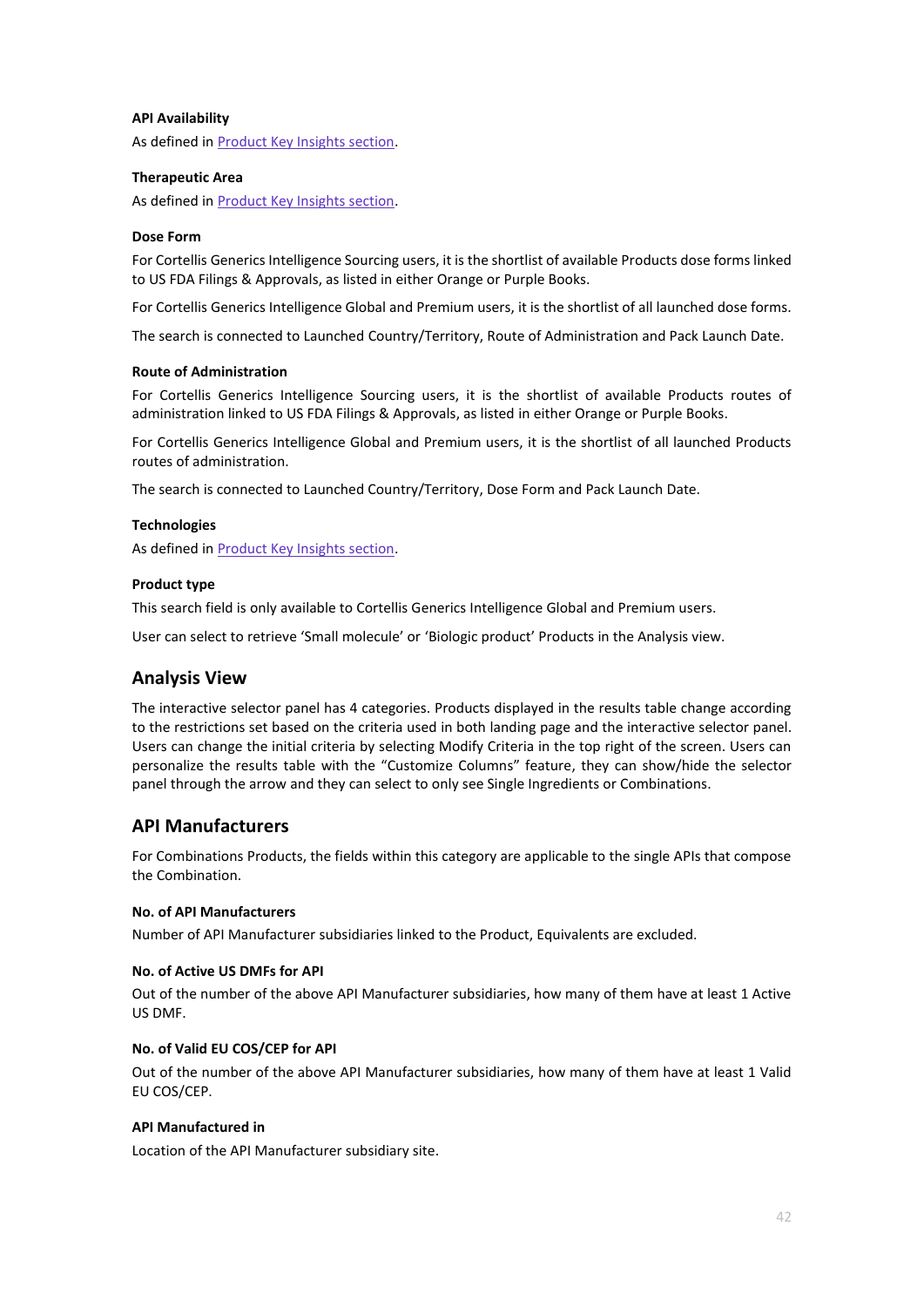#### API Availability

As defined in Product Key Insights section.

#### Therapeutic Area

As defined in Product Key Insights section.

#### Dose Form

For Cortellis Generics Intelligence Sourcing users, it is the shortlist of available Products dose forms linked to US FDA Filings & Approvals, as listed in either Orange or Purple Books.

For Cortellis Generics Intelligence Global and Premium users, it is the shortlist of all launched dose forms.

The search is connected to Launched Country/Territory, Route of Administration and Pack Launch Date.

#### Route of Administration

For Cortellis Generics Intelligence Sourcing users, it is the shortlist of available Products routes of administration linked to US FDA Filings & Approvals, as listed in either Orange or Purple Books.

For Cortellis Generics Intelligence Global and Premium users, it is the shortlist of all launched Products routes of administration.

The search is connected to Launched Country/Territory, Dose Form and Pack Launch Date.

#### Technologies

As defined in Product Key Insights section.

#### Product type

This search field is only available to Cortellis Generics Intelligence Global and Premium users.

User can select to retrieve 'Small molecule' or 'Biologic product' Products in the Analysis view.

## Analysis View

The interactive selector panel has 4 categories. Products displayed in the results table change according to the restrictions set based on the criteria used in both landing page and the interactive selector panel. Users can change the initial criteria by selecting Modify Criteria in the top right of the screen. Users can personalize the results table with the "Customize Columns" feature, they can show/hide the selector panel through the arrow and they can select to only see Single Ingredients or Combinations.

## API Manufacturers

For Combinations Products, the fields within this category are applicable to the single APIs that compose the Combination.

#### No. of API Manufacturers

Number of API Manufacturer subsidiaries linked to the Product, Equivalents are excluded.

#### No. of Active US DMFs for API

Out of the number of the above API Manufacturer subsidiaries, how many of them have at least 1 Active US DMF.

#### No. of Valid EU COS/CEP for API

Out of the number of the above API Manufacturer subsidiaries, how many of them have at least 1 Valid EU COS/CEP.

#### API Manufactured in

Location of the API Manufacturer subsidiary site.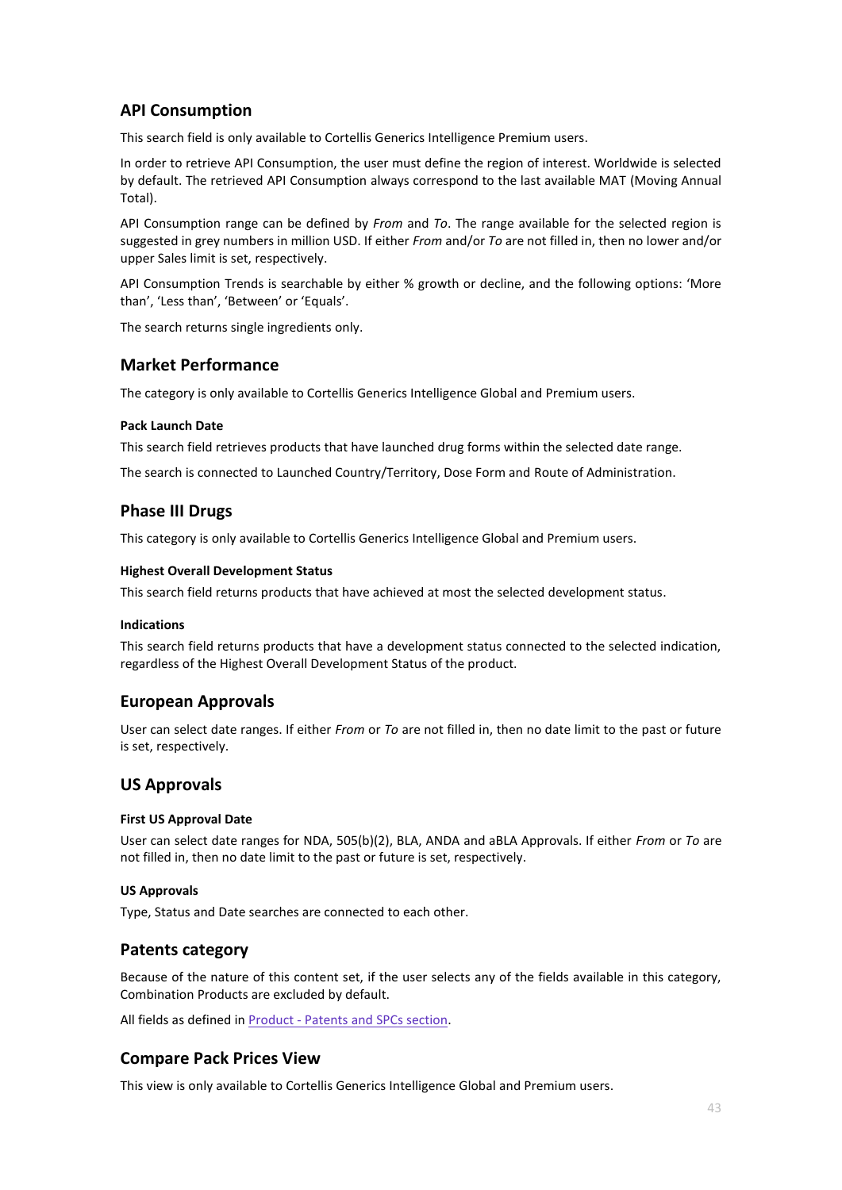## API Consumption

This search field is only available to Cortellis Generics Intelligence Premium users.

In order to retrieve API Consumption, the user must define the region of interest. Worldwide is selected by default. The retrieved API Consumption always correspond to the last available MAT (Moving Annual Total).

API Consumption range can be defined by *From* and *To*. The range available for the selected region is suggested in grey numbers in million USD. If either *From* and/or *To* are not filled in, then no lower and/or upper Sales limit is set, respectively.

API Consumption Trends is searchable by either % growth or decline, and the following options: 'More than', 'Less than', 'Between' or 'Equals'.

The search returns single ingredients only.

## Market Performance

The category is only available to Cortellis Generics Intelligence Global and Premium users.

#### Pack Launch Date

This search field retrieves products that have launched drug forms within the selected date range.

The search is connected to Launched Country/Territory, Dose Form and Route of Administration.

## Phase III Drugs

This category is only available to Cortellis Generics Intelligence Global and Premium users.

#### Highest Overall Development Status

This search field returns products that have achieved at most the selected development status.

#### Indications

This search field returns products that have a development status connected to the selected indication, regardless of the Highest Overall Development Status of the product.

## European Approvals

User can select date ranges. If either *From* or *To* are not filled in, then no date limit to the past or future is set, respectively.

## US Approvals

#### First US Approval Date

User can select date ranges for NDA, 505(b)(2), BLA, ANDA and aBLA Approvals. If either *From* or *To* are not filled in, then no date limit to the past or future is set, respectively.

#### US Approvals

Type, Status and Date searches are connected to each other.

## Patents category

Because of the nature of this content set, if the user selects any of the fields available in this category, Combination Products are excluded by default.

All fields as defined in Product - Patents and SPCs section.

## Compare Pack Prices View

This view is only available to Cortellis Generics Intelligence Global and Premium users.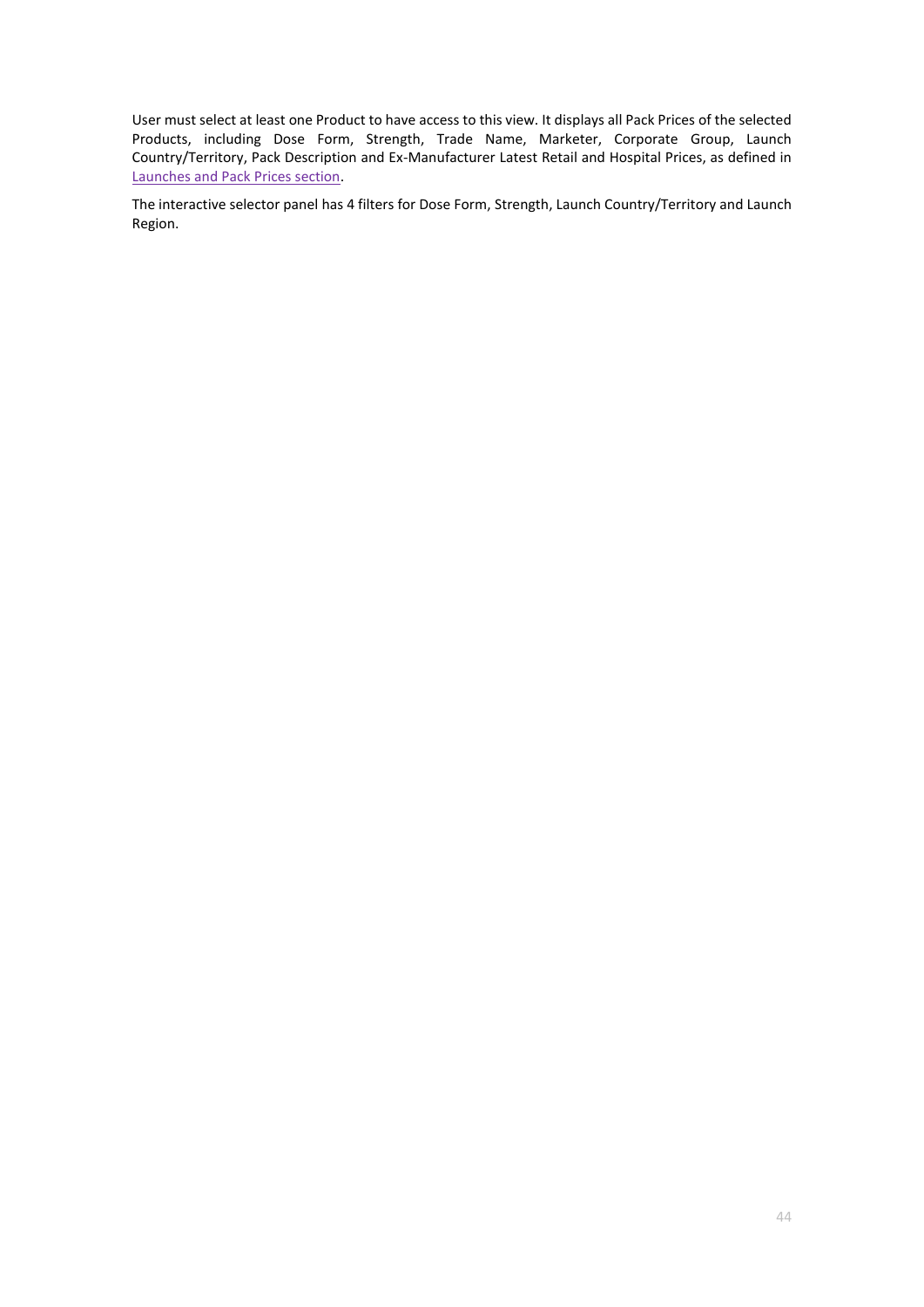User must select at least one Product to have access to this view. It displays all Pack Prices of the selected Products, including Dose Form, Strength, Trade Name, Marketer, Corporate Group, Launch Country/Territory, Pack Description and Ex-Manufacturer Latest Retail and Hospital Prices, as defined in Launches and Pack Prices section.

The interactive selector panel has 4 filters for Dose Form, Strength, Launch Country/Territory and Launch Region.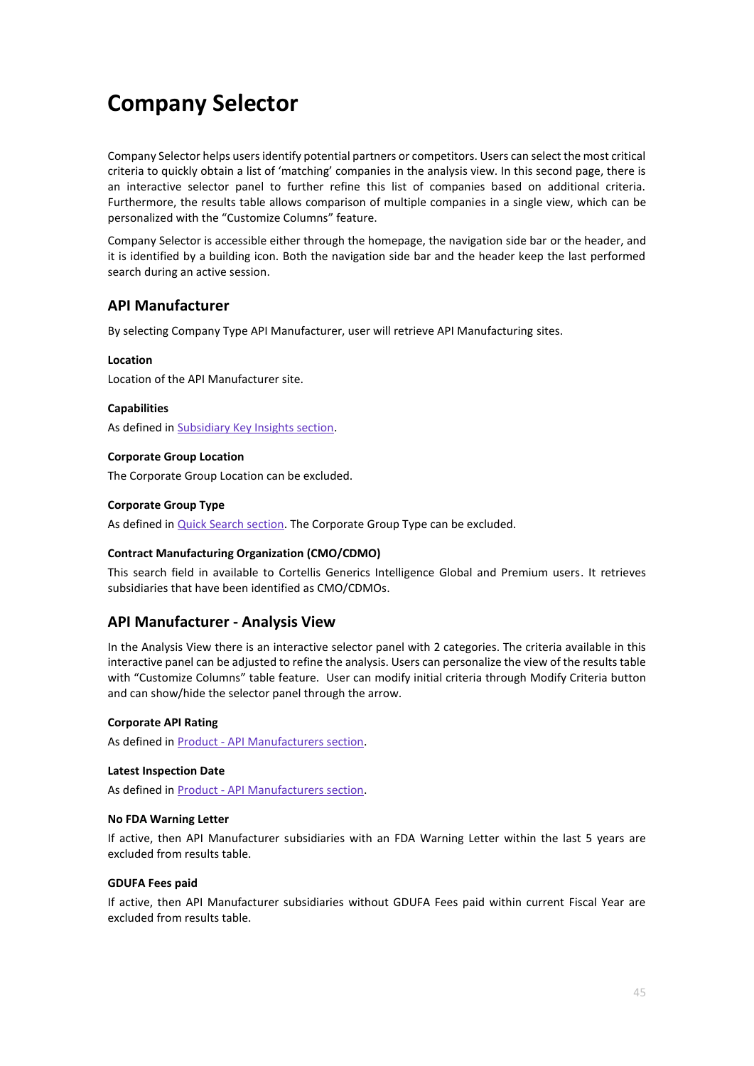# Company Selector

Company Selector helps users identify potential partners or competitors. Users can select the most critical criteria to quickly obtain a list of 'matching' companies in the analysis view. In this second page, there is an interactive selector panel to further refine this list of companies based on additional criteria. Furthermore, the results table allows comparison of multiple companies in a single view, which can be personalized with the "Customize Columns" feature.

Company Selector is accessible either through the homepage, the navigation side bar or the header, and it is identified by a building icon. Both the navigation side bar and the header keep the last performed search during an active session.

## API Manufacturer

By selecting Company Type API Manufacturer, user will retrieve API Manufacturing sites.

**Location**

Location of the API Manufacturer site.

**Capabilities**

As defined in Subsidiary Key Insights section.

**Corporate Group Location**

The Corporate Group Location can be excluded.

**Corporate Group Type**

As defined in Quick Search section. The Corporate Group Type can be excluded.

**Contract Manufacturing Organization (CMO/CDMO)**

This search field in available to Cortellis Generics Intelligence Global and Premium users. It retrieves subsidiaries that have been identified as CMO/CDMOs.

## API Manufacturer - Analysis View

In the Analysis View there is an interactive selector panel with 2 categories. The criteria available in this interactive panel can be adjusted to refine the analysis. Users can personalize the view of the results table with "Customize Columns" table feature. User can modify initial criteria through Modify Criteria button and can show/hide the selector panel through the arrow.

**Corporate API Rating**

As defined in Product - API Manufacturers section.

**Latest Inspection Date**

As defined in Product - API Manufacturers section.

**No FDA Warning Letter**

If active, then API Manufacturer subsidiaries with an FDA Warning Letter within the last 5 years are excluded from results table.

**GDUFA Fees paid**

If active, then API Manufacturer subsidiaries without GDUFA Fees paid within current Fiscal Year are excluded from results table.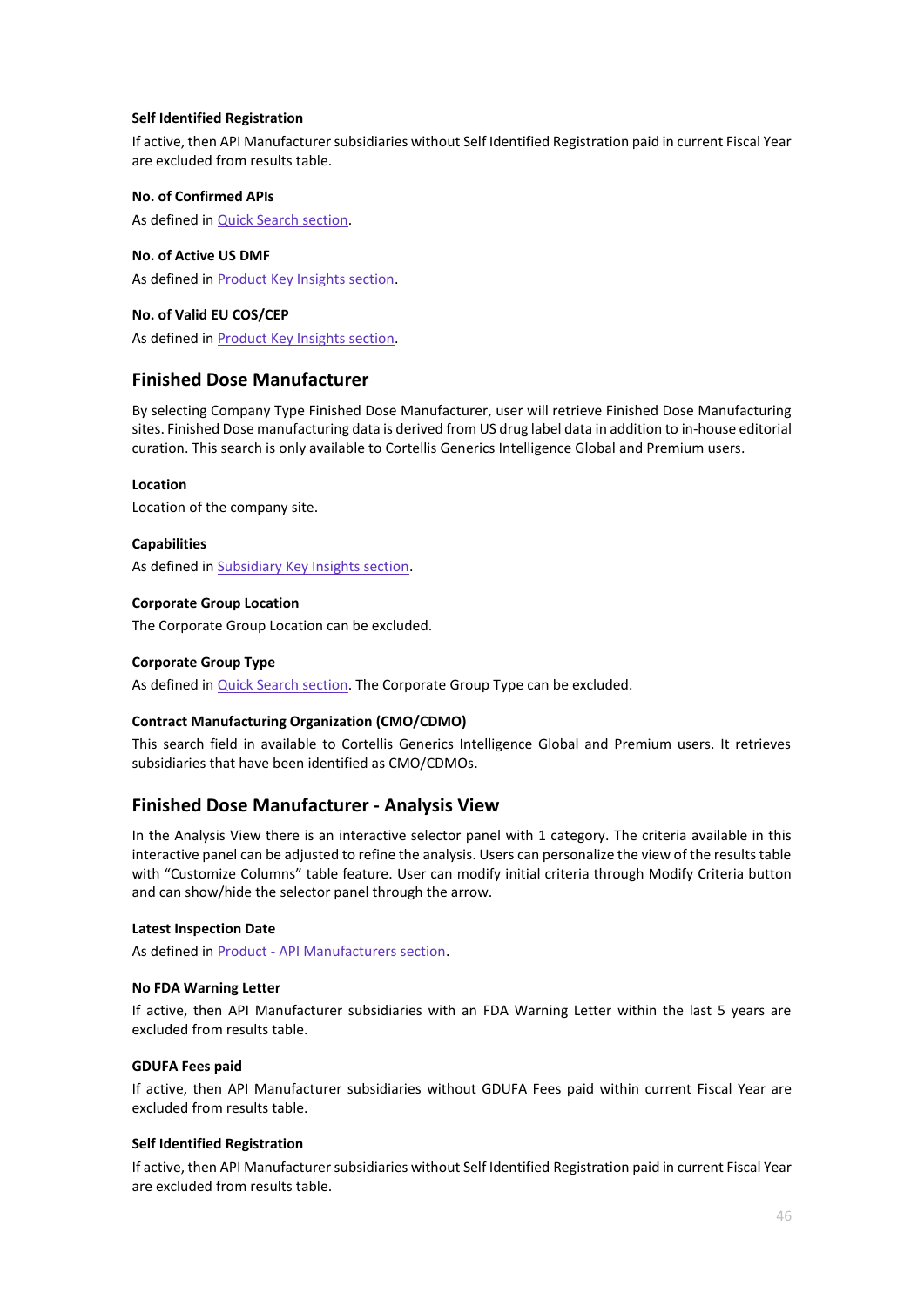**Self Identified Registration**

If active, then API Manufacturer subsidiaries without Self Identified Registration paid in current Fiscal Year are excluded from results table.

**No. of Confirmed APIs**

As defined in Quick Search section.

**No. of Active US DMF**

As defined in Product Key Insights section.

**No. of Valid EU COS/CEP**

As defined in Product Key Insights section.

## Finished Dose Manufacturer

By selecting Company Type Finished Dose Manufacturer, user will retrieve Finished Dose Manufacturing sites. Finished Dose manufacturing data is derived from US drug label data in addition to in-house editorial curation. This search is only available to Cortellis Generics Intelligence Global and Premium users.

**Location**

Location of the company site.

**Capabilities**

As defined in Subsidiary Key Insights section.

**Corporate Group Location**

The Corporate Group Location can be excluded.

**Corporate Group Type**

As defined in Quick Search section. The Corporate Group Type can be excluded.

**Contract Manufacturing Organization (CMO/CDMO)**

This search field in available to Cortellis Generics Intelligence Global and Premium users. It retrieves subsidiaries that have been identified as CMO/CDMOs.

## Finished Dose Manufacturer - Analysis View

In the Analysis View there is an interactive selector panel with 1 category. The criteria available in this interactive panel can be adjusted to refine the analysis. Users can personalize the view of the results table with "Customize Columns" table feature. User can modify initial criteria through Modify Criteria button and can show/hide the selector panel through the arrow.

**Latest Inspection Date**

As defined in Product - API Manufacturers section.

**No FDA Warning Letter**

If active, then API Manufacturer subsidiaries with an FDA Warning Letter within the last 5 years are excluded from results table.

**GDUFA Fees paid**

If active, then API Manufacturer subsidiaries without GDUFA Fees paid within current Fiscal Year are excluded from results table.

**Self Identified Registration**

If active, then API Manufacturer subsidiaries without Self Identified Registration paid in current Fiscal Year are excluded from results table.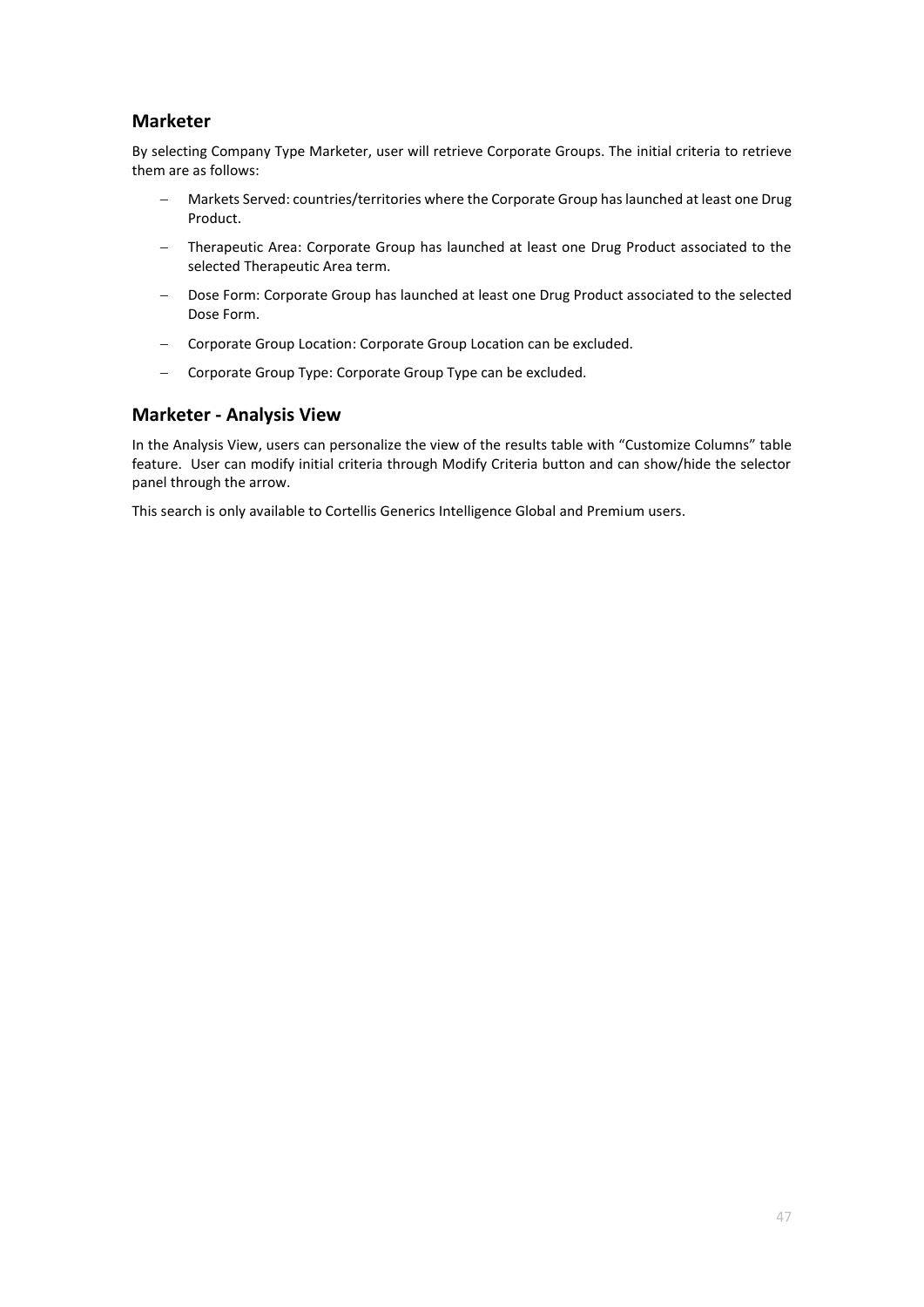## Marketer

By selecting Company Type Marketer, user will retrieve Corporate Groups. The initial criteria to retrieve them are as follows:

- Markets Served: countries/territories where the Corporate Group has launched at least one Drug Product.
- Therapeutic Area: Corporate Group has launched at least one Drug Product associated to the selected Therapeutic Area term.
- Dose Form: Corporate Group has launched at least one Drug Product associated to the selected Dose Form.
- Corporate Group Location: Corporate Group Location can be excluded.
- Corporate Group Type: Corporate Group Type can be excluded.

## Marketer - Analysis View

In the Analysis View, users can personalize the view of the results table with "Customize Columns" table feature. User can modify initial criteria through Modify Criteria button and can show/hide the selector panel through the arrow.

This search is only available to Cortellis Generics Intelligence Global and Premium users.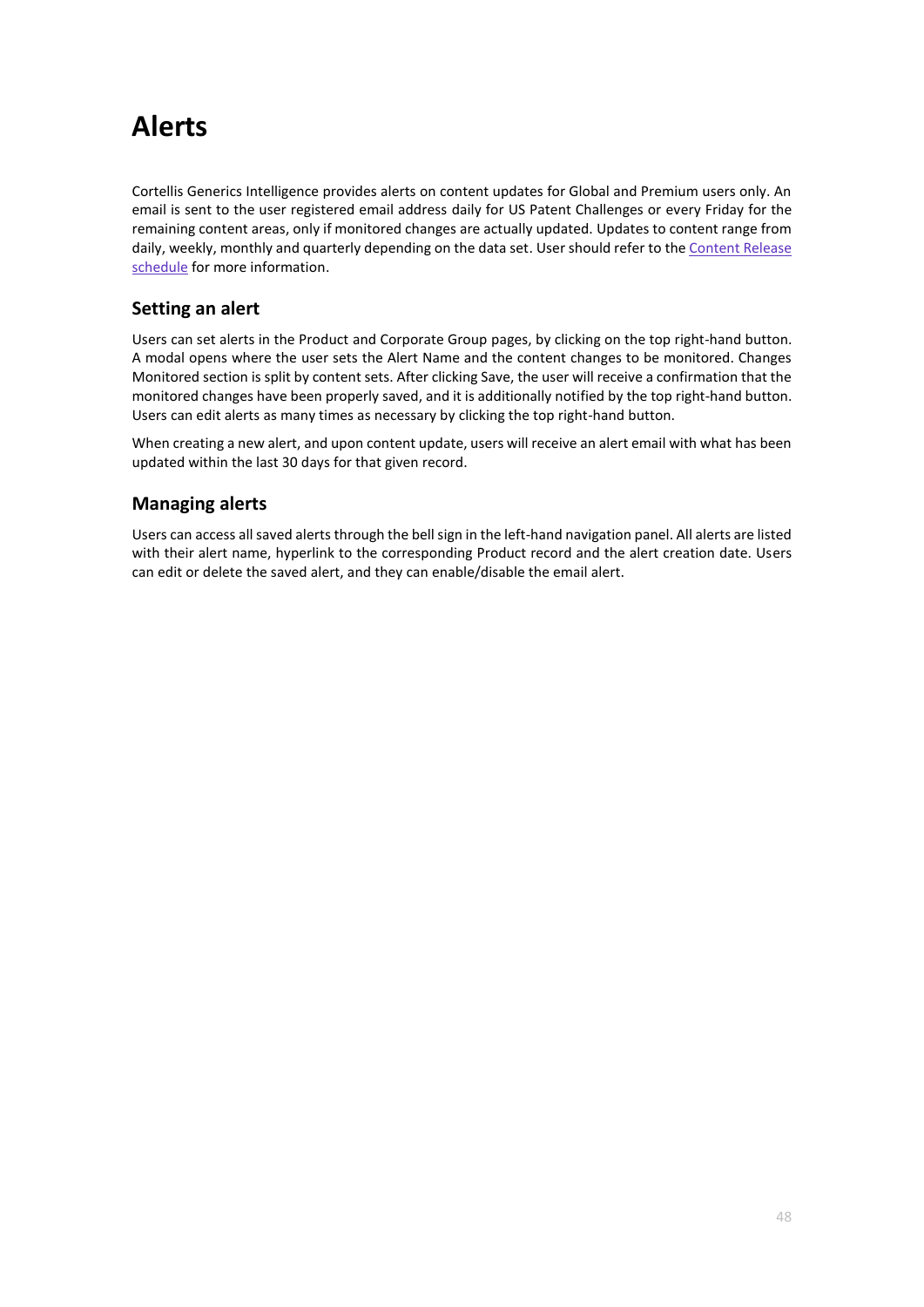# Alerts

Cortellis Generics Intelligence provides alerts on content updates for Global and Premium users only. An email is sent to the user registered email address daily for US Patent Challenges or every Friday for the remaining content areas, only if monitored changes are actually updated. Updates to content range from daily, weekly, monthly and quarterly depending on the data set. User should refer to the [Content Release schedule]() for more information.

## Setting an alert

Users can set alerts in the Product and Corporate Group pages, by clicking on the top right-hand button. A modal opens where the user sets the Alert Name and the content changes to be monitored. Changes Monitored section is split by content sets. After clicking Save, the user will receive a confirmation that the monitored changes have been properly saved, and it is additionally notified by the top right-hand button. Users can edit alerts as many times as necessary by clicking the top right-hand button.

When creating a new alert, and upon content update, users will receive an alert email with what has been updated within the last 30 days for that given record.

## Managing alerts

Users can access all saved alerts through the bell sign in the left-hand navigation panel. All alerts are listed with their alert name, hyperlink to the corresponding Product record and the alert creation date. Users can edit or delete the saved alert, and they can enable/disable the email alert.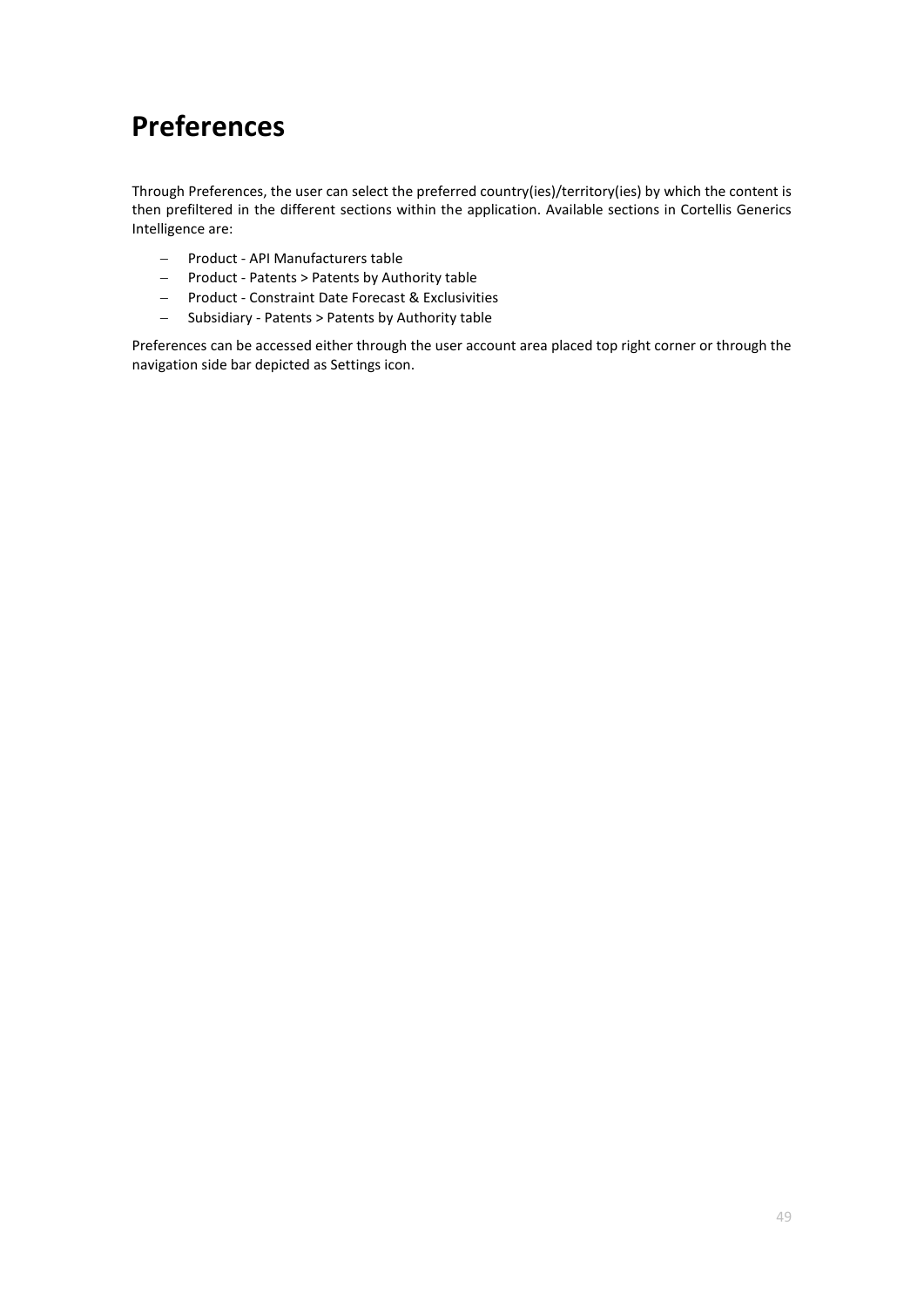# Preferences

Through Preferences, the user can select the preferred country(ies)/territory(ies) by which the content is then prefiltered in the different sections within the application. Available sections in Cortellis Generics Intelligence are:

- Product - API Manufacturers table
- Product - Patents > Patents by Authority table
- Product - Constraint Date Forecast & Exclusivities
- Subsidiary - Patents > Patents by Authority table

Preferences can be accessed either through the user account area placed top right corner or through the navigation side bar depicted as Settings icon.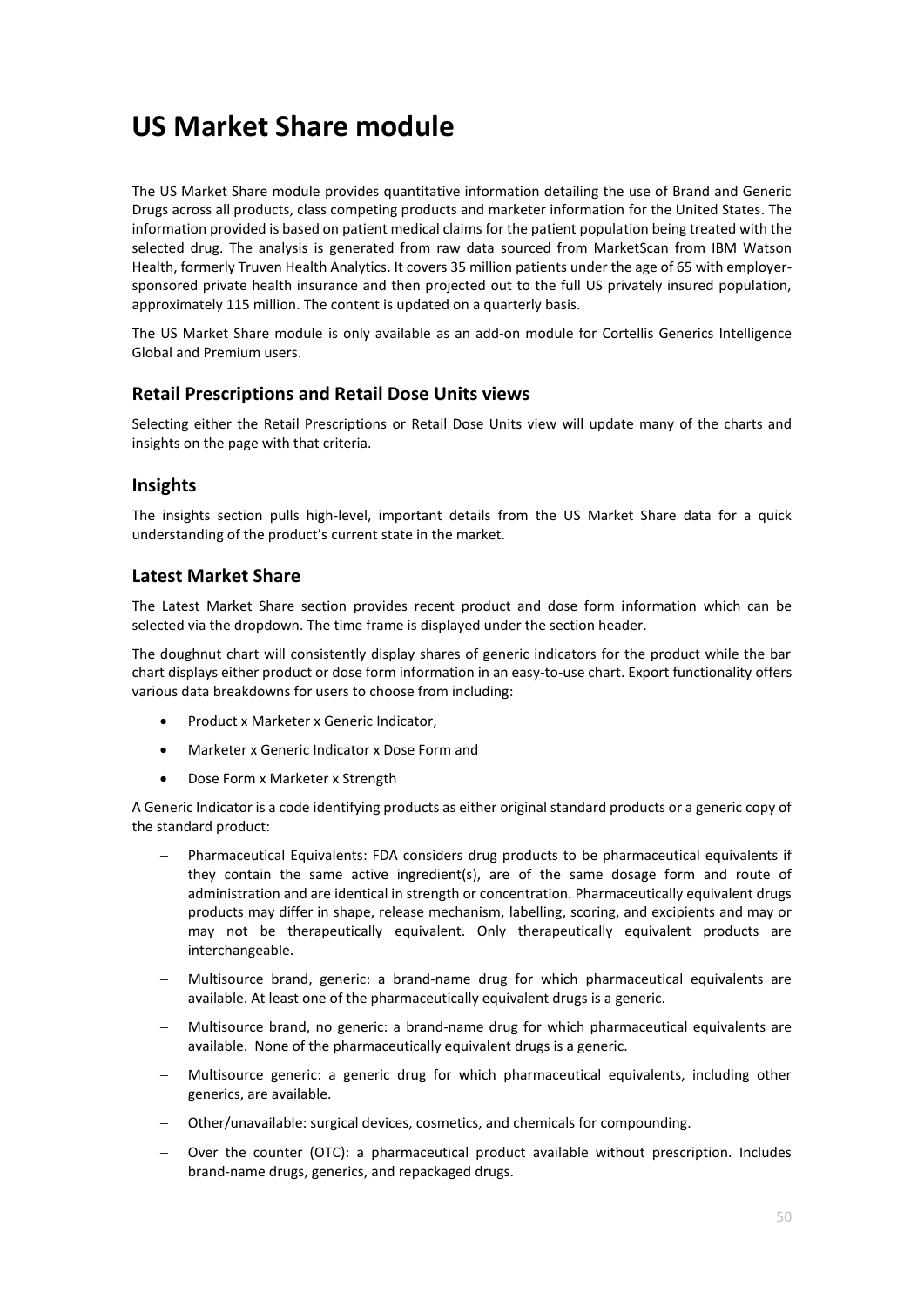# US Market Share module

The US Market Share module provides quantitative information detailing the use of Brand and Generic Drugs across all products, class competing products and marketer information for the United States. The information provided is based on patient medical claims for the patient population being treated with the selected drug. The analysis is generated from raw data sourced from MarketScan from IBM Watson Health, formerly Truven Health Analytics. It covers 35 million patients under the age of 65 with employer-sponsored private health insurance and then projected out to the full US privately insured population, approximately 115 million. The content is updated on a quarterly basis.

The US Market Share module is only available as an add-on module for Cortellis Generics Intelligence Global and Premium users.

## Retail Prescriptions and Retail Dose Units views

Selecting either the Retail Prescriptions or Retail Dose Units view will update many of the charts and insights on the page with that criteria.

## Insights

The insights section pulls high-level, important details from the US Market Share data for a quick understanding of the product's current state in the market.

## Latest Market Share

The Latest Market Share section provides recent product and dose form information which can be selected via the dropdown. The time frame is displayed under the section header.

The doughnut chart will consistently display shares of generic indicators for the product while the bar chart displays either product or dose form information in an easy-to-use chart. Export functionality offers various data breakdowns for users to choose from including:

- Product x Marketer x Generic Indicator,
- Marketer x Generic Indicator x Dose Form and
- Dose Form x Marketer x Strength

A Generic Indicator is a code identifying products as either original standard products or a generic copy of the standard product:

- Pharmaceutical Equivalents: FDA considers drug products to be pharmaceutical equivalents if they contain the same active ingredient(s), are of the same dosage form and route of administration and are identical in strength or concentration. Pharmaceutically equivalent drugs products may differ in shape, release mechanism, labelling, scoring, and excipients and may or may not be therapeutically equivalent. Only therapeutically equivalent products are interchangeable.
- Multisource brand, generic: a brand-name drug for which pharmaceutical equivalents are available. At least one of the pharmaceutically equivalent drugs is a generic.
- Multisource brand, no generic: a brand-name drug for which pharmaceutical equivalents are available. None of the pharmaceutically equivalent drugs is a generic.
- Multisource generic: a generic drug for which pharmaceutical equivalents, including other generics, are available.
- Other/unavailable: surgical devices, cosmetics, and chemicals for compounding.
- Over the counter (OTC): a pharmaceutical product available without prescription. Includes brand-name drugs, generics, and repackaged drugs.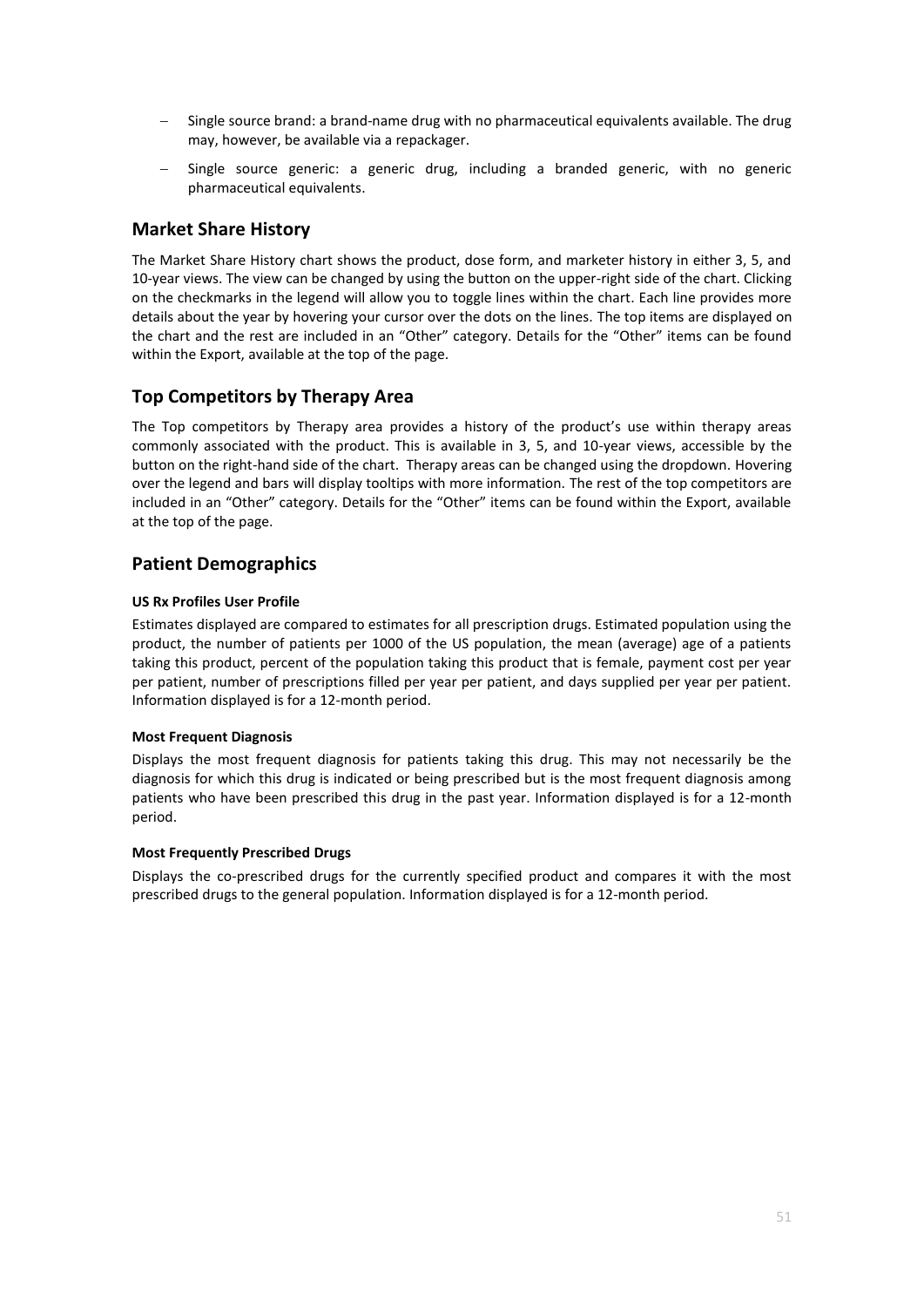- Single source brand: a brand-name drug with no pharmaceutical equivalents available. The drug may, however, be available via a repackager.
- Single source generic: a generic drug, including a branded generic, with no generic pharmaceutical equivalents.

## Market Share History

The Market Share History chart shows the product, dose form, and marketer history in either 3, 5, and 10-year views. The view can be changed by using the button on the upper-right side of the chart. Clicking on the checkmarks in the legend will allow you to toggle lines within the chart. Each line provides more details about the year by hovering your cursor over the dots on the lines. The top items are displayed on the chart and the rest are included in an "Other" category. Details for the "Other" items can be found within the Export, available at the top of the page.

## Top Competitors by Therapy Area

The Top competitors by Therapy area provides a history of the product's use within therapy areas commonly associated with the product. This is available in 3, 5, and 10-year views, accessible by the button on the right-hand side of the chart. Therapy areas can be changed using the dropdown. Hovering over the legend and bars will display tooltips with more information. The rest of the top competitors are included in an "Other" category. Details for the "Other" items can be found within the Export, available at the top of the page.

## Patient Demographics

#### US Rx Profiles User Profile

Estimates displayed are compared to estimates for all prescription drugs. Estimated population using the product, the number of patients per 1000 of the US population, the mean (average) age of a patients taking this product, percent of the population taking this product that is female, payment cost per year per patient, number of prescriptions filled per year per patient, and days supplied per year per patient. Information displayed is for a 12-month period.

#### Most Frequent Diagnosis

Displays the most frequent diagnosis for patients taking this drug. This may not necessarily be the diagnosis for which this drug is indicated or being prescribed but is the most frequent diagnosis among patients who have been prescribed this drug in the past year. Information displayed is for a 12-month period.

#### Most Frequently Prescribed Drugs

Displays the co-prescribed drugs for the currently specified product and compares it with the most prescribed drugs to the general population. Information displayed is for a 12-month period.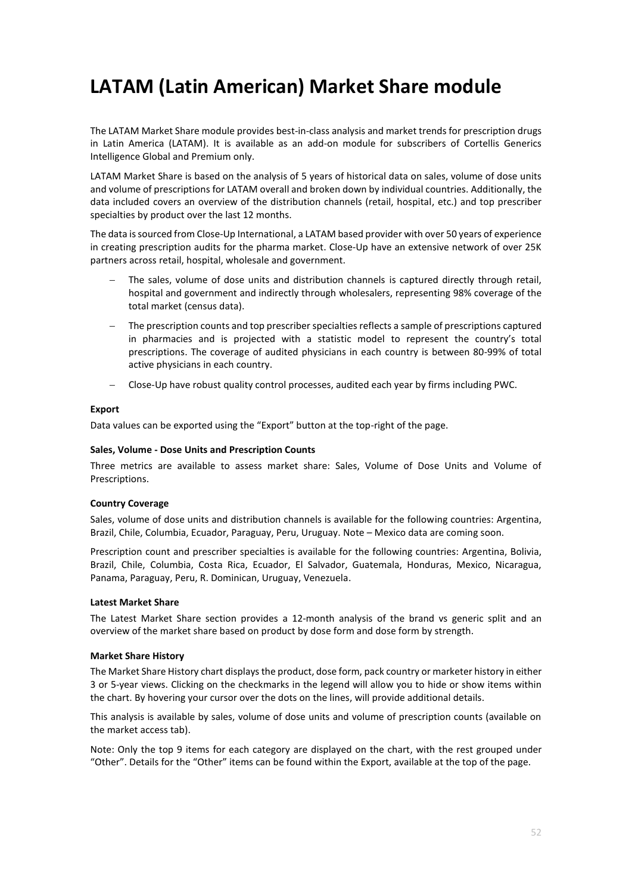# LATAM (Latin American) Market Share module

The LATAM Market Share module provides best-in-class analysis and market trends for prescription drugs in Latin America (LATAM). It is available as an add-on module for subscribers of Cortellis Generics Intelligence Global and Premium only.

LATAM Market Share is based on the analysis of 5 years of historical data on sales, volume of dose units and volume of prescriptions for LATAM overall and broken down by individual countries. Additionally, the data included covers an overview of the distribution channels (retail, hospital, etc.) and top prescriber specialties by product over the last 12 months.

The data is sourced from Close-Up International, a LATAM based provider with over 50 years of experience in creating prescription audits for the pharma market. Close-Up have an extensive network of over 25K partners across retail, hospital, wholesale and government.

- The sales, volume of dose units and distribution channels is captured directly through retail, hospital and government and indirectly through wholesalers, representing 98% coverage of the total market (census data).
- The prescription counts and top prescriber specialties reflects a sample of prescriptions captured in pharmacies and is projected with a statistic model to represent the country's total prescriptions. The coverage of audited physicians in each country is between 80-99% of total active physicians in each country.
- Close-Up have robust quality control processes, audited each year by firms including PWC.

**Export**

Data values can be exported using the "Export" button at the top-right of the page.

**Sales, Volume - Dose Units and Prescription Counts**

Three metrics are available to assess market share: Sales, Volume of Dose Units and Volume of Prescriptions.

**Country Coverage**

Sales, volume of dose units and distribution channels is available for the following countries: Argentina, Brazil, Chile, Columbia, Ecuador, Paraguay, Peru, Uruguay. Note – Mexico data are coming soon.

Prescription count and prescriber specialties is available for the following countries: Argentina, Bolivia, Brazil, Chile, Columbia, Costa Rica, Ecuador, El Salvador, Guatemala, Honduras, Mexico, Nicaragua, Panama, Paraguay, Peru, R. Dominican, Uruguay, Venezuela.

**Latest Market Share**

The Latest Market Share section provides a 12-month analysis of the brand vs generic split and an overview of the market share based on product by dose form and dose form by strength.

**Market Share History**

The Market Share History chart displays the product, dose form, pack country or marketer history in either 3 or 5-year views. Clicking on the checkmarks in the legend will allow you to hide or show items within the chart. By hovering your cursor over the dots on the lines, will provide additional details.

This analysis is available by sales, volume of dose units and volume of prescription counts (available on the market access tab).

Note: Only the top 9 items for each category are displayed on the chart, with the rest grouped under "Other". Details for the "Other" items can be found within the Export, available at the top of the page.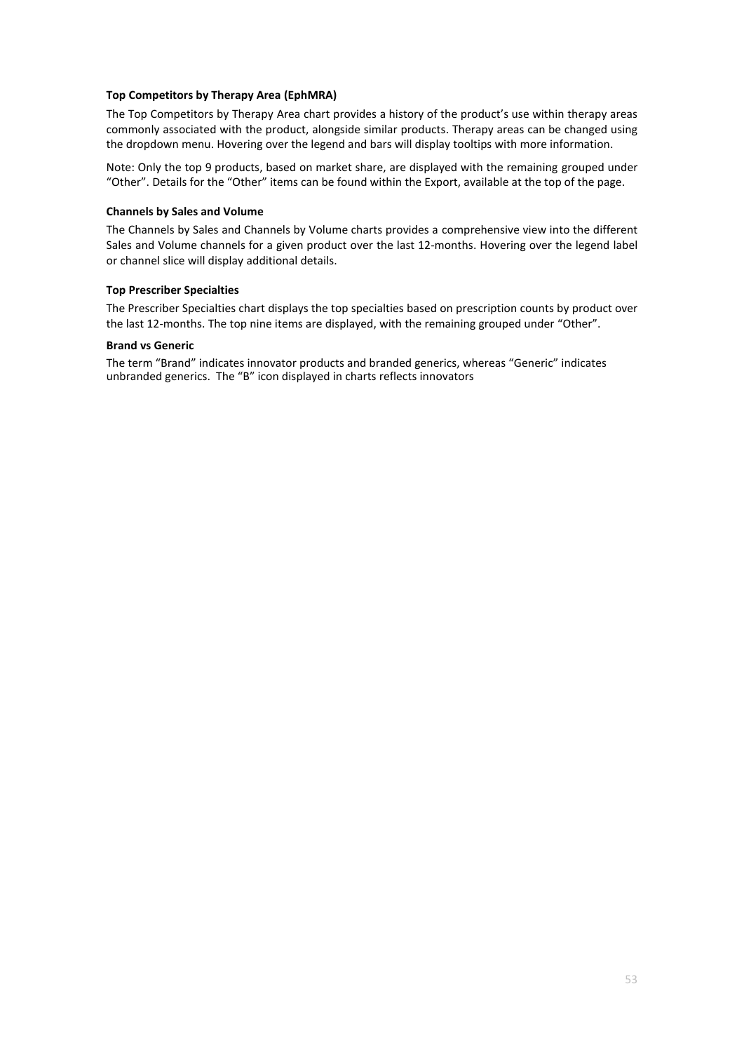**Top Competitors by Therapy Area (EphMRA)**

The Top Competitors by Therapy Area chart provides a history of the product's use within therapy areas commonly associated with the product, alongside similar products. Therapy areas can be changed using the dropdown menu. Hovering over the legend and bars will display tooltips with more information.

Note: Only the top 9 products, based on market share, are displayed with the remaining grouped under "Other". Details for the "Other" items can be found within the Export, available at the top of the page.

**Channels by Sales and Volume**

The Channels by Sales and Channels by Volume charts provides a comprehensive view into the different Sales and Volume channels for a given product over the last 12-months. Hovering over the legend label or channel slice will display additional details.

**Top Prescriber Specialties**

The Prescriber Specialties chart displays the top specialties based on prescription counts by product over the last 12-months. The top nine items are displayed, with the remaining grouped under "Other".

**Brand vs Generic**

The term "Brand" indicates innovator products and branded generics, whereas "Generic" indicates unbranded generics. The "B" icon displayed in charts reflects innovators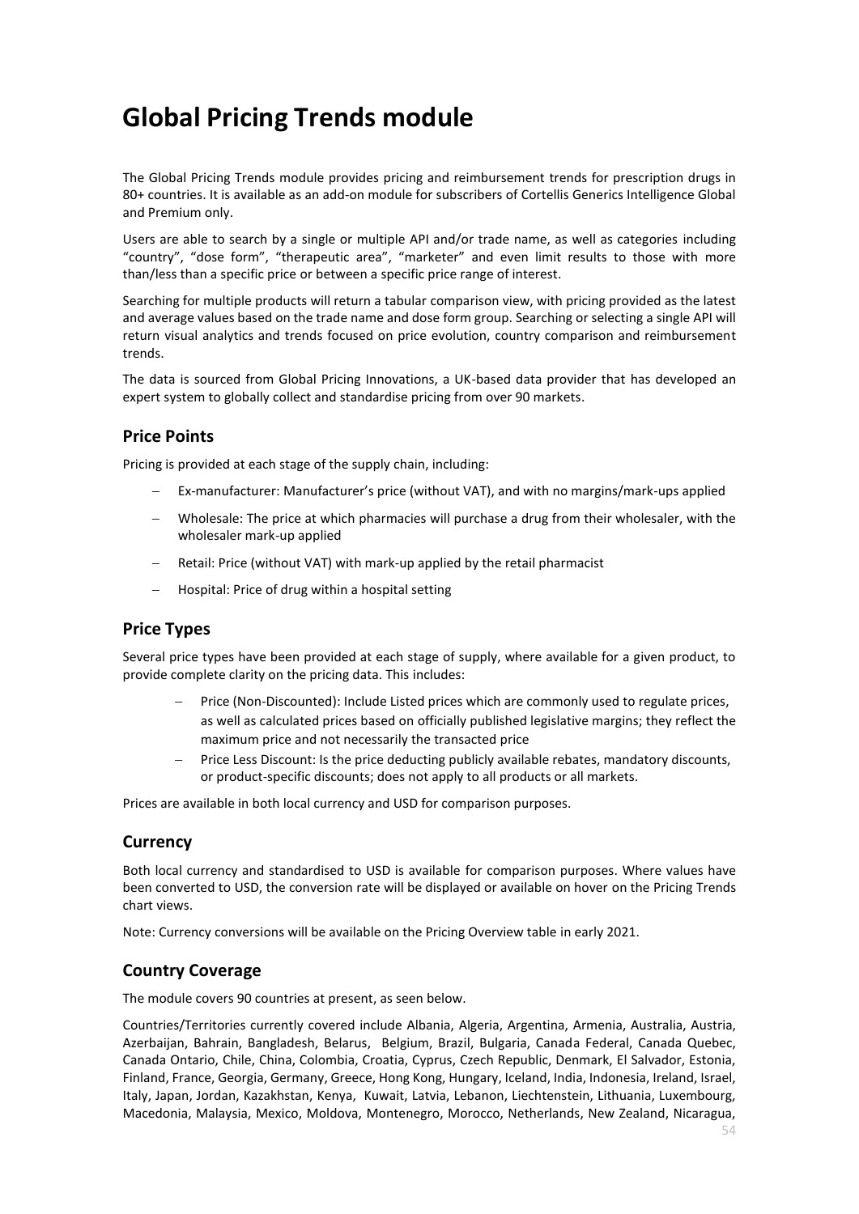# Global Pricing Trends module

The Global Pricing Trends module provides pricing and reimbursement trends for prescription drugs in 80+ countries. It is available as an add-on module for subscribers of Cortellis Generics Intelligence Global and Premium only.

Users are able to search by a single or multiple API and/or trade name, as well as categories including "country", "dose form", "therapeutic area", "marketer" and even limit results to those with more than/less than a specific price or between a specific price range of interest.

Searching for multiple products will return a tabular comparison view, with pricing provided as the latest and average values based on the trade name and dose form group. Searching or selecting a single API will return visual analytics and trends focused on price evolution, country comparison and reimbursement trends.

The data is sourced from Global Pricing Innovations, a UK-based data provider that has developed an expert system to globally collect and standardise pricing from over 90 markets.

## Price Points

Pricing is provided at each stage of the supply chain, including:

- Ex-manufacturer: Manufacturer's price (without VAT), and with no margins/mark-ups applied
- Wholesale: The price at which pharmacies will purchase a drug from their wholesaler, with the wholesaler mark-up applied
- Retail: Price (without VAT) with mark-up applied by the retail pharmacist
- Hospital: Price of drug within a hospital setting

## Price Types

Several price types have been provided at each stage of supply, where available for a given product, to provide complete clarity on the pricing data. This includes:

- Price (Non-Discounted): Include Listed prices which are commonly used to regulate prices, as well as calculated prices based on officially published legislative margins; they reflect the maximum price and not necessarily the transacted price
- Price Less Discount: Is the price deducting publicly available rebates, mandatory discounts, or product-specific discounts; does not apply to all products or all markets.

Prices are available in both local currency and USD for comparison purposes.

## Currency

Both local currency and standardised to USD is available for comparison purposes. Where values have been converted to USD, the conversion rate will be displayed or available on hover on the Pricing Trends chart views.

Note: Currency conversions will be available on the Pricing Overview table in early 2021.

## Country Coverage

The module covers 90 countries at present, as seen below.

Countries/Territories currently covered include Albania, Algeria, Argentina, Armenia, Australia, Austria, Azerbaijan, Bahrain, Bangladesh, Belarus, Belgium, Brazil, Bulgaria, Canada Federal, Canada Quebec, Canada Ontario, Chile, China, Colombia, Croatia, Cyprus, Czech Republic, Denmark, El Salvador, Estonia, Finland, France, Georgia, Germany, Greece, Hong Kong, Hungary, Iceland, India, Indonesia, Ireland, Israel, Italy, Japan, Jordan, Kazakhstan, Kenya, Kuwait, Latvia, Lebanon, Liechtenstein, Lithuania, Luxembourg, Macedonia, Malaysia, Mexico, Moldova, Montenegro, Morocco, Netherlands, New Zealand, Nicaragua,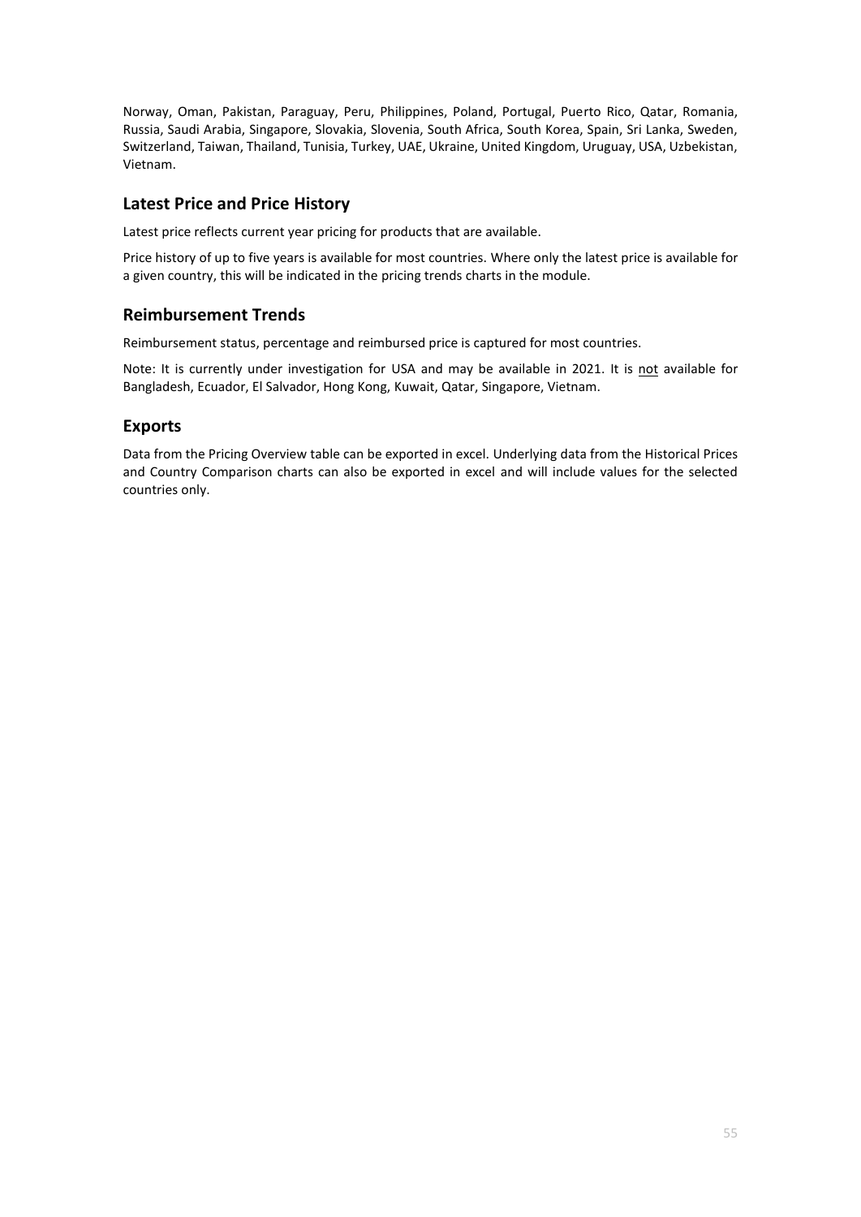Norway, Oman, Pakistan, Paraguay, Peru, Philippines, Poland, Portugal, Puerto Rico, Qatar, Romania, Russia, Saudi Arabia, Singapore, Slovakia, Slovenia, South Africa, South Korea, Spain, Sri Lanka, Sweden, Switzerland, Taiwan, Thailand, Tunisia, Turkey, UAE, Ukraine, United Kingdom, Uruguay, USA, Uzbekistan, Vietnam.

## Latest Price and Price History

Latest price reflects current year pricing for products that are available.

Price history of up to five years is available for most countries. Where only the latest price is available for a given country, this will be indicated in the pricing trends charts in the module.

## Reimbursement Trends

Reimbursement status, percentage and reimbursed price is captured for most countries.

Note: It is currently under investigation for USA and may be available in 2021. It is not available for Bangladesh, Ecuador, El Salvador, Hong Kong, Kuwait, Qatar, Singapore, Vietnam.

## Exports

Data from the Pricing Overview table can be exported in excel. Underlying data from the Historical Prices and Country Comparison charts can also be exported in excel and will include values for the selected countries only.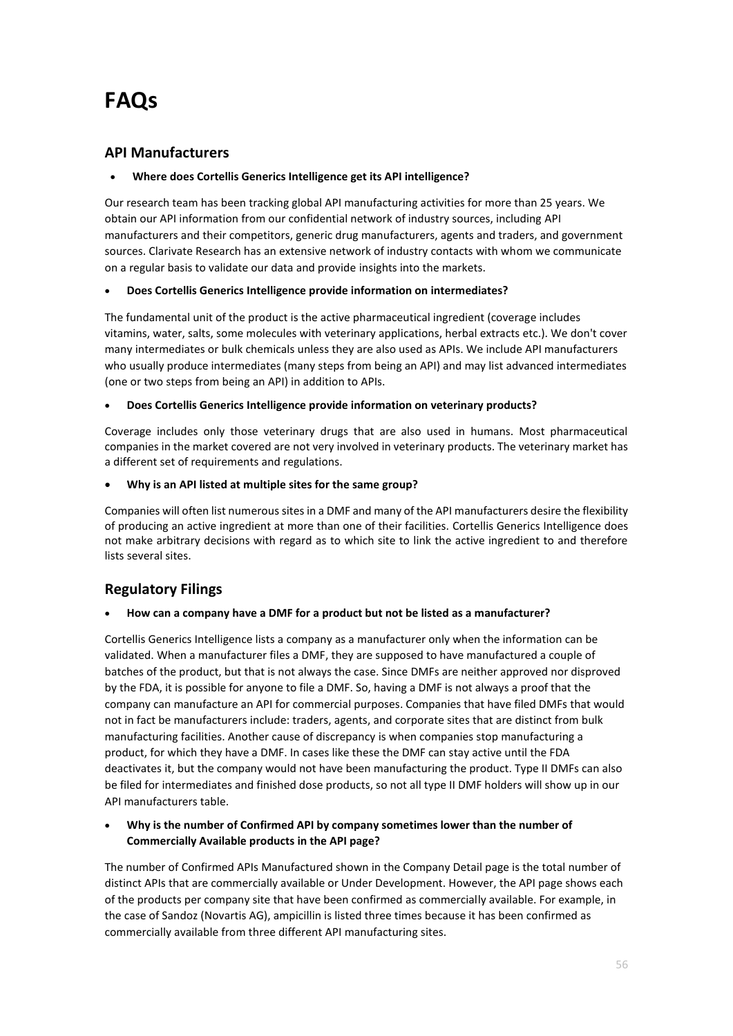# FAQs

## API Manufacturers

- **Where does Cortellis Generics Intelligence get its API intelligence?**

Our research team has been tracking global API manufacturing activities for more than 25 years. We obtain our API information from our confidential network of industry sources, including API manufacturers and their competitors, generic drug manufacturers, agents and traders, and government sources. Clarivate Research has an extensive network of industry contacts with whom we communicate on a regular basis to validate our data and provide insights into the markets.

- **Does Cortellis Generics Intelligence provide information on intermediates?**

The fundamental unit of the product is the active pharmaceutical ingredient (coverage includes vitamins, water, salts, some molecules with veterinary applications, herbal extracts etc.). We don't cover many intermediates or bulk chemicals unless they are also used as APIs. We include API manufacturers who usually produce intermediates (many steps from being an API) and may list advanced intermediates (one or two steps from being an API) in addition to APIs.

- **Does Cortellis Generics Intelligence provide information on veterinary products?**

Coverage includes only those veterinary drugs that are also used in humans. Most pharmaceutical companies in the market covered are not very involved in veterinary products. The veterinary market has a different set of requirements and regulations.

- **Why is an API listed at multiple sites for the same group?**

Companies will often list numerous sites in a DMF and many of the API manufacturers desire the flexibility of producing an active ingredient at more than one of their facilities. Cortellis Generics Intelligence does not make arbitrary decisions with regard as to which site to link the active ingredient to and therefore lists several sites.

## Regulatory Filings

- **How can a company have a DMF for a product but not be listed as a manufacturer?**

Cortellis Generics Intelligence lists a company as a manufacturer only when the information can be validated. When a manufacturer files a DMF, they are supposed to have manufactured a couple of batches of the product, but that is not always the case. Since DMFs are neither approved nor disproved by the FDA, it is possible for anyone to file a DMF. So, having a DMF is not always a proof that the company can manufacture an API for commercial purposes. Companies that have filed DMFs that would not in fact be manufacturers include: traders, agents, and corporate sites that are distinct from bulk manufacturing facilities. Another cause of discrepancy is when companies stop manufacturing a product, for which they have a DMF. In cases like these the DMF can stay active until the FDA deactivates it, but the company would not have been manufacturing the product. Type II DMFs can also be filed for intermediates and finished dose products, so not all type II DMF holders will show up in our API manufacturers table.

- **Why is the number of Confirmed API by company sometimes lower than the number of Commercially Available products in the API page?**

The number of Confirmed APIs Manufactured shown in the Company Detail page is the total number of distinct APIs that are commercially available or Under Development. However, the API page shows each of the products per company site that have been confirmed as commercially available. For example, in the case of Sandoz (Novartis AG), ampicillin is listed three times because it has been confirmed as commercially available from three different API manufacturing sites.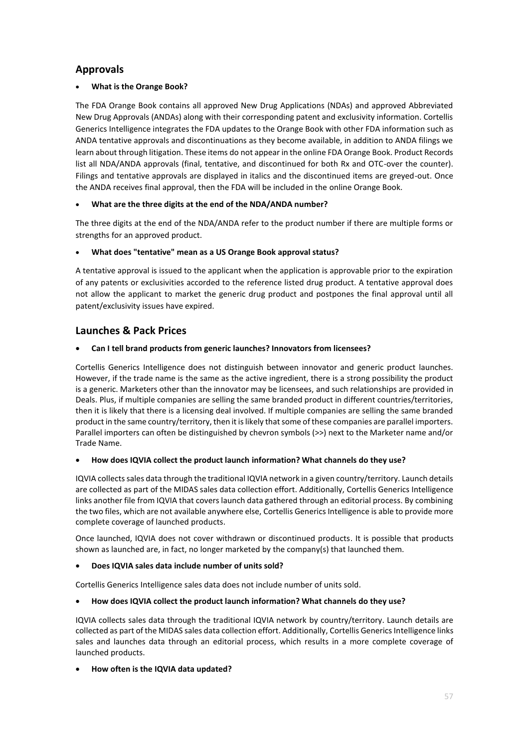## Approvals

- **What is the Orange Book?**

The FDA Orange Book contains all approved New Drug Applications (NDAs) and approved Abbreviated New Drug Approvals (ANDAs) along with their corresponding patent and exclusivity information. Cortellis Generics Intelligence integrates the FDA updates to the Orange Book with other FDA information such as ANDA tentative approvals and discontinuations as they become available, in addition to ANDA filings we learn about through litigation. These items do not appear in the online FDA Orange Book. Product Records list all NDA/ANDA approvals (final, tentative, and discontinued for both Rx and OTC-over the counter). Filings and tentative approvals are displayed in italics and the discontinued items are greyed-out. Once the ANDA receives final approval, then the FDA will be included in the online Orange Book.

- **What are the three digits at the end of the NDA/ANDA number?**

The three digits at the end of the NDA/ANDA refer to the product number if there are multiple forms or strengths for an approved product.

- **What does "tentative" mean as a US Orange Book approval status?**

A tentative approval is issued to the applicant when the application is approvable prior to the expiration of any patents or exclusivities accorded to the reference listed drug product. A tentative approval does not allow the applicant to market the generic drug product and postpones the final approval until all patent/exclusivity issues have expired.

## Launches & Pack Prices

- **Can I tell brand products from generic launches? Innovators from licensees?**

Cortellis Generics Intelligence does not distinguish between innovator and generic product launches. However, if the trade name is the same as the active ingredient, there is a strong possibility the product is a generic. Marketers other than the innovator may be licensees, and such relationships are provided in Deals. Plus, if multiple companies are selling the same branded product in different countries/territories, then it is likely that there is a licensing deal involved. If multiple companies are selling the same branded product in the same country/territory, then it is likely that some of these companies are parallel importers. Parallel importers can often be distinguished by chevron symbols (>>) next to the Marketer name and/or Trade Name.

- **How does IQVIA collect the product launch information? What channels do they use?**

IQVIA collects sales data through the traditional IQVIA network in a given country/territory. Launch details are collected as part of the MIDAS sales data collection effort. Additionally, Cortellis Generics Intelligence links another file from IQVIA that covers launch data gathered through an editorial process. By combining the two files, which are not available anywhere else, Cortellis Generics Intelligence is able to provide more complete coverage of launched products.

Once launched, IQVIA does not cover withdrawn or discontinued products. It is possible that products shown as launched are, in fact, no longer marketed by the company(s) that launched them.

- **Does IQVIA sales data include number of units sold?**

Cortellis Generics Intelligence sales data does not include number of units sold.

- **How does IQVIA collect the product launch information? What channels do they use?**

IQVIA collects sales data through the traditional IQVIA network by country/territory. Launch details are collected as part of the MIDAS sales data collection effort. Additionally, Cortellis Generics Intelligence links sales and launches data through an editorial process, which results in a more complete coverage of launched products.

- **How often is the IQVIA data updated?**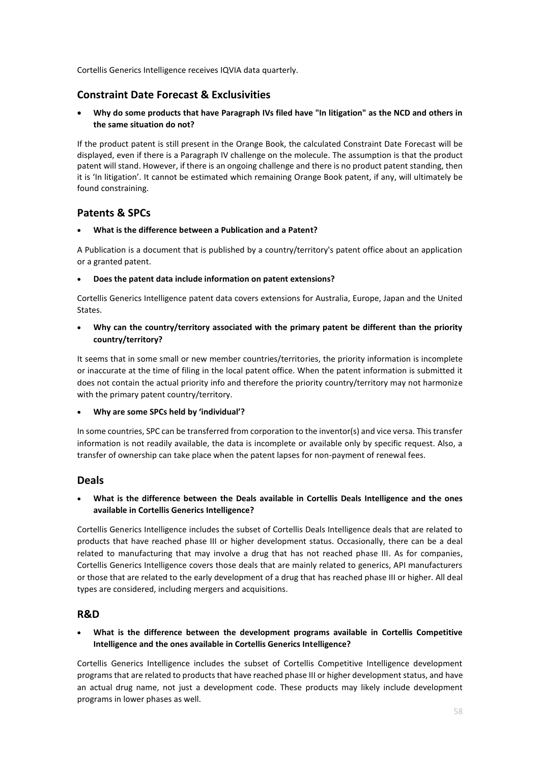Cortellis Generics Intelligence receives IQVIA data quarterly.

## Constraint Date Forecast & Exclusivities

- **Why do some products that have Paragraph IVs filed have "In litigation" as the NCD and others in the same situation do not?**

If the product patent is still present in the Orange Book, the calculated Constraint Date Forecast will be displayed, even if there is a Paragraph IV challenge on the molecule. The assumption is that the product patent will stand. However, if there is an ongoing challenge and there is no product patent standing, then it is 'In litigation'. It cannot be estimated which remaining Orange Book patent, if any, will ultimately be found constraining.

## Patents & SPCs

- **What is the difference between a Publication and a Patent?**

A Publication is a document that is published by a country/territory's patent office about an application or a granted patent.

- **Does the patent data include information on patent extensions?**

Cortellis Generics Intelligence patent data covers extensions for Australia, Europe, Japan and the United States.

- **Why can the country/territory associated with the primary patent be different than the priority country/territory?**

It seems that in some small or new member countries/territories, the priority information is incomplete or inaccurate at the time of filing in the local patent office. When the patent information is submitted it does not contain the actual priority info and therefore the priority country/territory may not harmonize with the primary patent country/territory.

- **Why are some SPCs held by 'individual'?**

In some countries, SPC can be transferred from corporation to the inventor(s) and vice versa. This transfer information is not readily available, the data is incomplete or available only by specific request. Also, a transfer of ownership can take place when the patent lapses for non-payment of renewal fees.

## Deals

- **What is the difference between the Deals available in Cortellis Deals Intelligence and the ones available in Cortellis Generics Intelligence?**

Cortellis Generics Intelligence includes the subset of Cortellis Deals Intelligence deals that are related to products that have reached phase III or higher development status. Occasionally, there can be a deal related to manufacturing that may involve a drug that has not reached phase III. As for companies, Cortellis Generics Intelligence covers those deals that are mainly related to generics, API manufacturers or those that are related to the early development of a drug that has reached phase III or higher. All deal types are considered, including mergers and acquisitions.

## R&D

- **What is the difference between the development programs available in Cortellis Competitive Intelligence and the ones available in Cortellis Generics Intelligence?**

Cortellis Generics Intelligence includes the subset of Cortellis Competitive Intelligence development programs that are related to products that have reached phase III or higher development status, and have an actual drug name, not just a development code. These products may likely include development programs in lower phases as well.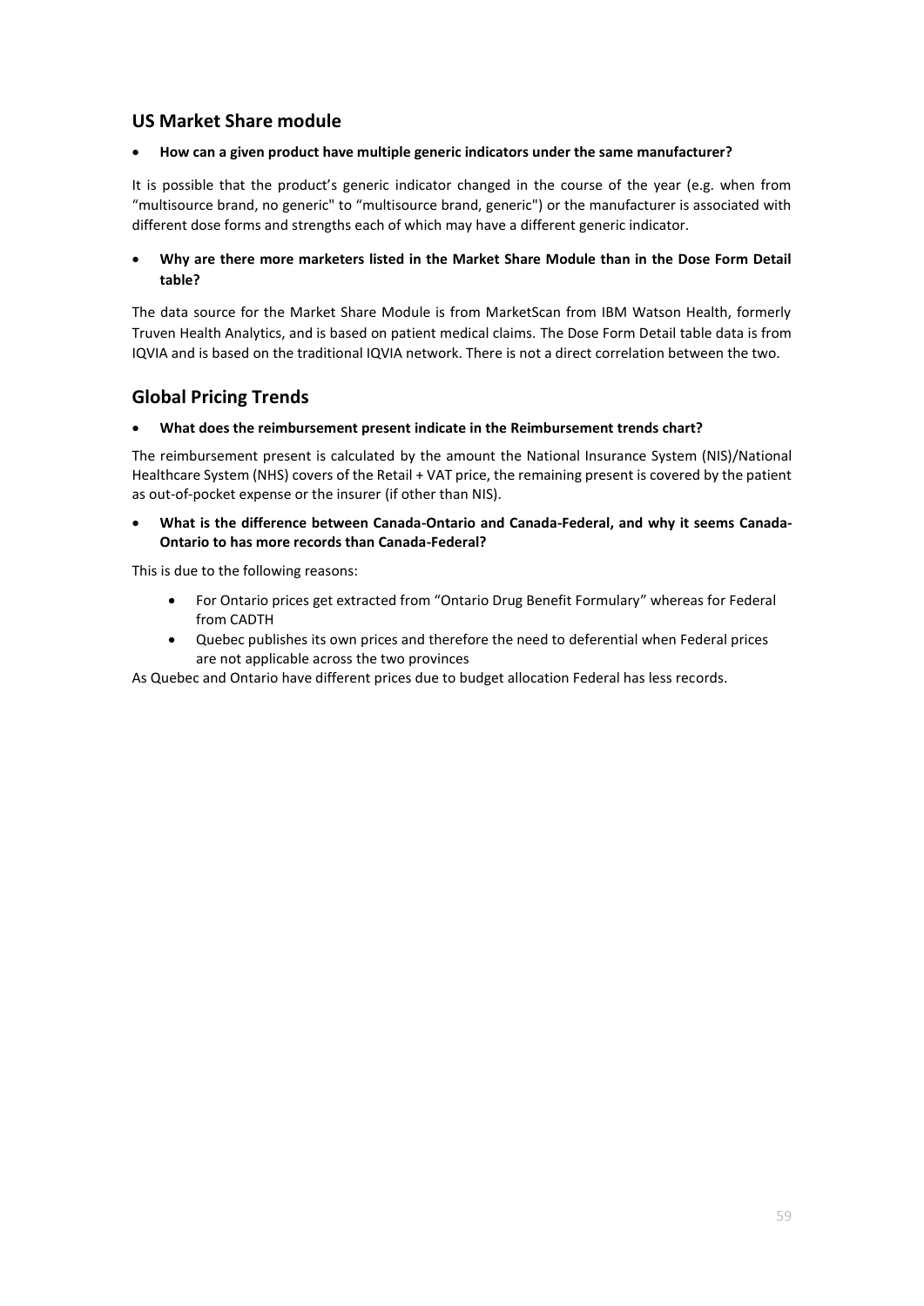## US Market Share module

- **How can a given product have multiple generic indicators under the same manufacturer?**

It is possible that the product's generic indicator changed in the course of the year (e.g. when from "multisource brand, no generic" to "multisource brand, generic") or the manufacturer is associated with different dose forms and strengths each of which may have a different generic indicator.

- **Why are there more marketers listed in the Market Share Module than in the Dose Form Detail table?**

The data source for the Market Share Module is from MarketScan from IBM Watson Health, formerly Truven Health Analytics, and is based on patient medical claims. The Dose Form Detail table data is from IQVIA and is based on the traditional IQVIA network. There is not a direct correlation between the two.

## Global Pricing Trends

- **What does the reimbursement present indicate in the Reimbursement trends chart?**

The reimbursement present is calculated by the amount the National Insurance System (NIS)/National Healthcare System (NHS) covers of the Retail + VAT price, the remaining present is covered by the patient as out-of-pocket expense or the insurer (if other than NIS).

- **What is the difference between Canada-Ontario and Canada-Federal, and why it seems Canada-Ontario to has more records than Canada-Federal?**

This is due to the following reasons:

- For Ontario prices get extracted from "Ontario Drug Benefit Formulary" whereas for Federal from CADTH
- Quebec publishes its own prices and therefore the need to deferential when Federal prices are not applicable across the two provinces

As Quebec and Ontario have different prices due to budget allocation Federal has less records.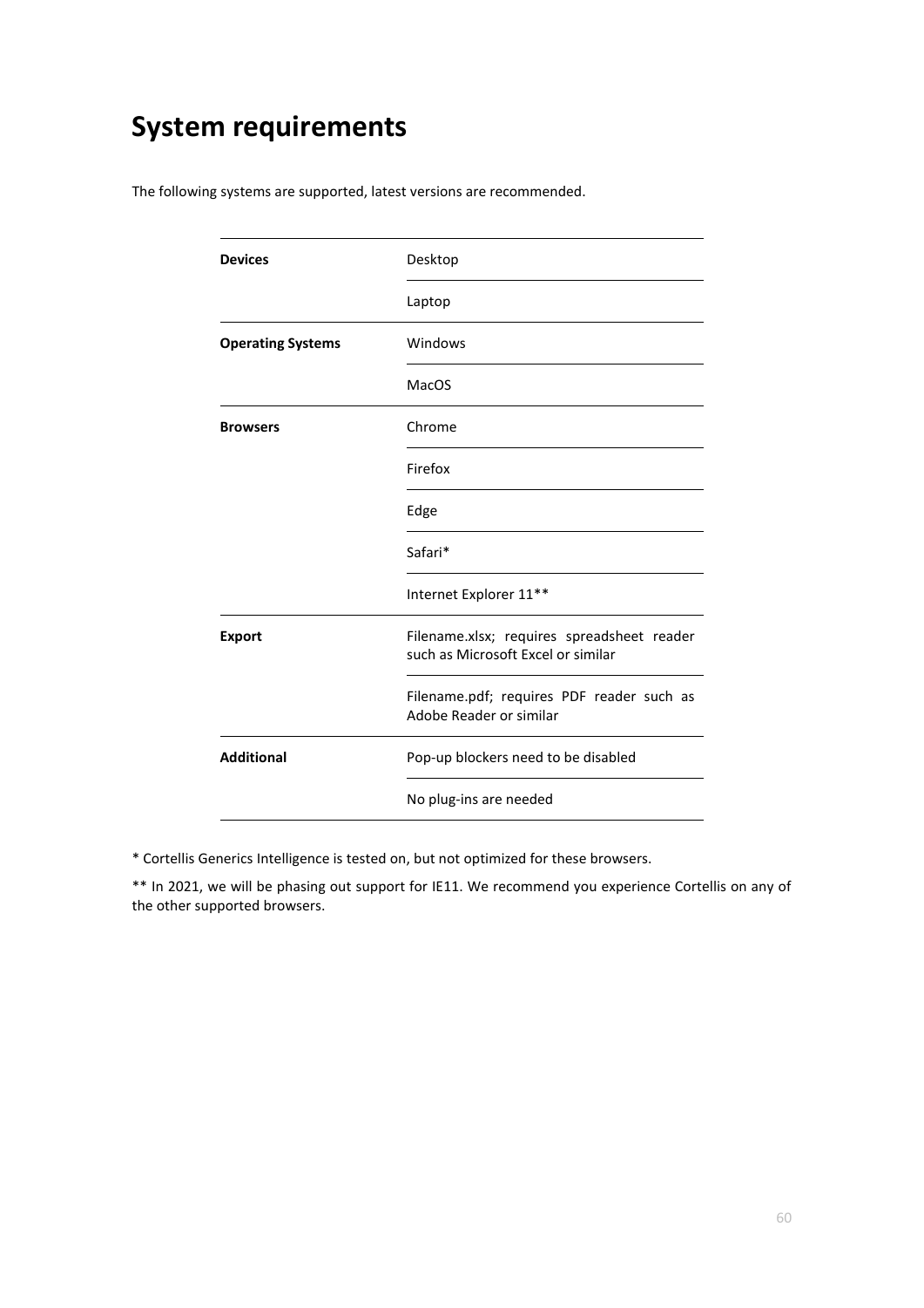# System requirements

The following systems are supported, latest versions are recommended.

| | |
|---|---|
| **Devices** | Desktop |
| | Laptop |
| **Operating Systems** | Windows |
| | MacOS |
| **Browsers** | Chrome |
| | Firefox |
| | Edge |
| | Safari* |
| | Internet Explorer 11** |
| **Export** | Filename.xlsx; requires spreadsheet reader such as Microsoft Excel or similar |
| | Filename.pdf; requires PDF reader such as Adobe Reader or similar |
| **Additional** | Pop-up blockers need to be disabled |
| | No plug-ins are needed |

* Cortellis Generics Intelligence is tested on, but not optimized for these browsers.

** In 2021, we will be phasing out support for IE11. We recommend you experience Cortellis on any of the other supported browsers.